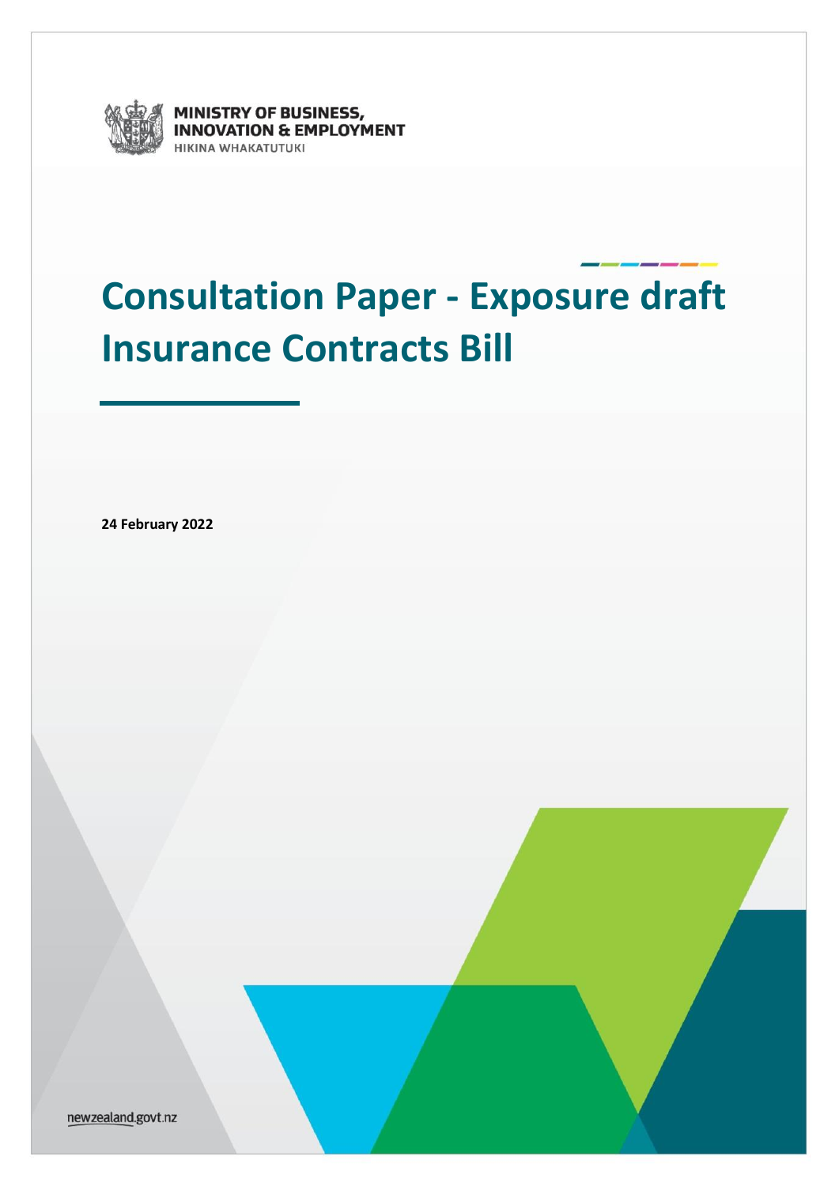MINISTRY OF BUSINESS, INNOVATION & EMPLOYMENT
HIKINA WHAKATUTUKI

# Consultation Paper - Exposure draft Insurance Contracts Bill

**24 February 2022**

newzealand.govt.nz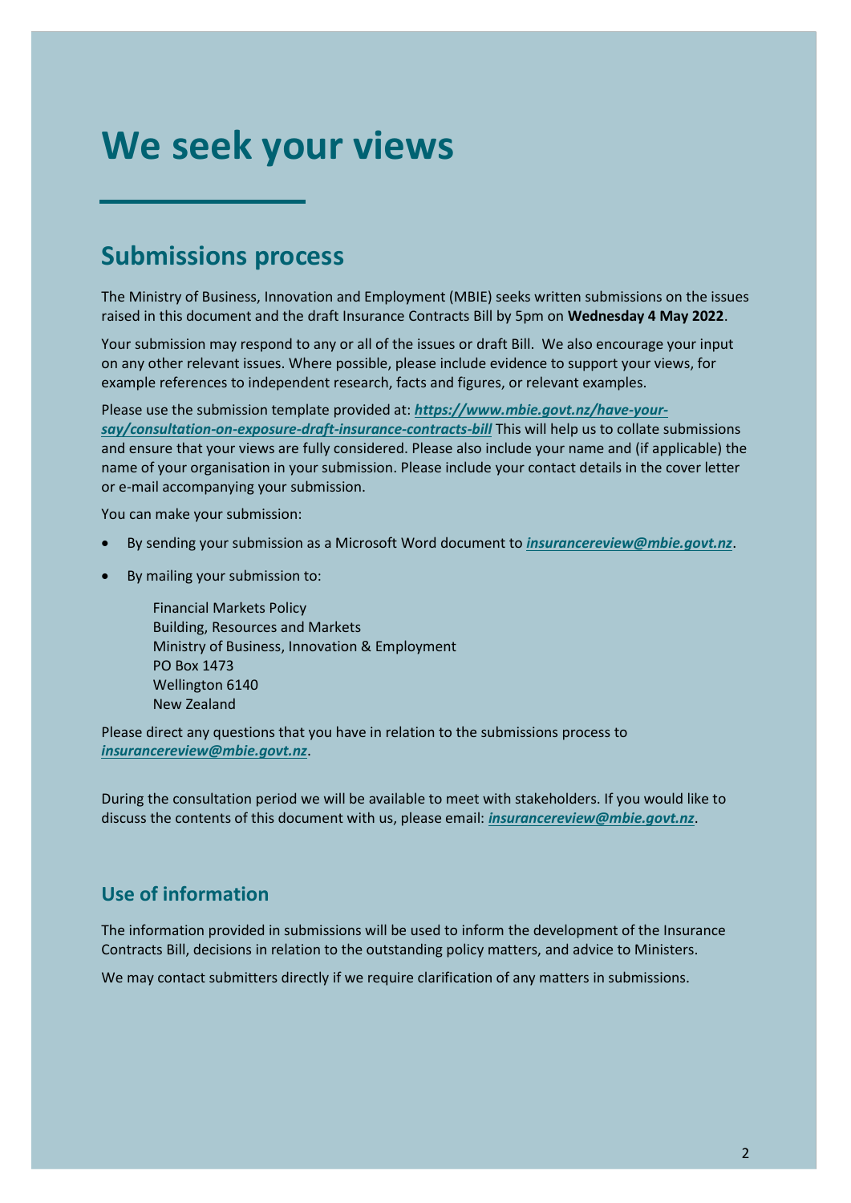# We seek your views

## Submissions process

The Ministry of Business, Innovation and Employment (MBIE) seeks written submissions on the issues raised in this document and the draft Insurance Contracts Bill by 5pm on **Wednesday 4 May 2022**.

Your submission may respond to any or all of the issues or draft Bill. We also encourage your input on any other relevant issues. Where possible, please include evidence to support your views, for example references to independent research, facts and figures, or relevant examples.

Please use the submission template provided at: ***https://www.mbie.govt.nz/have-your-say/consultation-on-exposure-draft-insurance-contracts-bill*** This will help us to collate submissions and ensure that your views are fully considered. Please also include your name and (if applicable) the name of your organisation in your submission. Please include your contact details in the cover letter or e-mail accompanying your submission.

You can make your submission:

- By sending your submission as a Microsoft Word document to ***insurancereview@mbie.govt.nz***.
- By mailing your submission to:

  Financial Markets Policy
  Building, Resources and Markets
  Ministry of Business, Innovation & Employment
  PO Box 1473
  Wellington 6140
  New Zealand

Please direct any questions that you have in relation to the submissions process to ***insurancereview@mbie.govt.nz***.

During the consultation period we will be available to meet with stakeholders. If you would like to discuss the contents of this document with us, please email: ***insurancereview@mbie.govt.nz***.

### Use of information

The information provided in submissions will be used to inform the development of the Insurance Contracts Bill, decisions in relation to the outstanding policy matters, and advice to Ministers.

We may contact submitters directly if we require clarification of any matters in submissions.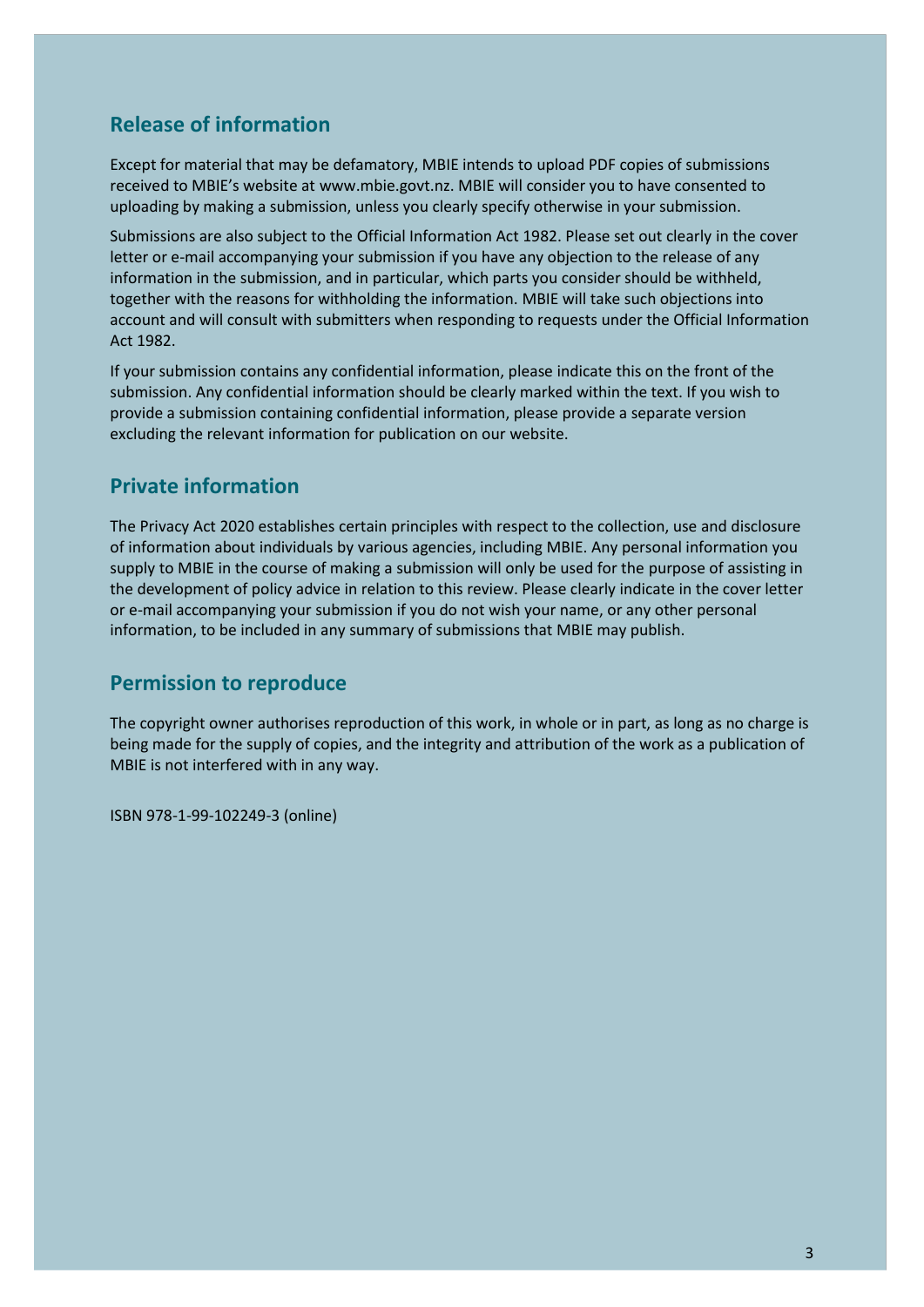## Release of information

Except for material that may be defamatory, MBIE intends to upload PDF copies of submissions received to MBIE's website at www.mbie.govt.nz. MBIE will consider you to have consented to uploading by making a submission, unless you clearly specify otherwise in your submission.

Submissions are also subject to the Official Information Act 1982. Please set out clearly in the cover letter or e-mail accompanying your submission if you have any objection to the release of any information in the submission, and in particular, which parts you consider should be withheld, together with the reasons for withholding the information. MBIE will take such objections into account and will consult with submitters when responding to requests under the Official Information Act 1982.

If your submission contains any confidential information, please indicate this on the front of the submission. Any confidential information should be clearly marked within the text. If you wish to provide a submission containing confidential information, please provide a separate version excluding the relevant information for publication on our website.

## Private information

The Privacy Act 2020 establishes certain principles with respect to the collection, use and disclosure of information about individuals by various agencies, including MBIE. Any personal information you supply to MBIE in the course of making a submission will only be used for the purpose of assisting in the development of policy advice in relation to this review. Please clearly indicate in the cover letter or e-mail accompanying your submission if you do not wish your name, or any other personal information, to be included in any summary of submissions that MBIE may publish.

## Permission to reproduce

The copyright owner authorises reproduction of this work, in whole or in part, as long as no charge is being made for the supply of copies, and the integrity and attribution of the work as a publication of MBIE is not interfered with in any way.

ISBN 978-1-99-102249-3 (online)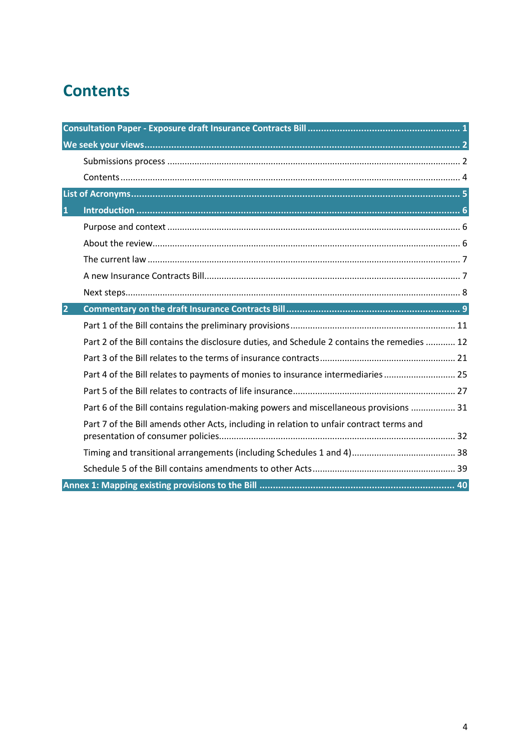# Contents

**Consultation Paper - Exposure draft Insurance Contracts Bill** ........................................................ 1

**We seek your views** .................................................................................................................. 2

- Submissions process ........................................................................................................ 2
- Contents ........................................................................................................................... 4

**List of Acronyms** ....................................................................................................................... 5

**1 Introduction** ........................................................................................................................... 6

- Purpose and context ........................................................................................................ 6
- About the review ............................................................................................................. 6
- The current law ............................................................................................................... 7
- A new Insurance Contracts Bill ......................................................................................... 7
- Next steps ........................................................................................................................ 8

**2 Commentary on the draft Insurance Contracts Bill** ................................................................ 9

- Part 1 of the Bill contains the preliminary provisions ...................................................... 11
- Part 2 of the Bill contains the disclosure duties, and Schedule 2 contains the remedies ............ 12
- Part 3 of the Bill relates to the terms of insurance contracts .......................................... 21
- Part 4 of the Bill relates to payments of monies to insurance intermediaries ................... 25
- Part 5 of the Bill relates to contracts of life insurance ..................................................... 27
- Part 6 of the Bill contains regulation-making powers and miscellaneous provisions .................. 31
- Part 7 of the Bill amends other Acts, including in relation to unfair contract terms and presentation of consumer policies ................................................................................ 32
- Timing and transitional arrangements (including Schedules 1 and 4) .............................. 38
- Schedule 5 of the Bill contains amendments to other Acts .............................................. 39

**Annex 1: Mapping existing provisions to the Bill** ..................................................................... 40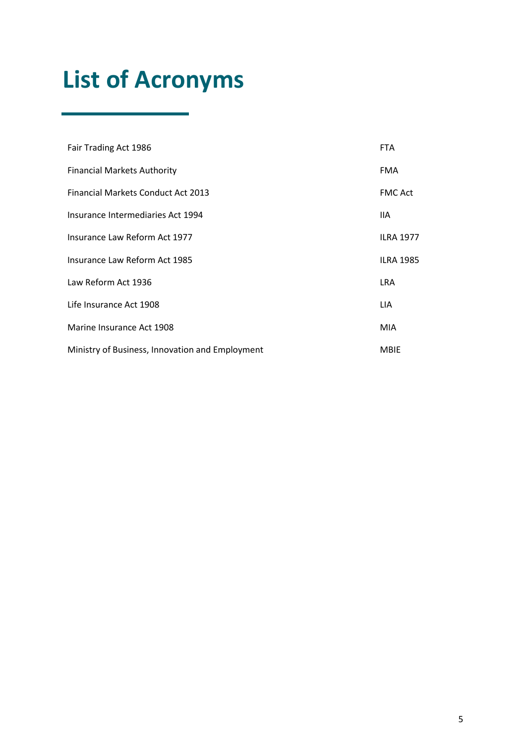# List of Acronyms

| | |
|---|---|
| Fair Trading Act 1986 | FTA |
| Financial Markets Authority | FMA |
| Financial Markets Conduct Act 2013 | FMC Act |
| Insurance Intermediaries Act 1994 | IIA |
| Insurance Law Reform Act 1977 | ILRA 1977 |
| Insurance Law Reform Act 1985 | ILRA 1985 |
| Law Reform Act 1936 | LRA |
| Life Insurance Act 1908 | LIA |
| Marine Insurance Act 1908 | MIA |
| Ministry of Business, Innovation and Employment | MBIE |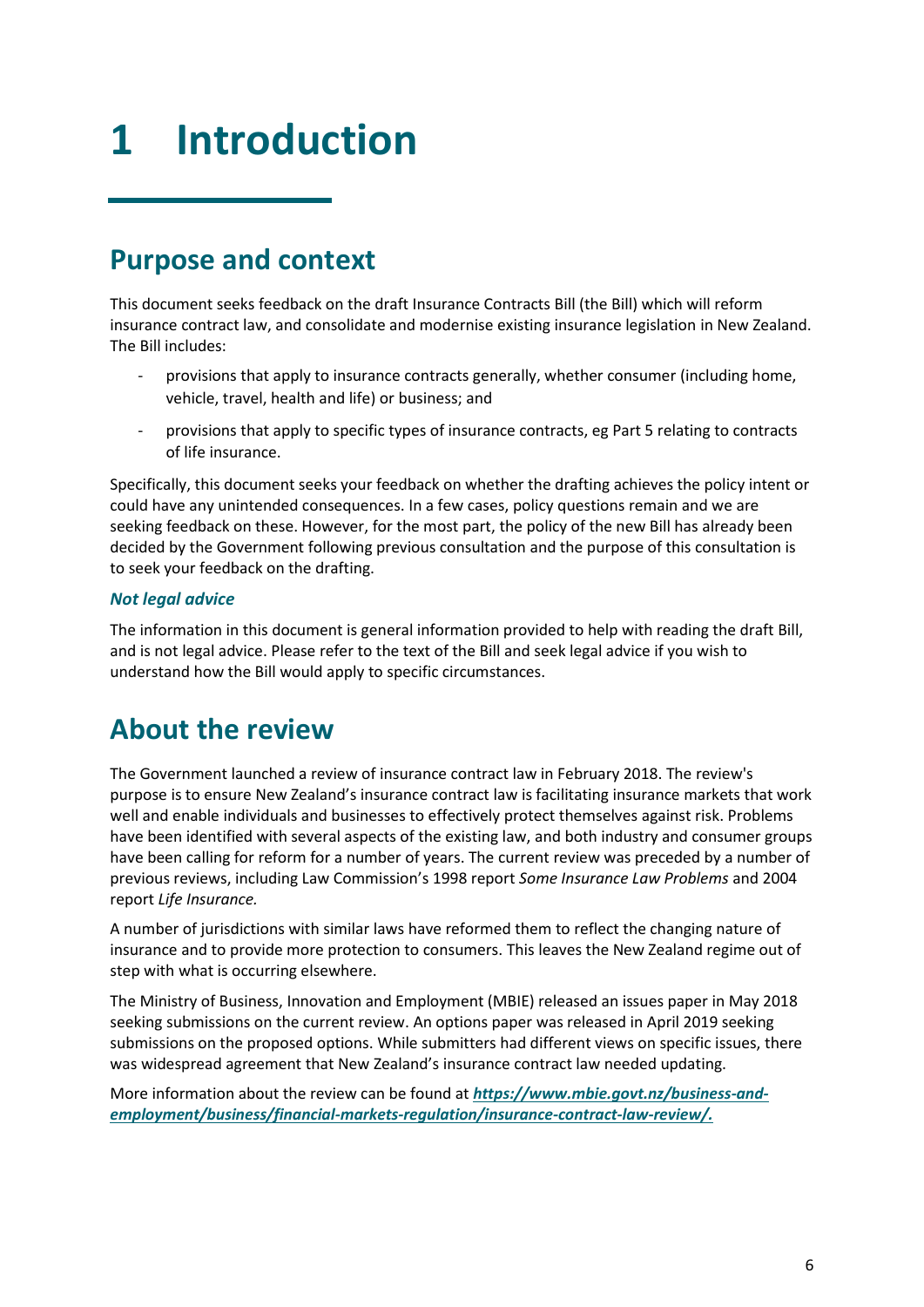# 1 Introduction

## Purpose and context

This document seeks feedback on the draft Insurance Contracts Bill (the Bill) which will reform insurance contract law, and consolidate and modernise existing insurance legislation in New Zealand. The Bill includes:

- provisions that apply to insurance contracts generally, whether consumer (including home, vehicle, travel, health and life) or business; and
- provisions that apply to specific types of insurance contracts, eg Part 5 relating to contracts of life insurance.

Specifically, this document seeks your feedback on whether the drafting achieves the policy intent or could have any unintended consequences. In a few cases, policy questions remain and we are seeking feedback on these. However, for the most part, the policy of the new Bill has already been decided by the Government following previous consultation and the purpose of this consultation is to seek your feedback on the drafting.

### *Not legal advice*

The information in this document is general information provided to help with reading the draft Bill, and is not legal advice. Please refer to the text of the Bill and seek legal advice if you wish to understand how the Bill would apply to specific circumstances.

## About the review

The Government launched a review of insurance contract law in February 2018. The review's purpose is to ensure New Zealand's insurance contract law is facilitating insurance markets that work well and enable individuals and businesses to effectively protect themselves against risk. Problems have been identified with several aspects of the existing law, and both industry and consumer groups have been calling for reform for a number of years. The current review was preceded by a number of previous reviews, including Law Commission's 1998 report *Some Insurance Law Problems* and 2004 report *Life Insurance.*

A number of jurisdictions with similar laws have reformed them to reflect the changing nature of insurance and to provide more protection to consumers. This leaves the New Zealand regime out of step with what is occurring elsewhere.

The Ministry of Business, Innovation and Employment (MBIE) released an issues paper in May 2018 seeking submissions on the current review. An options paper was released in April 2019 seeking submissions on the proposed options. While submitters had different views on specific issues, there was widespread agreement that New Zealand's insurance contract law needed updating.

More information about the review can be found at ***https://www.mbie.govt.nz/business-and-employment/business/financial-markets-regulation/insurance-contract-law-review/.***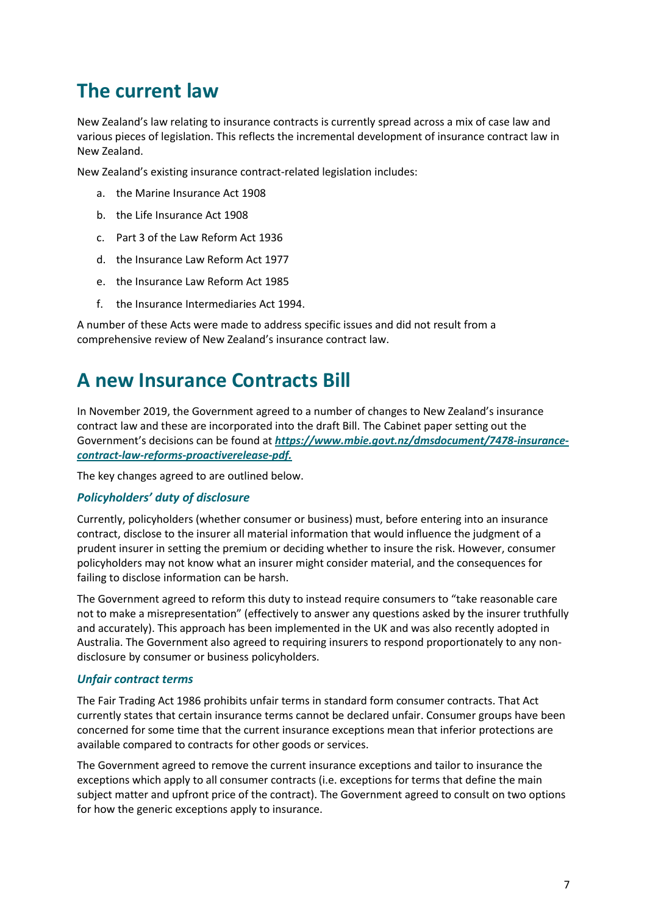# The current law

New Zealand's law relating to insurance contracts is currently spread across a mix of case law and various pieces of legislation. This reflects the incremental development of insurance contract law in New Zealand.

New Zealand's existing insurance contract-related legislation includes:

a. the Marine Insurance Act 1908

b. the Life Insurance Act 1908

c. Part 3 of the Law Reform Act 1936

d. the Insurance Law Reform Act 1977

e. the Insurance Law Reform Act 1985

f. the Insurance Intermediaries Act 1994.

A number of these Acts were made to address specific issues and did not result from a comprehensive review of New Zealand's insurance contract law.

# A new Insurance Contracts Bill

In November 2019, the Government agreed to a number of changes to New Zealand's insurance contract law and these are incorporated into the draft Bill. The Cabinet paper setting out the Government's decisions can be found at ***https://www.mbie.govt.nz/dmsdocument/7478-insurance-contract-law-reforms-proactiverelease-pdf.***

The key changes agreed to are outlined below.

### *Policyholders' duty of disclosure*

Currently, policyholders (whether consumer or business) must, before entering into an insurance contract, disclose to the insurer all material information that would influence the judgment of a prudent insurer in setting the premium or deciding whether to insure the risk. However, consumer policyholders may not know what an insurer might consider material, and the consequences for failing to disclose information can be harsh.

The Government agreed to reform this duty to instead require consumers to "take reasonable care not to make a misrepresentation" (effectively to answer any questions asked by the insurer truthfully and accurately). This approach has been implemented in the UK and was also recently adopted in Australia. The Government also agreed to requiring insurers to respond proportionately to any non-disclosure by consumer or business policyholders.

### *Unfair contract terms*

The Fair Trading Act 1986 prohibits unfair terms in standard form consumer contracts. That Act currently states that certain insurance terms cannot be declared unfair. Consumer groups have been concerned for some time that the current insurance exceptions mean that inferior protections are available compared to contracts for other goods or services.

The Government agreed to remove the current insurance exceptions and tailor to insurance the exceptions which apply to all consumer contracts (i.e. exceptions for terms that define the main subject matter and upfront price of the contract). The Government agreed to consult on two options for how the generic exceptions apply to insurance.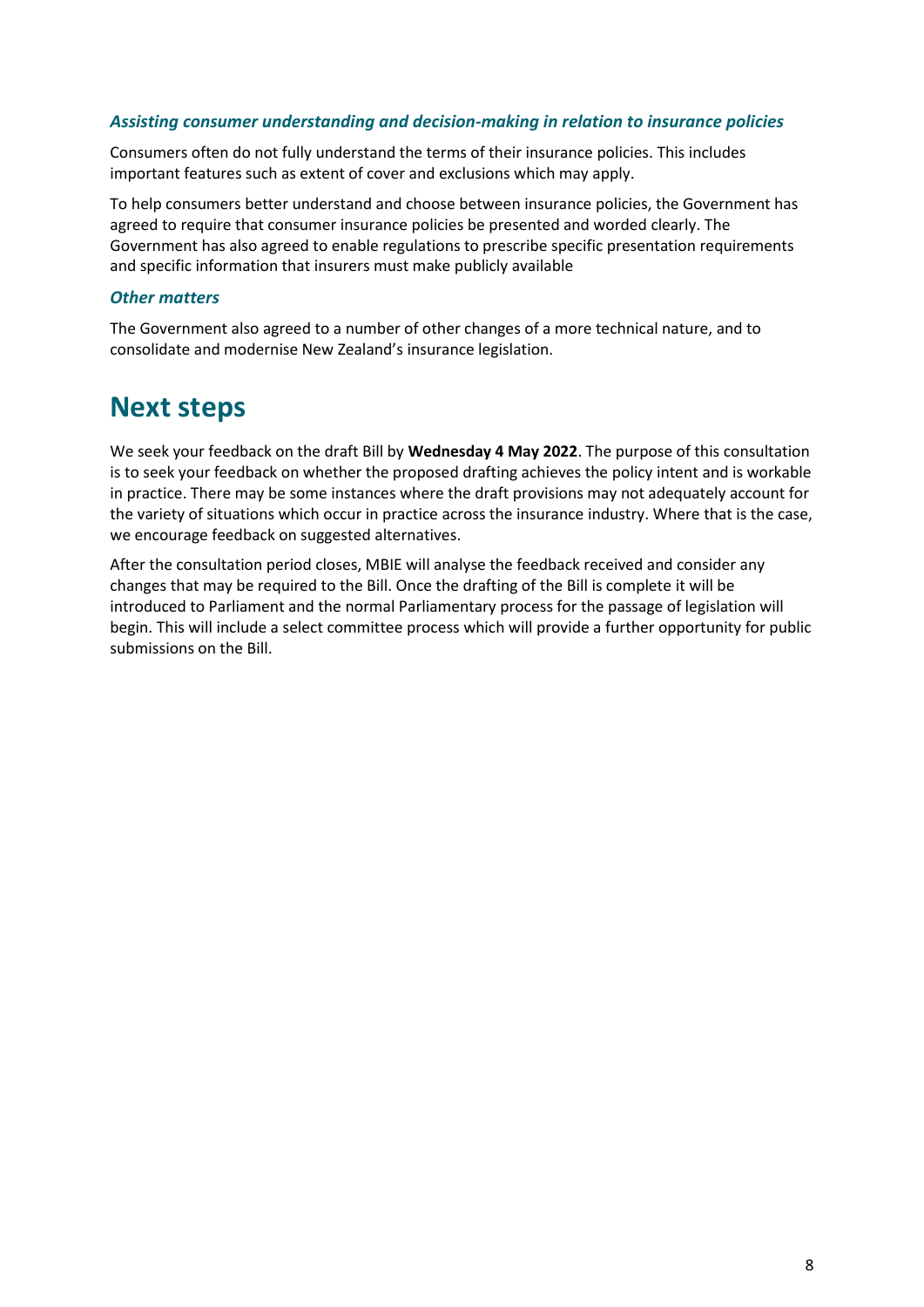### *Assisting consumer understanding and decision-making in relation to insurance policies*

Consumers often do not fully understand the terms of their insurance policies. This includes important features such as extent of cover and exclusions which may apply.

To help consumers better understand and choose between insurance policies, the Government has agreed to require that consumer insurance policies be presented and worded clearly. The Government has also agreed to enable regulations to prescribe specific presentation requirements and specific information that insurers must make publicly available

### *Other matters*

The Government also agreed to a number of other changes of a more technical nature, and to consolidate and modernise New Zealand's insurance legislation.

# Next steps

We seek your feedback on the draft Bill by **Wednesday 4 May 2022**. The purpose of this consultation is to seek your feedback on whether the proposed drafting achieves the policy intent and is workable in practice. There may be some instances where the draft provisions may not adequately account for the variety of situations which occur in practice across the insurance industry. Where that is the case, we encourage feedback on suggested alternatives.

After the consultation period closes, MBIE will analyse the feedback received and consider any changes that may be required to the Bill. Once the drafting of the Bill is complete it will be introduced to Parliament and the normal Parliamentary process for the passage of legislation will begin. This will include a select committee process which will provide a further opportunity for public submissions on the Bill.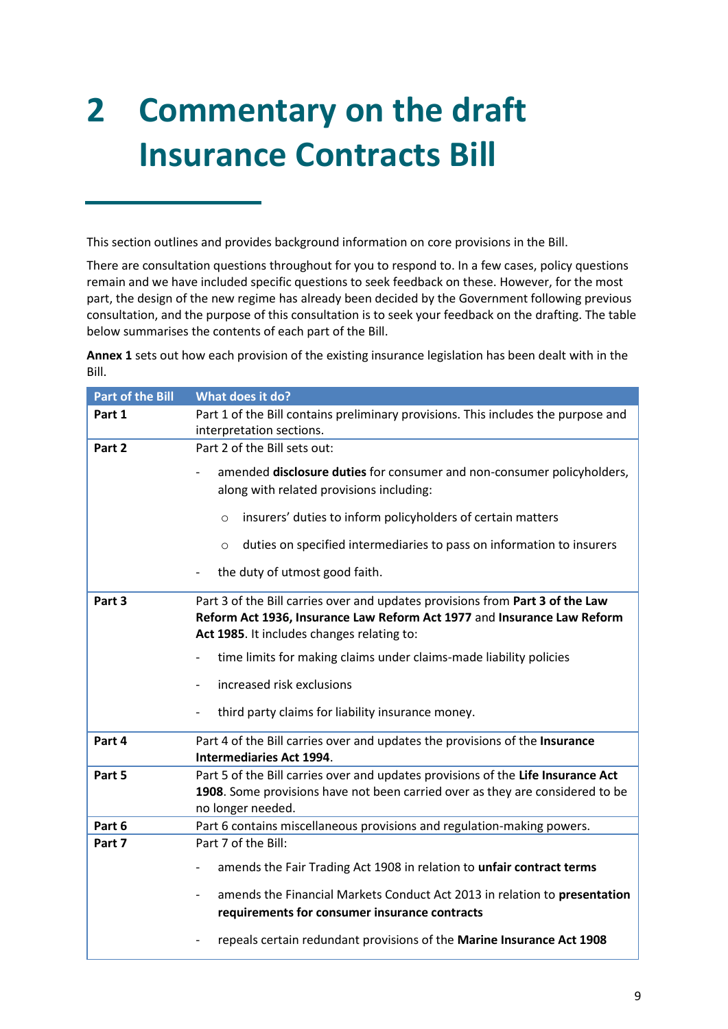# 2 Commentary on the draft Insurance Contracts Bill

This section outlines and provides background information on core provisions in the Bill.

There are consultation questions throughout for you to respond to. In a few cases, policy questions remain and we have included specific questions to seek feedback on these. However, for the most part, the design of the new regime has already been decided by the Government following previous consultation, and the purpose of this consultation is to seek your feedback on the drafting. The table below summarises the contents of each part of the Bill.

**Annex 1** sets out how each provision of the existing insurance legislation has been dealt with in the Bill.

| Part of the Bill | What does it do? |
|---|---|
| **Part 1** | Part 1 of the Bill contains preliminary provisions. This includes the purpose and interpretation sections. |
| **Part 2** | Part 2 of the Bill sets out:<br>- amended **disclosure duties** for consumer and non-consumer policyholders, along with related provisions including:<br>  ○ insurers' duties to inform policyholders of certain matters<br>  ○ duties on specified intermediaries to pass on information to insurers<br>- the duty of utmost good faith. |
| **Part 3** | Part 3 of the Bill carries over and updates provisions from **Part 3 of the Law Reform Act 1936, Insurance Law Reform Act 1977** and **Insurance Law Reform Act 1985**. It includes changes relating to:<br>- time limits for making claims under claims-made liability policies<br>- increased risk exclusions<br>- third party claims for liability insurance money. |
| **Part 4** | Part 4 of the Bill carries over and updates the provisions of the **Insurance Intermediaries Act 1994**. |
| **Part 5** | Part 5 of the Bill carries over and updates provisions of the **Life Insurance Act 1908**. Some provisions have not been carried over as they are considered to be no longer needed. |
| **Part 6** | Part 6 contains miscellaneous provisions and regulation-making powers. |
| **Part 7** | Part 7 of the Bill:<br>- amends the Fair Trading Act 1908 in relation to **unfair contract terms**<br>- amends the Financial Markets Conduct Act 2013 in relation to **presentation requirements for consumer insurance contracts**<br>- repeals certain redundant provisions of the **Marine Insurance Act 1908** |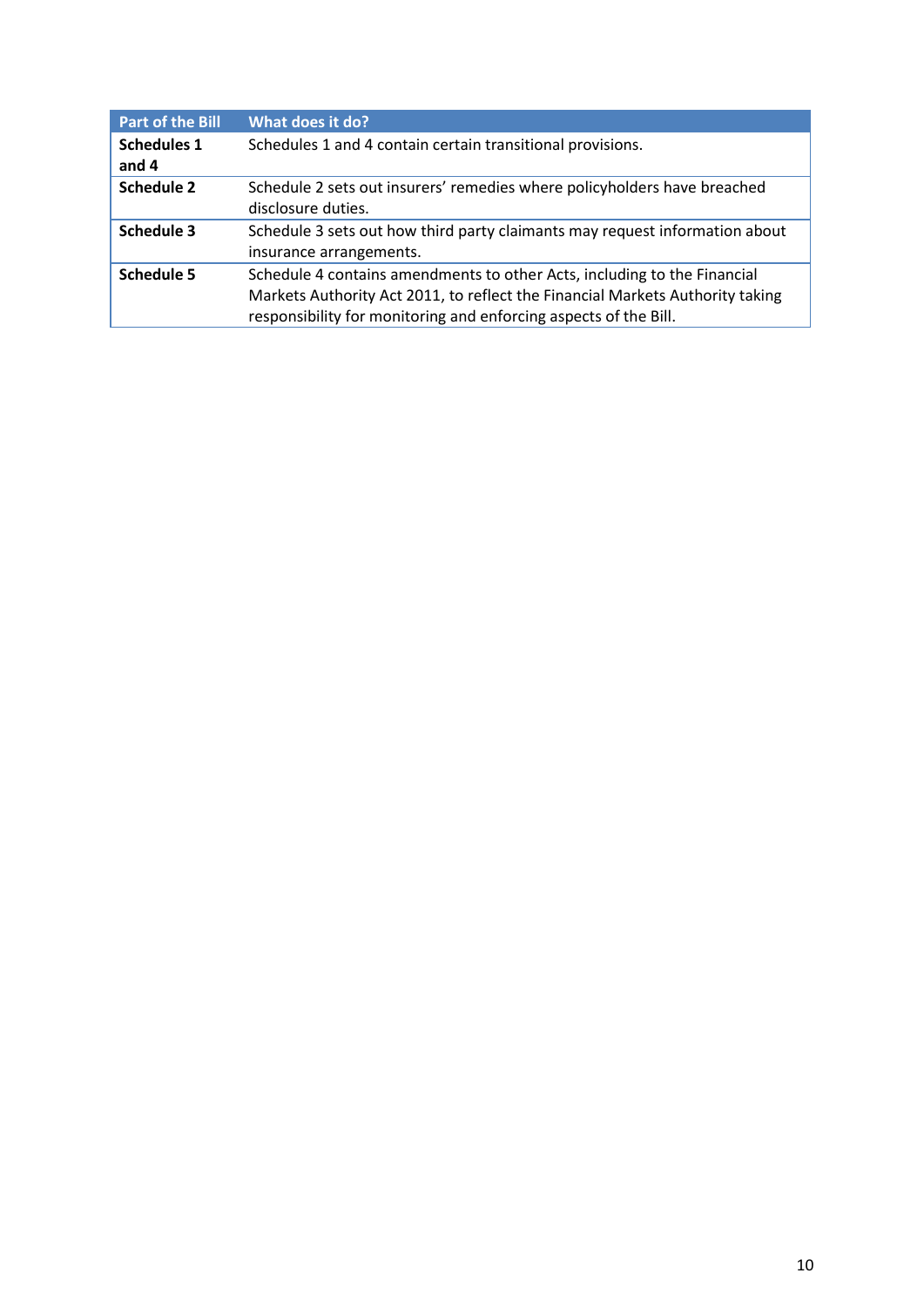| Part of the Bill | What does it do? |
|---|---|
| **Schedules 1 and 4** | Schedules 1 and 4 contain certain transitional provisions. |
| **Schedule 2** | Schedule 2 sets out insurers' remedies where policyholders have breached disclosure duties. |
| **Schedule 3** | Schedule 3 sets out how third party claimants may request information about insurance arrangements. |
| **Schedule 5** | Schedule 4 contains amendments to other Acts, including to the Financial Markets Authority Act 2011, to reflect the Financial Markets Authority taking responsibility for monitoring and enforcing aspects of the Bill. |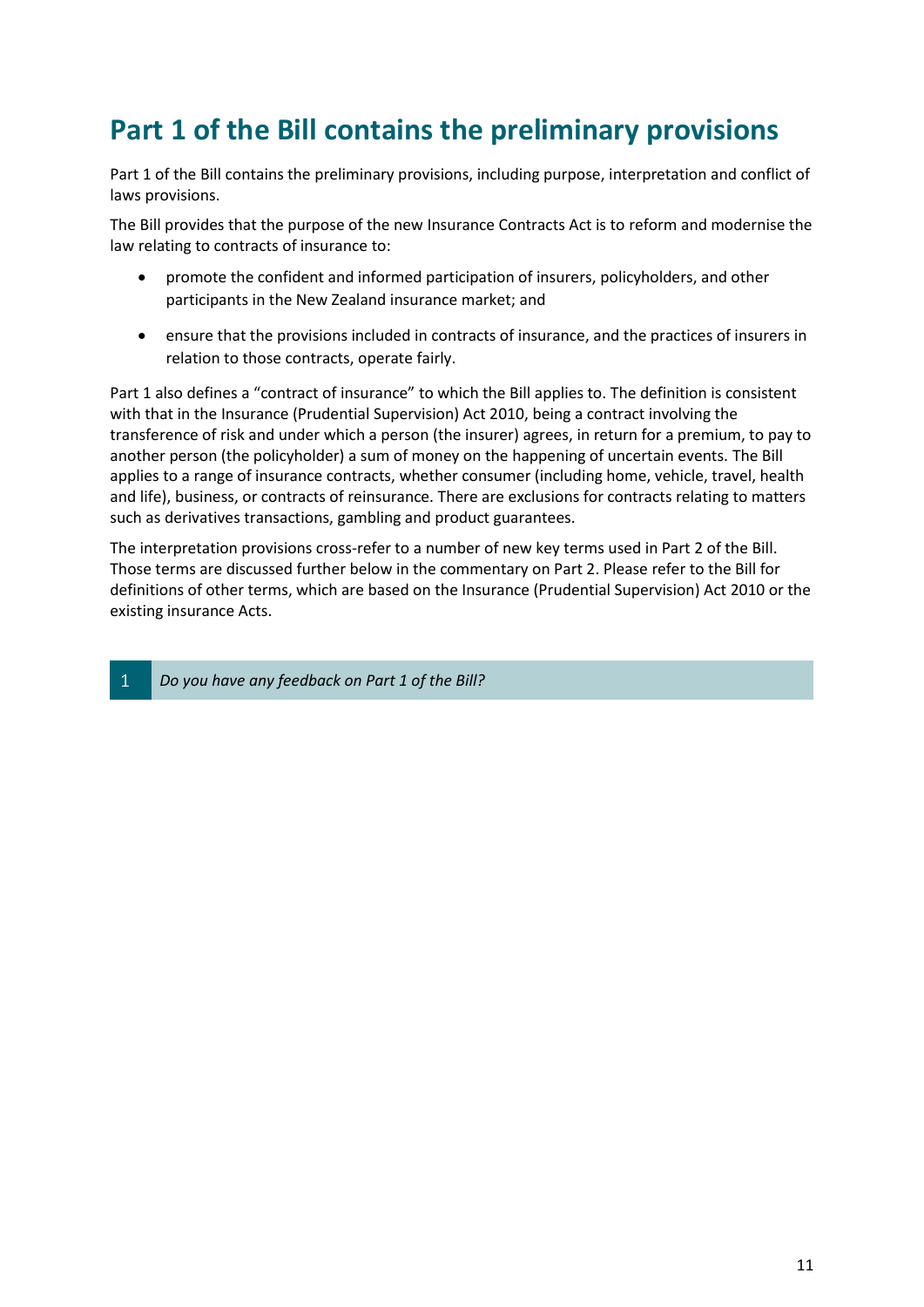# Part 1 of the Bill contains the preliminary provisions

Part 1 of the Bill contains the preliminary provisions, including purpose, interpretation and conflict of laws provisions.

The Bill provides that the purpose of the new Insurance Contracts Act is to reform and modernise the law relating to contracts of insurance to:

- promote the confident and informed participation of insurers, policyholders, and other participants in the New Zealand insurance market; and
- ensure that the provisions included in contracts of insurance, and the practices of insurers in relation to those contracts, operate fairly.

Part 1 also defines a "contract of insurance" to which the Bill applies to. The definition is consistent with that in the Insurance (Prudential Supervision) Act 2010, being a contract involving the transference of risk and under which a person (the insurer) agrees, in return for a premium, to pay to another person (the policyholder) a sum of money on the happening of uncertain events. The Bill applies to a range of insurance contracts, whether consumer (including home, vehicle, travel, health and life), business, or contracts of reinsurance. There are exclusions for contracts relating to matters such as derivatives transactions, gambling and product guarantees.

The interpretation provisions cross-refer to a number of new key terms used in Part 2 of the Bill. Those terms are discussed further below in the commentary on Part 2. Please refer to the Bill for definitions of other terms, which are based on the Insurance (Prudential Supervision) Act 2010 or the existing insurance Acts.

| 1 | *Do you have any feedback on Part 1 of the Bill?* |
|---|---|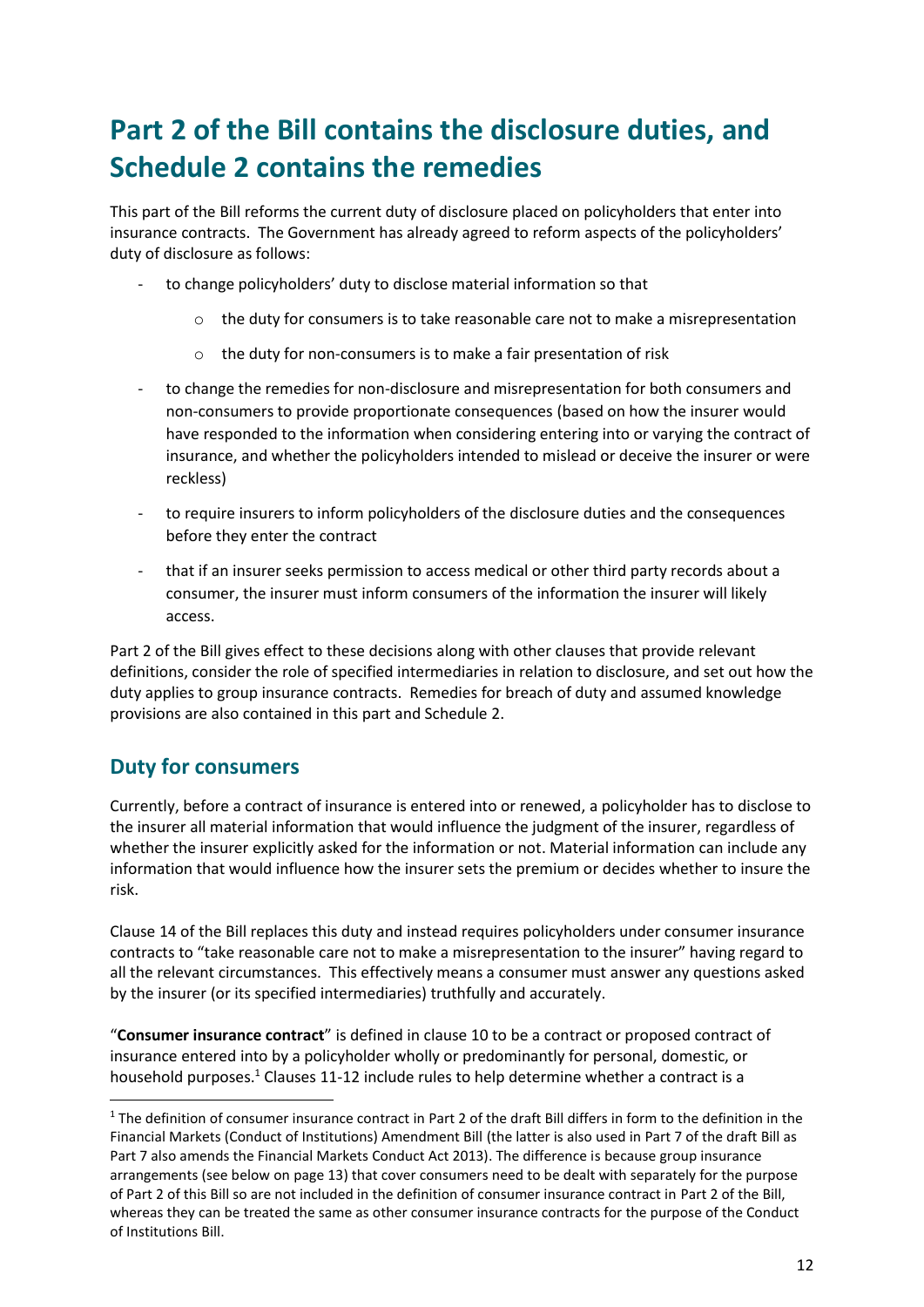# Part 2 of the Bill contains the disclosure duties, and Schedule 2 contains the remedies

This part of the Bill reforms the current duty of disclosure placed on policyholders that enter into insurance contracts. The Government has already agreed to reform aspects of the policyholders' duty of disclosure as follows:

- to change policyholders' duty to disclose material information so that
  - the duty for consumers is to take reasonable care not to make a misrepresentation
  - the duty for non-consumers is to make a fair presentation of risk
- to change the remedies for non-disclosure and misrepresentation for both consumers and non-consumers to provide proportionate consequences (based on how the insurer would have responded to the information when considering entering into or varying the contract of insurance, and whether the policyholders intended to mislead or deceive the insurer or were reckless)
- to require insurers to inform policyholders of the disclosure duties and the consequences before they enter the contract
- that if an insurer seeks permission to access medical or other third party records about a consumer, the insurer must inform consumers of the information the insurer will likely access.

Part 2 of the Bill gives effect to these decisions along with other clauses that provide relevant definitions, consider the role of specified intermediaries in relation to disclosure, and set out how the duty applies to group insurance contracts. Remedies for breach of duty and assumed knowledge provisions are also contained in this part and Schedule 2.

## Duty for consumers

Currently, before a contract of insurance is entered into or renewed, a policyholder has to disclose to the insurer all material information that would influence the judgment of the insurer, regardless of whether the insurer explicitly asked for the information or not. Material information can include any information that would influence how the insurer sets the premium or decides whether to insure the risk.

Clause 14 of the Bill replaces this duty and instead requires policyholders under consumer insurance contracts to "take reasonable care not to make a misrepresentation to the insurer" having regard to all the relevant circumstances. This effectively means a consumer must answer any questions asked by the insurer (or its specified intermediaries) truthfully and accurately.

"**Consumer insurance contract**" is defined in clause 10 to be a contract or proposed contract of insurance entered into by a policyholder wholly or predominantly for personal, domestic, or household purposes.[1] Clauses 11-12 include rules to help determine whether a contract is a

[1] The definition of consumer insurance contract in Part 2 of the draft Bill differs in form to the definition in the Financial Markets (Conduct of Institutions) Amendment Bill (the latter is also used in Part 7 of the draft Bill as Part 7 also amends the Financial Markets Conduct Act 2013). The difference is because group insurance arrangements (see below on page 13) that cover consumers need to be dealt with separately for the purpose of Part 2 of this Bill so are not included in the definition of consumer insurance contract in Part 2 of the Bill, whereas they can be treated the same as other consumer insurance contracts for the purpose of the Conduct of Institutions Bill.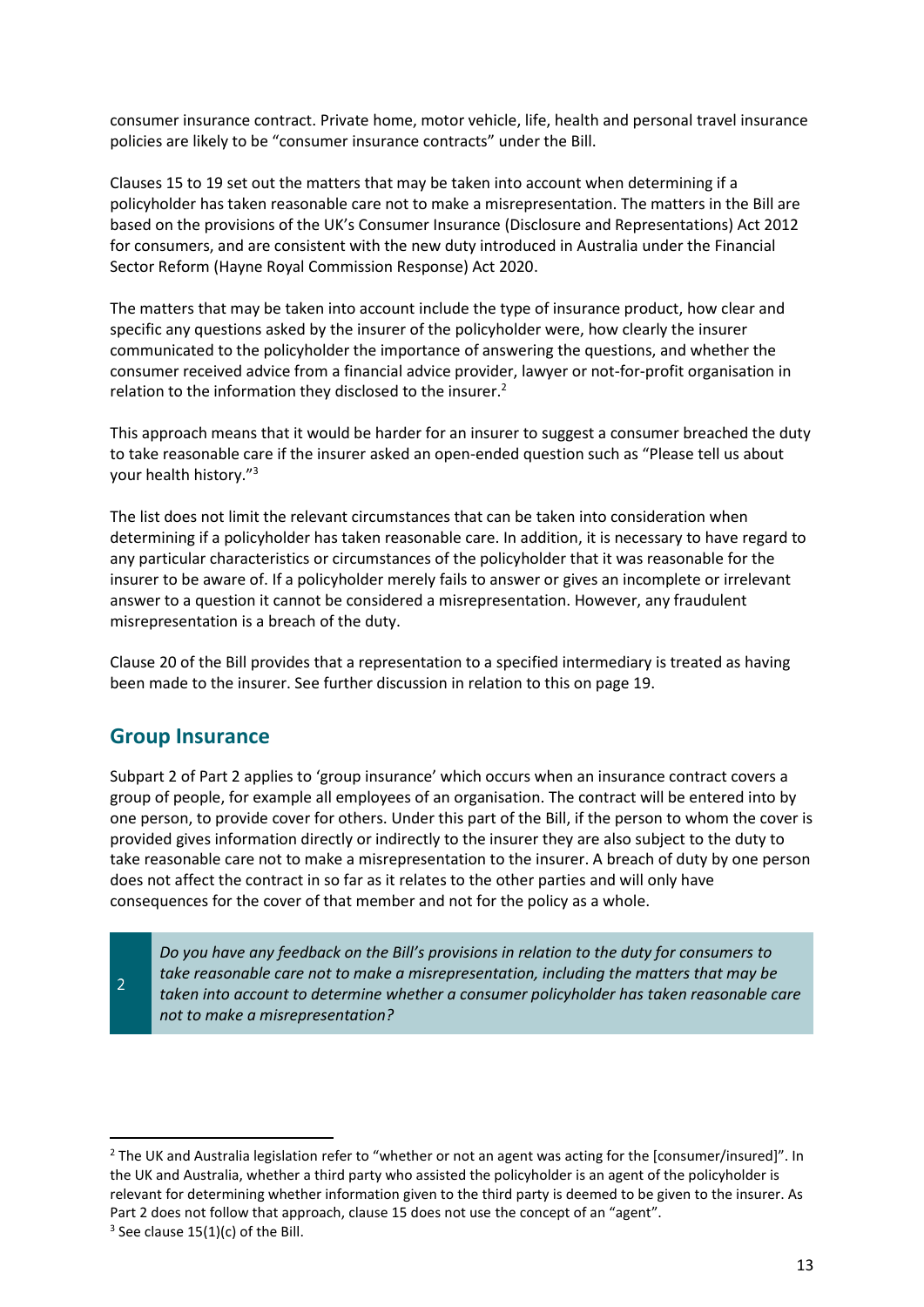consumer insurance contract. Private home, motor vehicle, life, health and personal travel insurance policies are likely to be "consumer insurance contracts" under the Bill.

Clauses 15 to 19 set out the matters that may be taken into account when determining if a policyholder has taken reasonable care not to make a misrepresentation. The matters in the Bill are based on the provisions of the UK's Consumer Insurance (Disclosure and Representations) Act 2012 for consumers, and are consistent with the new duty introduced in Australia under the Financial Sector Reform (Hayne Royal Commission Response) Act 2020.

The matters that may be taken into account include the type of insurance product, how clear and specific any questions asked by the insurer of the policyholder were, how clearly the insurer communicated to the policyholder the importance of answering the questions, and whether the consumer received advice from a financial advice provider, lawyer or not-for-profit organisation in relation to the information they disclosed to the insurer.[2]

This approach means that it would be harder for an insurer to suggest a consumer breached the duty to take reasonable care if the insurer asked an open-ended question such as "Please tell us about your health history."[3]

The list does not limit the relevant circumstances that can be taken into consideration when determining if a policyholder has taken reasonable care. In addition, it is necessary to have regard to any particular characteristics or circumstances of the policyholder that it was reasonable for the insurer to be aware of. If a policyholder merely fails to answer or gives an incomplete or irrelevant answer to a question it cannot be considered a misrepresentation. However, any fraudulent misrepresentation is a breach of the duty.

Clause 20 of the Bill provides that a representation to a specified intermediary is treated as having been made to the insurer. See further discussion in relation to this on page 19.

## Group Insurance

Subpart 2 of Part 2 applies to 'group insurance' which occurs when an insurance contract covers a group of people, for example all employees of an organisation. The contract will be entered into by one person, to provide cover for others. Under this part of the Bill, if the person to whom the cover is provided gives information directly or indirectly to the insurer they are also subject to the duty to take reasonable care not to make a misrepresentation to the insurer. A breach of duty by one person does not affect the contract in so far as it relates to the other parties and will only have consequences for the cover of that member and not for the policy as a whole.

> **2** *Do you have any feedback on the Bill's provisions in relation to the duty for consumers to take reasonable care not to make a misrepresentation, including the matters that may be taken into account to determine whether a consumer policyholder has taken reasonable care not to make a misrepresentation?*

---

[2] The UK and Australia legislation refer to "whether or not an agent was acting for the [consumer/insured]". In the UK and Australia, whether a third party who assisted the policyholder is an agent of the policyholder is relevant for determining whether information given to the third party is deemed to be given to the insurer. As Part 2 does not follow that approach, clause 15 does not use the concept of an "agent".

[3] See clause 15(1)(c) of the Bill.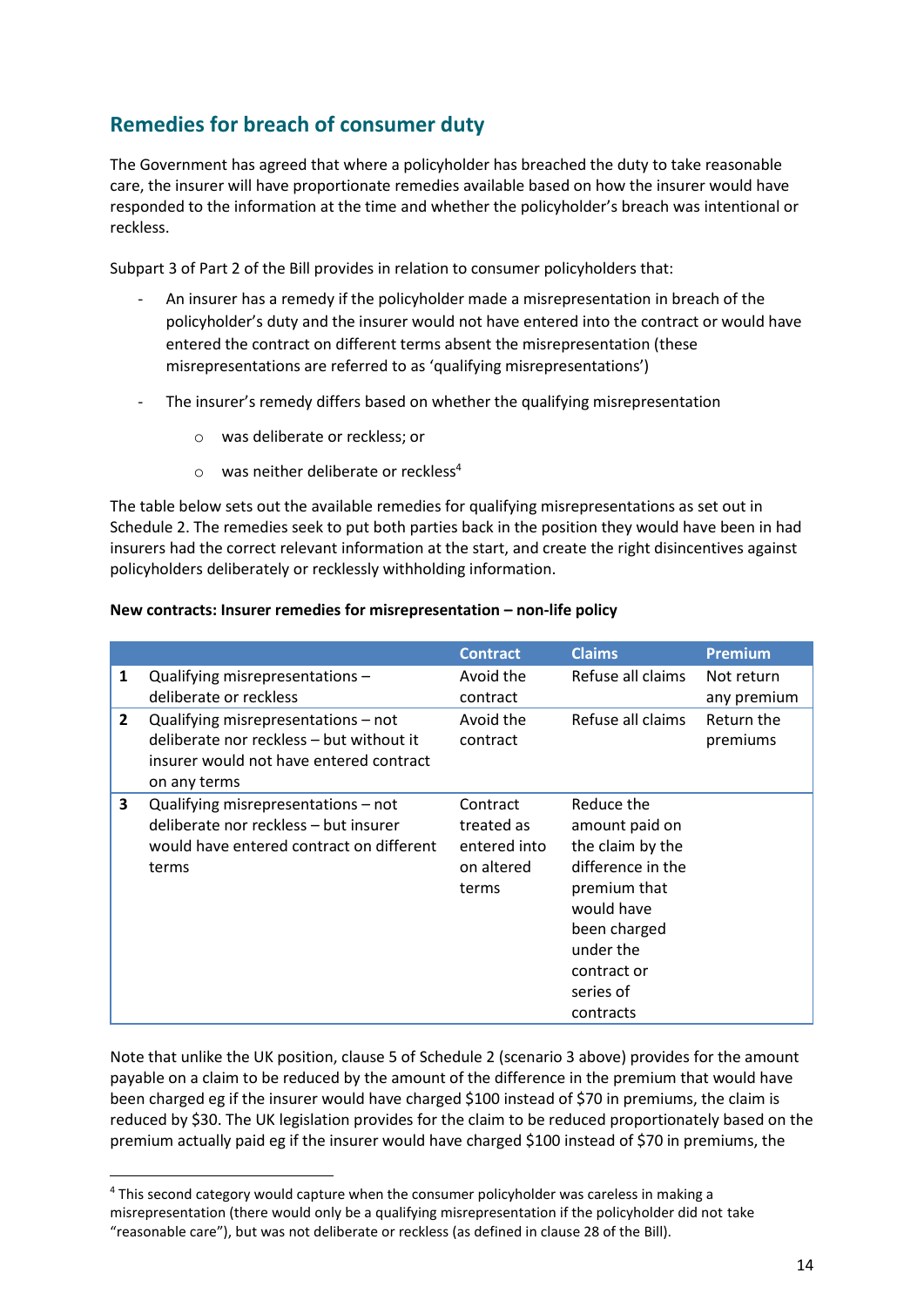## Remedies for breach of consumer duty

The Government has agreed that where a policyholder has breached the duty to take reasonable care, the insurer will have proportionate remedies available based on how the insurer would have responded to the information at the time and whether the policyholder's breach was intentional or reckless.

Subpart 3 of Part 2 of the Bill provides in relation to consumer policyholders that:

- An insurer has a remedy if the policyholder made a misrepresentation in breach of the policyholder's duty and the insurer would not have entered into the contract or would have entered the contract on different terms absent the misrepresentation (these misrepresentations are referred to as 'qualifying misrepresentations')
- The insurer's remedy differs based on whether the qualifying misrepresentation
  - was deliberate or reckless; or
  - was neither deliberate or reckless[4]

The table below sets out the available remedies for qualifying misrepresentations as set out in Schedule 2. The remedies seek to put both parties back in the position they would have been in had insurers had the correct relevant information at the start, and create the right disincentives against policyholders deliberately or recklessly withholding information.

**New contracts: Insurer remedies for misrepresentation – non-life policy**

| | | Contract | Claims | Premium |
|---|---|---|---|---|
| 1 | Qualifying misrepresentations – deliberate or reckless | Avoid the contract | Refuse all claims | Not return any premium |
| 2 | Qualifying misrepresentations – not deliberate nor reckless – but without it insurer would not have entered contract on any terms | Avoid the contract | Refuse all claims | Return the premiums |
| 3 | Qualifying misrepresentations – not deliberate nor reckless – but insurer would have entered contract on different terms | Contract treated as entered into on altered terms | Reduce the amount paid on the claim by the difference in the premium that would have been charged under the contract or series of contracts | |

Note that unlike the UK position, clause 5 of Schedule 2 (scenario 3 above) provides for the amount payable on a claim to be reduced by the amount of the difference in the premium that would have been charged eg if the insurer would have charged $100 instead of $70 in premiums, the claim is reduced by $30. The UK legislation provides for the claim to be reduced proportionately based on the premium actually paid eg if the insurer would have charged $100 instead of $70 in premiums, the

[4] This second category would capture when the consumer policyholder was careless in making a misrepresentation (there would only be a qualifying misrepresentation if the policyholder did not take "reasonable care"), but was not deliberate or reckless (as defined in clause 28 of the Bill).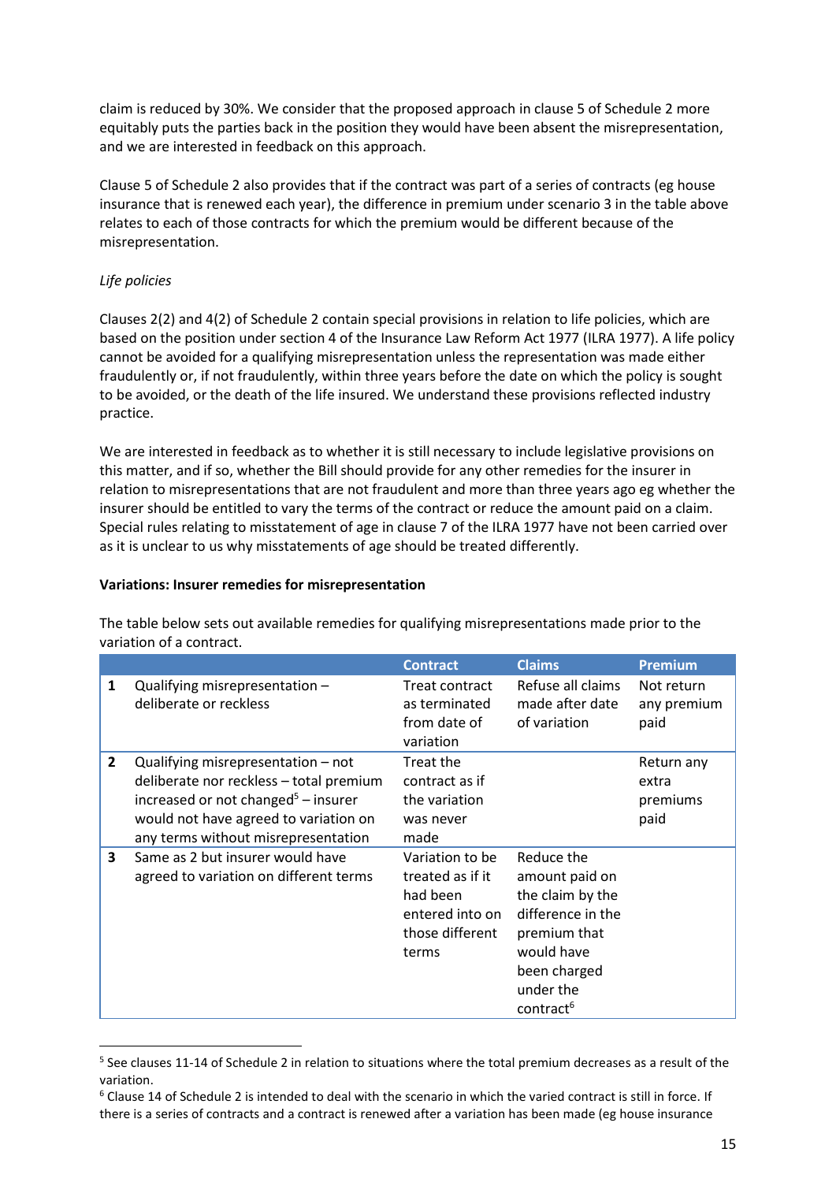claim is reduced by 30%. We consider that the proposed approach in clause 5 of Schedule 2 more equitably puts the parties back in the position they would have been absent the misrepresentation, and we are interested in feedback on this approach.

Clause 5 of Schedule 2 also provides that if the contract was part of a series of contracts (eg house insurance that is renewed each year), the difference in premium under scenario 3 in the table above relates to each of those contracts for which the premium would be different because of the misrepresentation.

*Life policies*

Clauses 2(2) and 4(2) of Schedule 2 contain special provisions in relation to life policies, which are based on the position under section 4 of the Insurance Law Reform Act 1977 (ILRA 1977). A life policy cannot be avoided for a qualifying misrepresentation unless the representation was made either fraudulently or, if not fraudulently, within three years before the date on which the policy is sought to be avoided, or the death of the life insured. We understand these provisions reflected industry practice.

We are interested in feedback as to whether it is still necessary to include legislative provisions on this matter, and if so, whether the Bill should provide for any other remedies for the insurer in relation to misrepresentations that are not fraudulent and more than three years ago eg whether the insurer should be entitled to vary the terms of the contract or reduce the amount paid on a claim. Special rules relating to misstatement of age in clause 7 of the ILRA 1977 have not been carried over as it is unclear to us why misstatements of age should be treated differently.

**Variations: Insurer remedies for misrepresentation**

The table below sets out available remedies for qualifying misrepresentations made prior to the variation of a contract.

| | | Contract | Claims | Premium |
|---|---|---|---|---|
| 1 | Qualifying misrepresentation – deliberate or reckless | Treat contract as terminated from date of variation | Refuse all claims made after date of variation | Not return any premium paid |
| 2 | Qualifying misrepresentation – not deliberate nor reckless – total premium increased or not changed[5] – insurer would not have agreed to variation on any terms without misrepresentation | Treat the contract as if the variation was never made | | Return any extra premiums paid |
| 3 | Same as 2 but insurer would have agreed to variation on different terms | Variation to be treated as if it had been entered into on those different terms | Reduce the amount paid on the claim by the difference in the premium that would have been charged under the contract[6] | |

[5] See clauses 11-14 of Schedule 2 in relation to situations where the total premium decreases as a result of the variation.

[6] Clause 14 of Schedule 2 is intended to deal with the scenario in which the varied contract is still in force. If there is a series of contracts and a contract is renewed after a variation has been made (eg house insurance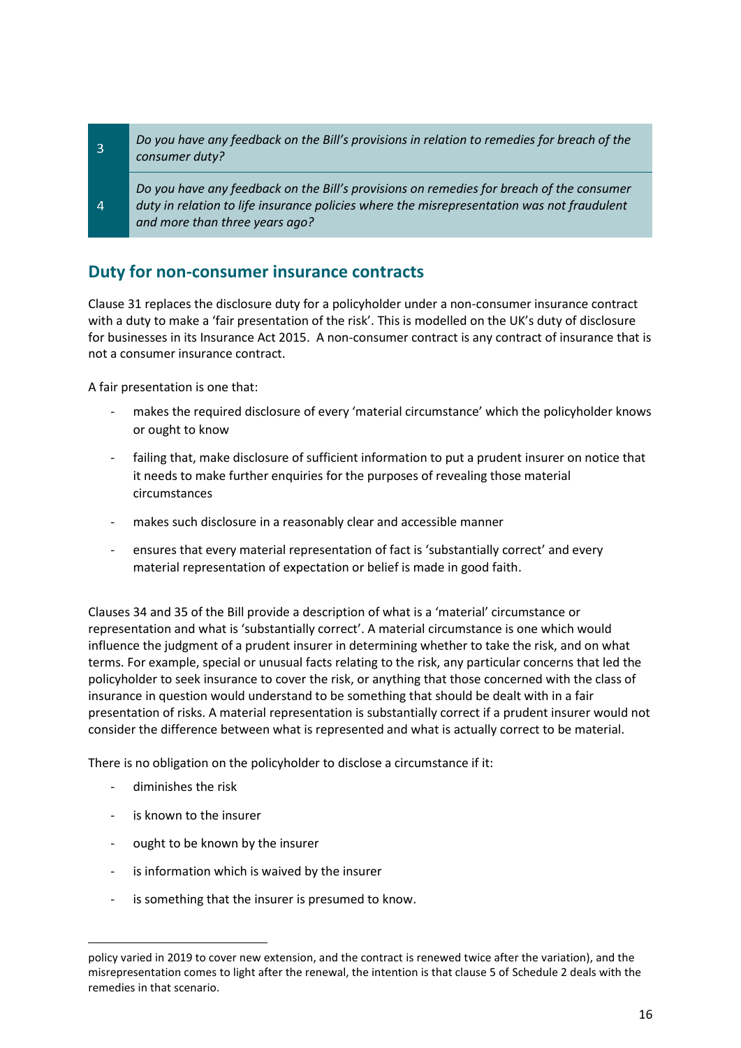| | |
|---|---|
| 3 | *Do you have any feedback on the Bill's provisions in relation to remedies for breach of the consumer duty?* |
| 4 | *Do you have any feedback on the Bill's provisions on remedies for breach of the consumer duty in relation to life insurance policies where the misrepresentation was not fraudulent and more than three years ago?* |

## Duty for non-consumer insurance contracts

Clause 31 replaces the disclosure duty for a policyholder under a non-consumer insurance contract with a duty to make a 'fair presentation of the risk'. This is modelled on the UK's duty of disclosure for businesses in its Insurance Act 2015. A non-consumer contract is any contract of insurance that is not a consumer insurance contract.

A fair presentation is one that:

- makes the required disclosure of every 'material circumstance' which the policyholder knows or ought to know
- failing that, make disclosure of sufficient information to put a prudent insurer on notice that it needs to make further enquiries for the purposes of revealing those material circumstances
- makes such disclosure in a reasonably clear and accessible manner
- ensures that every material representation of fact is 'substantially correct' and every material representation of expectation or belief is made in good faith.

Clauses 34 and 35 of the Bill provide a description of what is a 'material' circumstance or representation and what is 'substantially correct'. A material circumstance is one which would influence the judgment of a prudent insurer in determining whether to take the risk, and on what terms. For example, special or unusual facts relating to the risk, any particular concerns that led the policyholder to seek insurance to cover the risk, or anything that those concerned with the class of insurance in question would understand to be something that should be dealt with in a fair presentation of risks. A material representation is substantially correct if a prudent insurer would not consider the difference between what is represented and what is actually correct to be material.

There is no obligation on the policyholder to disclose a circumstance if it:

- diminishes the risk
- is known to the insurer
- ought to be known by the insurer
- is information which is waived by the insurer
- is something that the insurer is presumed to know.

---

policy varied in 2019 to cover new extension, and the contract is renewed twice after the variation), and the misrepresentation comes to light after the renewal, the intention is that clause 5 of Schedule 2 deals with the remedies in that scenario.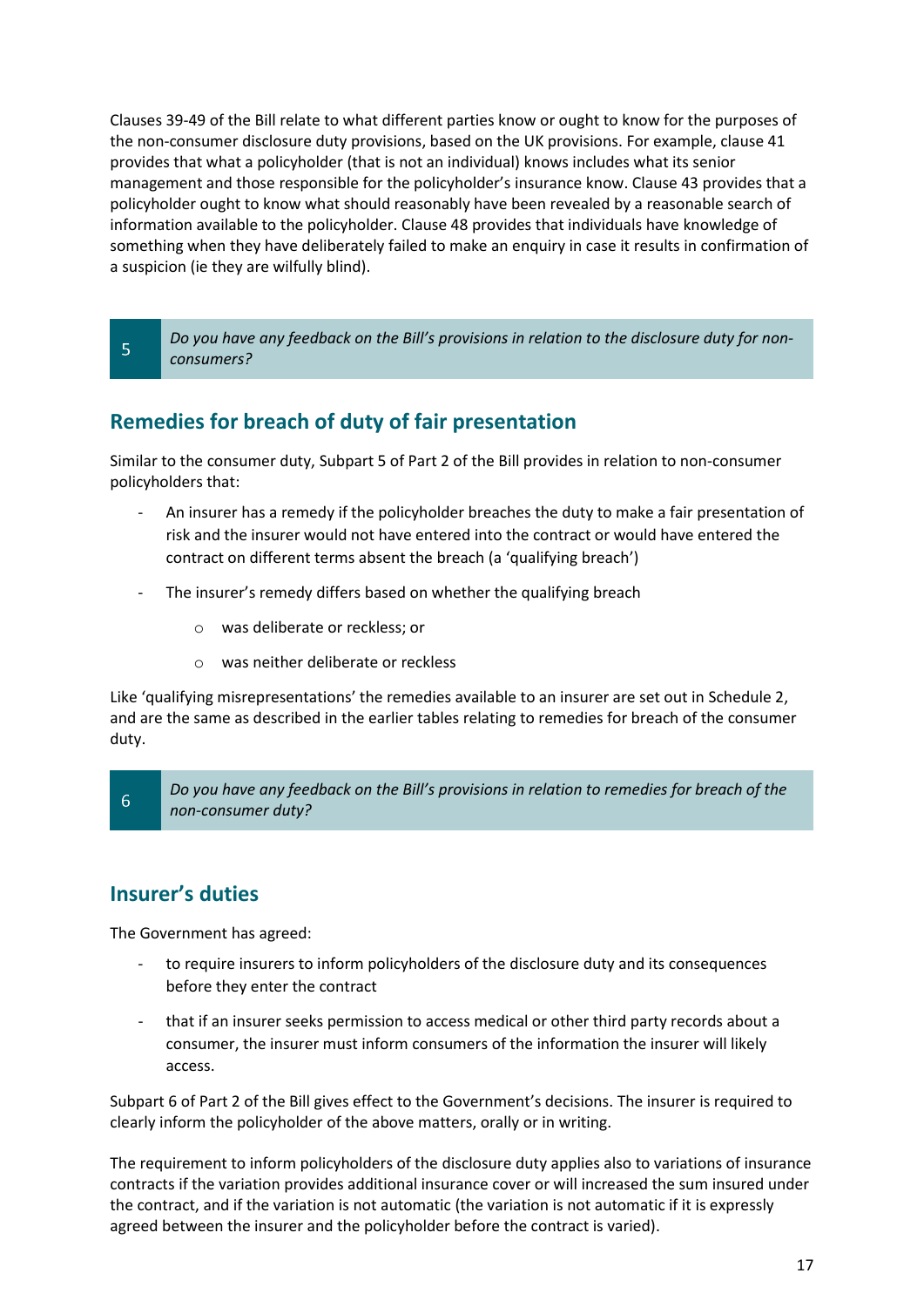Clauses 39-49 of the Bill relate to what different parties know or ought to know for the purposes of the non-consumer disclosure duty provisions, based on the UK provisions. For example, clause 41 provides that what a policyholder (that is not an individual) knows includes what its senior management and those responsible for the policyholder's insurance know. Clause 43 provides that a policyholder ought to know what should reasonably have been revealed by a reasonable search of information available to the policyholder. Clause 48 provides that individuals have knowledge of something when they have deliberately failed to make an enquiry in case it results in confirmation of a suspicion (ie they are wilfully blind).

| 5 | *Do you have any feedback on the Bill's provisions in relation to the disclosure duty for non-consumers?* |
|---|---|

## Remedies for breach of duty of fair presentation

Similar to the consumer duty, Subpart 5 of Part 2 of the Bill provides in relation to non-consumer policyholders that:

- An insurer has a remedy if the policyholder breaches the duty to make a fair presentation of risk and the insurer would not have entered into the contract or would have entered the contract on different terms absent the breach (a 'qualifying breach')
- The insurer's remedy differs based on whether the qualifying breach
    - was deliberate or reckless; or
    - was neither deliberate or reckless

Like 'qualifying misrepresentations' the remedies available to an insurer are set out in Schedule 2, and are the same as described in the earlier tables relating to remedies for breach of the consumer duty.

| 6 | *Do you have any feedback on the Bill's provisions in relation to remedies for breach of the non-consumer duty?* |
|---|---|

## Insurer's duties

The Government has agreed:

- to require insurers to inform policyholders of the disclosure duty and its consequences before they enter the contract
- that if an insurer seeks permission to access medical or other third party records about a consumer, the insurer must inform consumers of the information the insurer will likely access.

Subpart 6 of Part 2 of the Bill gives effect to the Government's decisions. The insurer is required to clearly inform the policyholder of the above matters, orally or in writing.

The requirement to inform policyholders of the disclosure duty applies also to variations of insurance contracts if the variation provides additional insurance cover or will increased the sum insured under the contract, and if the variation is not automatic (the variation is not automatic if it is expressly agreed between the insurer and the policyholder before the contract is varied).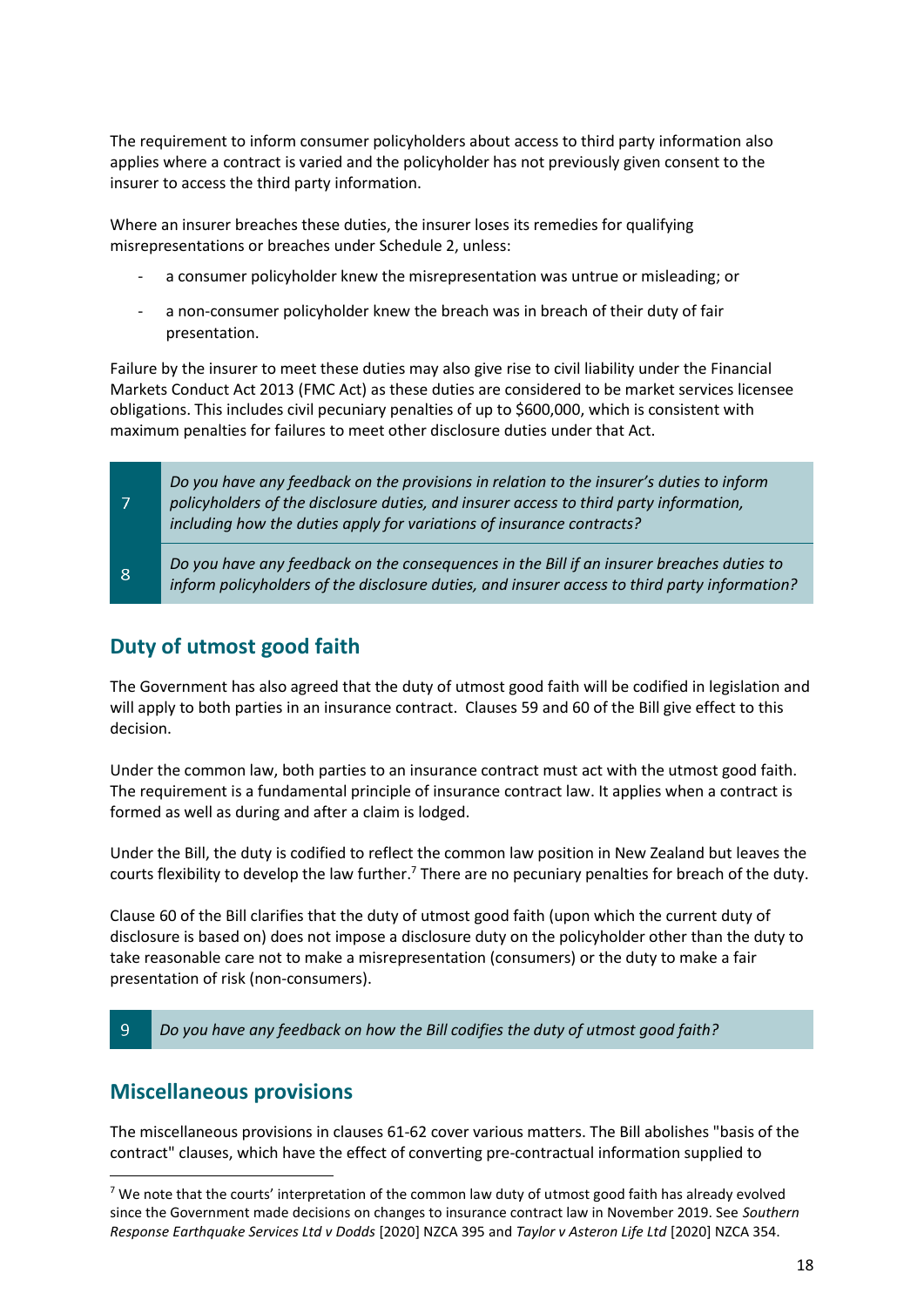The requirement to inform consumer policyholders about access to third party information also applies where a contract is varied and the policyholder has not previously given consent to the insurer to access the third party information.

Where an insurer breaches these duties, the insurer loses its remedies for qualifying misrepresentations or breaches under Schedule 2, unless:

- a consumer policyholder knew the misrepresentation was untrue or misleading; or
- a non-consumer policyholder knew the breach was in breach of their duty of fair presentation.

Failure by the insurer to meet these duties may also give rise to civil liability under the Financial Markets Conduct Act 2013 (FMC Act) as these duties are considered to be market services licensee obligations. This includes civil pecuniary penalties of up to $600,000, which is consistent with maximum penalties for failures to meet other disclosure duties under that Act.

| | |
|---|---|
| 7 | *Do you have any feedback on the provisions in relation to the insurer's duties to inform policyholders of the disclosure duties, and insurer access to third party information, including how the duties apply for variations of insurance contracts?* |
| 8 | *Do you have any feedback on the consequences in the Bill if an insurer breaches duties to inform policyholders of the disclosure duties, and insurer access to third party information?* |

## Duty of utmost good faith

The Government has also agreed that the duty of utmost good faith will be codified in legislation and will apply to both parties in an insurance contract. Clauses 59 and 60 of the Bill give effect to this decision.

Under the common law, both parties to an insurance contract must act with the utmost good faith. The requirement is a fundamental principle of insurance contract law. It applies when a contract is formed as well as during and after a claim is lodged.

Under the Bill, the duty is codified to reflect the common law position in New Zealand but leaves the courts flexibility to develop the law further.[7] There are no pecuniary penalties for breach of the duty.

Clause 60 of the Bill clarifies that the duty of utmost good faith (upon which the current duty of disclosure is based on) does not impose a disclosure duty on the policyholder other than the duty to take reasonable care not to make a misrepresentation (consumers) or the duty to make a fair presentation of risk (non-consumers).

| | |
|---|---|
| 9 | *Do you have any feedback on how the Bill codifies the duty of utmost good faith?* |

## Miscellaneous provisions

The miscellaneous provisions in clauses 61-62 cover various matters. The Bill abolishes "basis of the contract" clauses, which have the effect of converting pre-contractual information supplied to

---

[7] We note that the courts' interpretation of the common law duty of utmost good faith has already evolved since the Government made decisions on changes to insurance contract law in November 2019. See *Southern Response Earthquake Services Ltd v Dodds* [2020] NZCA 395 and *Taylor v Asteron Life Ltd* [2020] NZCA 354.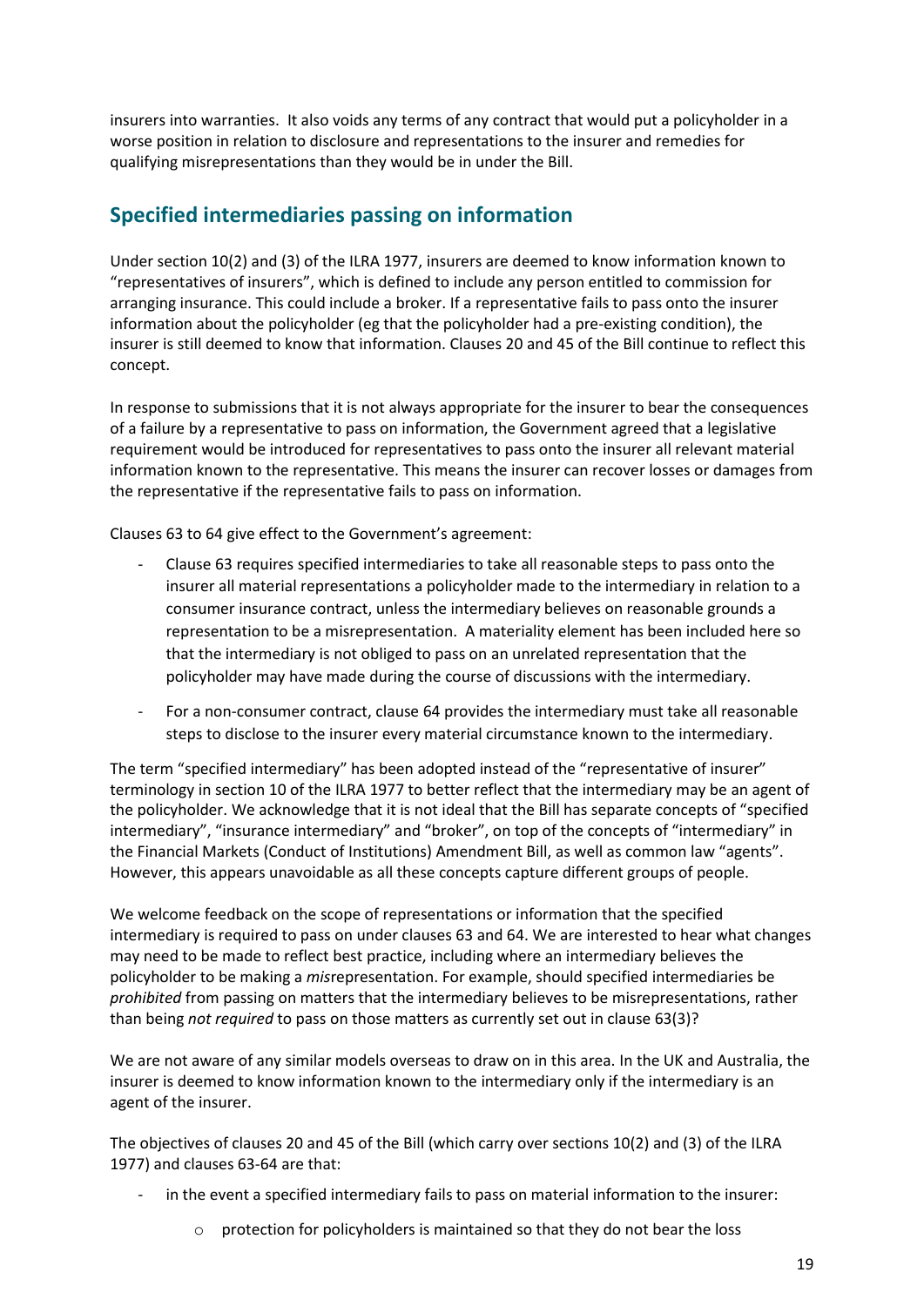insurers into warranties. It also voids any terms of any contract that would put a policyholder in a worse position in relation to disclosure and representations to the insurer and remedies for qualifying misrepresentations than they would be in under the Bill.

## Specified intermediaries passing on information

Under section 10(2) and (3) of the ILRA 1977, insurers are deemed to know information known to "representatives of insurers", which is defined to include any person entitled to commission for arranging insurance. This could include a broker. If a representative fails to pass onto the insurer information about the policyholder (eg that the policyholder had a pre-existing condition), the insurer is still deemed to know that information. Clauses 20 and 45 of the Bill continue to reflect this concept.

In response to submissions that it is not always appropriate for the insurer to bear the consequences of a failure by a representative to pass on information, the Government agreed that a legislative requirement would be introduced for representatives to pass onto the insurer all relevant material information known to the representative. This means the insurer can recover losses or damages from the representative if the representative fails to pass on information.

Clauses 63 to 64 give effect to the Government's agreement:

- Clause 63 requires specified intermediaries to take all reasonable steps to pass onto the insurer all material representations a policyholder made to the intermediary in relation to a consumer insurance contract, unless the intermediary believes on reasonable grounds a representation to be a misrepresentation. A materiality element has been included here so that the intermediary is not obliged to pass on an unrelated representation that the policyholder may have made during the course of discussions with the intermediary.
- For a non-consumer contract, clause 64 provides the intermediary must take all reasonable steps to disclose to the insurer every material circumstance known to the intermediary.

The term "specified intermediary" has been adopted instead of the "representative of insurer" terminology in section 10 of the ILRA 1977 to better reflect that the intermediary may be an agent of the policyholder. We acknowledge that it is not ideal that the Bill has separate concepts of "specified intermediary", "insurance intermediary" and "broker", on top of the concepts of "intermediary" in the Financial Markets (Conduct of Institutions) Amendment Bill, as well as common law "agents". However, this appears unavoidable as all these concepts capture different groups of people.

We welcome feedback on the scope of representations or information that the specified intermediary is required to pass on under clauses 63 and 64. We are interested to hear what changes may need to be made to reflect best practice, including where an intermediary believes the policyholder to be making a *mis*representation. For example, should specified intermediaries be *prohibited* from passing on matters that the intermediary believes to be misrepresentations, rather than being *not required* to pass on those matters as currently set out in clause 63(3)?

We are not aware of any similar models overseas to draw on in this area. In the UK and Australia, the insurer is deemed to know information known to the intermediary only if the intermediary is an agent of the insurer.

The objectives of clauses 20 and 45 of the Bill (which carry over sections 10(2) and (3) of the ILRA 1977) and clauses 63-64 are that:

- in the event a specified intermediary fails to pass on material information to the insurer:
  - protection for policyholders is maintained so that they do not bear the loss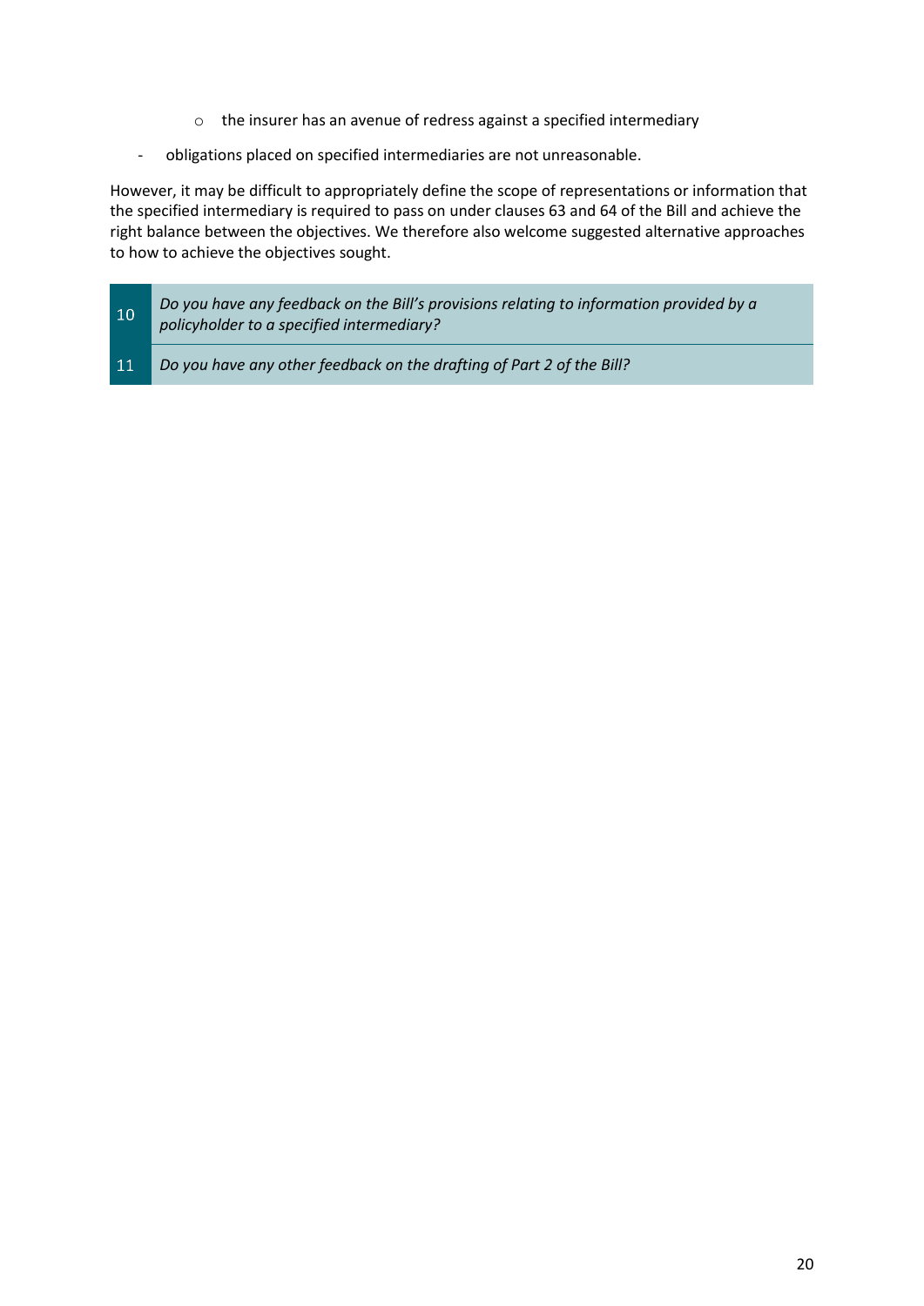- the insurer has an avenue of redress against a specified intermediary

- obligations placed on specified intermediaries are not unreasonable.

However, it may be difficult to appropriately define the scope of representations or information that the specified intermediary is required to pass on under clauses 63 and 64 of the Bill and achieve the right balance between the objectives. We therefore also welcome suggested alternative approaches to how to achieve the objectives sought.

| | |
|---|---|
| 10 | *Do you have any feedback on the Bill's provisions relating to information provided by a policyholder to a specified intermediary?* |
| 11 | *Do you have any other feedback on the drafting of Part 2 of the Bill?* |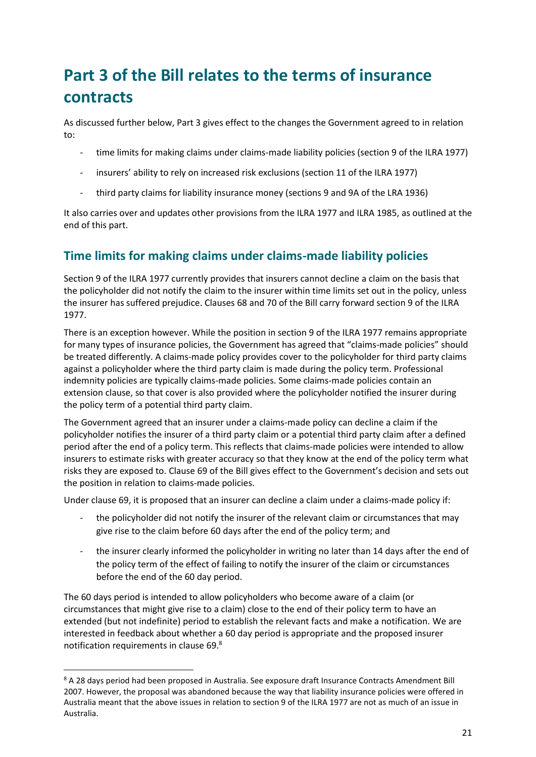# Part 3 of the Bill relates to the terms of insurance contracts

As discussed further below, Part 3 gives effect to the changes the Government agreed to in relation to:

- time limits for making claims under claims-made liability policies (section 9 of the ILRA 1977)
- insurers' ability to rely on increased risk exclusions (section 11 of the ILRA 1977)
- third party claims for liability insurance money (sections 9 and 9A of the LRA 1936)

It also carries over and updates other provisions from the ILRA 1977 and ILRA 1985, as outlined at the end of this part.

## Time limits for making claims under claims-made liability policies

Section 9 of the ILRA 1977 currently provides that insurers cannot decline a claim on the basis that the policyholder did not notify the claim to the insurer within time limits set out in the policy, unless the insurer has suffered prejudice. Clauses 68 and 70 of the Bill carry forward section 9 of the ILRA 1977.

There is an exception however. While the position in section 9 of the ILRA 1977 remains appropriate for many types of insurance policies, the Government has agreed that "claims-made policies" should be treated differently. A claims-made policy provides cover to the policyholder for third party claims against a policyholder where the third party claim is made during the policy term. Professional indemnity policies are typically claims-made policies. Some claims-made policies contain an extension clause, so that cover is also provided where the policyholder notified the insurer during the policy term of a potential third party claim.

The Government agreed that an insurer under a claims-made policy can decline a claim if the policyholder notifies the insurer of a third party claim or a potential third party claim after a defined period after the end of a policy term. This reflects that claims-made policies were intended to allow insurers to estimate risks with greater accuracy so that they know at the end of the policy term what risks they are exposed to. Clause 69 of the Bill gives effect to the Government's decision and sets out the position in relation to claims-made policies.

Under clause 69, it is proposed that an insurer can decline a claim under a claims-made policy if:

- the policyholder did not notify the insurer of the relevant claim or circumstances that may give rise to the claim before 60 days after the end of the policy term; and
- the insurer clearly informed the policyholder in writing no later than 14 days after the end of the policy term of the effect of failing to notify the insurer of the claim or circumstances before the end of the 60 day period.

The 60 days period is intended to allow policyholders who become aware of a claim (or circumstances that might give rise to a claim) close to the end of their policy term to have an extended (but not indefinite) period to establish the relevant facts and make a notification. We are interested in feedback about whether a 60 day period is appropriate and the proposed insurer notification requirements in clause 69.[8]

[8] A 28 days period had been proposed in Australia. See exposure draft Insurance Contracts Amendment Bill 2007. However, the proposal was abandoned because the way that liability insurance policies were offered in Australia meant that the above issues in relation to section 9 of the ILRA 1977 are not as much of an issue in Australia.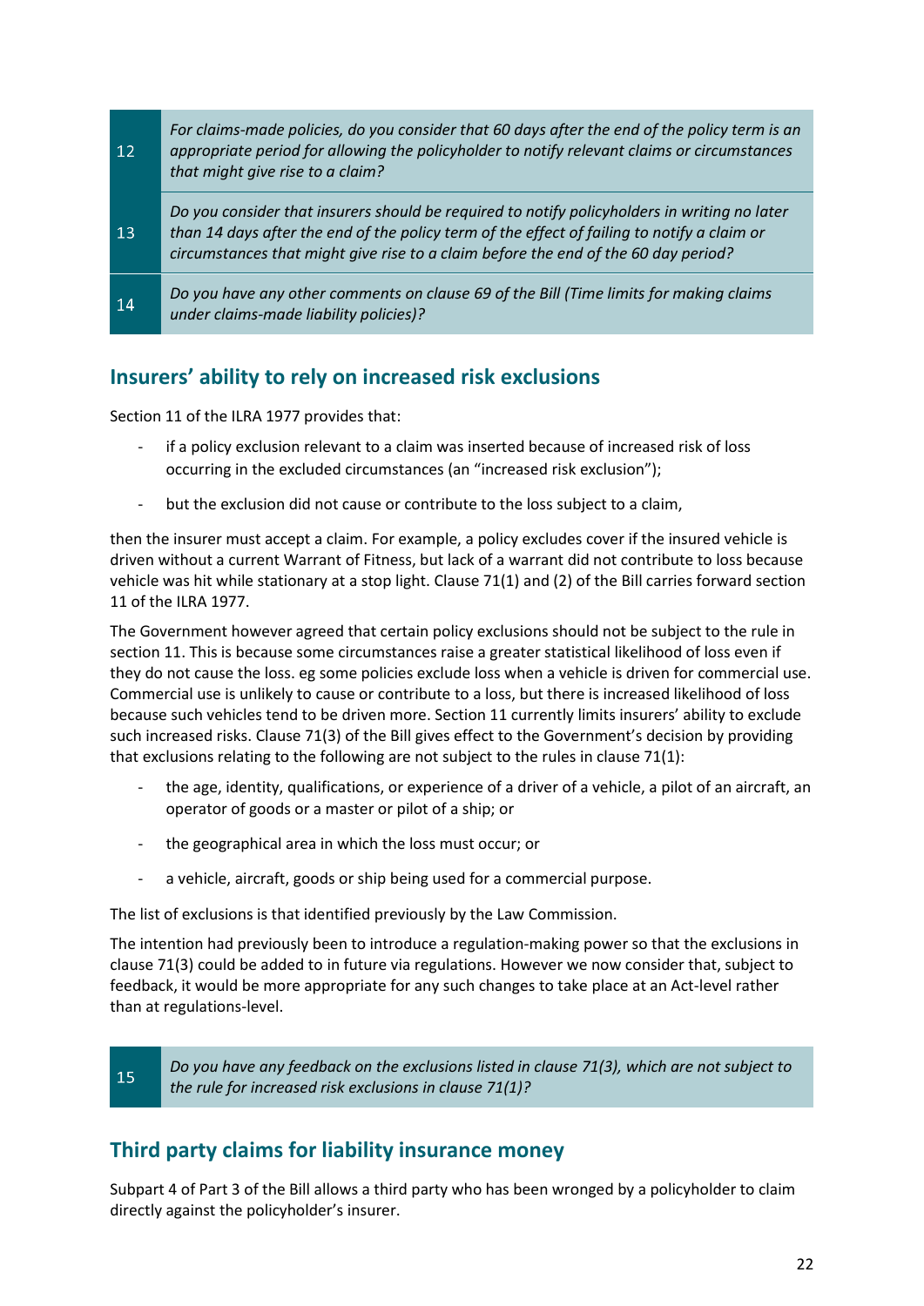| | |
|---|---|
| 12 | *For claims-made policies, do you consider that 60 days after the end of the policy term is an appropriate period for allowing the policyholder to notify relevant claims or circumstances that might give rise to a claim?* |
| 13 | *Do you consider that insurers should be required to notify policyholders in writing no later than 14 days after the end of the policy term of the effect of failing to notify a claim or circumstances that might give rise to a claim before the end of the 60 day period?* |
| 14 | *Do you have any other comments on clause 69 of the Bill (Time limits for making claims under claims-made liability policies)?* |

## Insurers' ability to rely on increased risk exclusions

Section 11 of the ILRA 1977 provides that:

- if a policy exclusion relevant to a claim was inserted because of increased risk of loss occurring in the excluded circumstances (an "increased risk exclusion");
- but the exclusion did not cause or contribute to the loss subject to a claim,

then the insurer must accept a claim. For example, a policy excludes cover if the insured vehicle is driven without a current Warrant of Fitness, but lack of a warrant did not contribute to loss because vehicle was hit while stationary at a stop light. Clause 71(1) and (2) of the Bill carries forward section 11 of the ILRA 1977.

The Government however agreed that certain policy exclusions should not be subject to the rule in section 11. This is because some circumstances raise a greater statistical likelihood of loss even if they do not cause the loss. eg some policies exclude loss when a vehicle is driven for commercial use. Commercial use is unlikely to cause or contribute to a loss, but there is increased likelihood of loss because such vehicles tend to be driven more. Section 11 currently limits insurers' ability to exclude such increased risks. Clause 71(3) of the Bill gives effect to the Government's decision by providing that exclusions relating to the following are not subject to the rules in clause 71(1):

- the age, identity, qualifications, or experience of a driver of a vehicle, a pilot of an aircraft, an operator of goods or a master or pilot of a ship; or
- the geographical area in which the loss must occur; or
- a vehicle, aircraft, goods or ship being used for a commercial purpose.

The list of exclusions is that identified previously by the Law Commission.

The intention had previously been to introduce a regulation-making power so that the exclusions in clause 71(3) could be added to in future via regulations. However we now consider that, subject to feedback, it would be more appropriate for any such changes to take place at an Act-level rather than at regulations-level.

| | |
|---|---|
| 15 | *Do you have any feedback on the exclusions listed in clause 71(3), which are not subject to the rule for increased risk exclusions in clause 71(1)?* |

## Third party claims for liability insurance money

Subpart 4 of Part 3 of the Bill allows a third party who has been wronged by a policyholder to claim directly against the policyholder's insurer.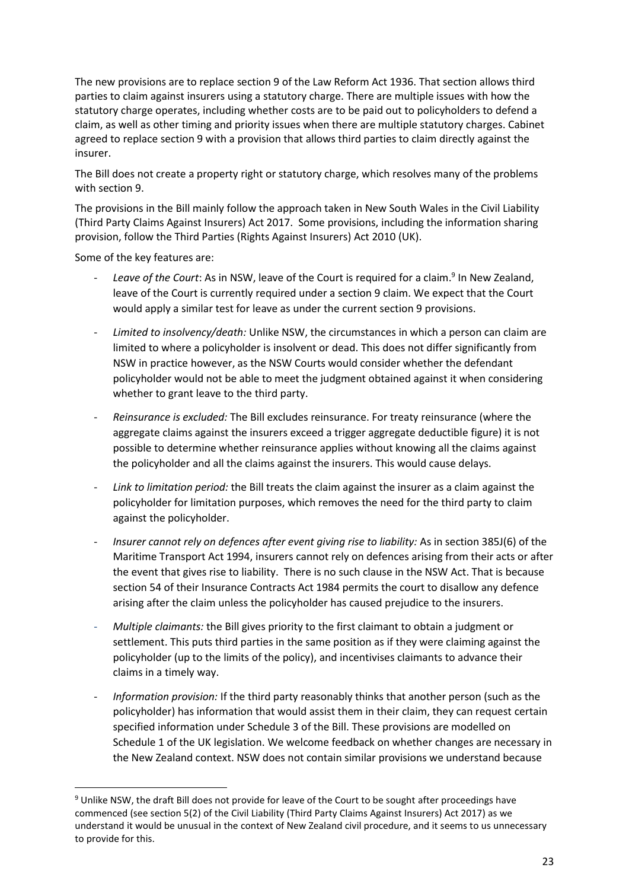The new provisions are to replace section 9 of the Law Reform Act 1936. That section allows third parties to claim against insurers using a statutory charge. There are multiple issues with how the statutory charge operates, including whether costs are to be paid out to policyholders to defend a claim, as well as other timing and priority issues when there are multiple statutory charges. Cabinet agreed to replace section 9 with a provision that allows third parties to claim directly against the insurer.

The Bill does not create a property right or statutory charge, which resolves many of the problems with section 9.

The provisions in the Bill mainly follow the approach taken in New South Wales in the Civil Liability (Third Party Claims Against Insurers) Act 2017. Some provisions, including the information sharing provision, follow the Third Parties (Rights Against Insurers) Act 2010 (UK).

Some of the key features are:

- *Leave of the Court*: As in NSW, leave of the Court is required for a claim.[9] In New Zealand, leave of the Court is currently required under a section 9 claim. We expect that the Court would apply a similar test for leave as under the current section 9 provisions.
- *Limited to insolvency/death:* Unlike NSW, the circumstances in which a person can claim are limited to where a policyholder is insolvent or dead. This does not differ significantly from NSW in practice however, as the NSW Courts would consider whether the defendant policyholder would not be able to meet the judgment obtained against it when considering whether to grant leave to the third party.
- *Reinsurance is excluded:* The Bill excludes reinsurance. For treaty reinsurance (where the aggregate claims against the insurers exceed a trigger aggregate deductible figure) it is not possible to determine whether reinsurance applies without knowing all the claims against the policyholder and all the claims against the insurers. This would cause delays.
- *Link to limitation period:* the Bill treats the claim against the insurer as a claim against the policyholder for limitation purposes, which removes the need for the third party to claim against the policyholder.
- *Insurer cannot rely on defences after event giving rise to liability:* As in section 385J(6) of the Maritime Transport Act 1994, insurers cannot rely on defences arising from their acts or after the event that gives rise to liability. There is no such clause in the NSW Act. That is because section 54 of their Insurance Contracts Act 1984 permits the court to disallow any defence arising after the claim unless the policyholder has caused prejudice to the insurers.
- *Multiple claimants:* the Bill gives priority to the first claimant to obtain a judgment or settlement. This puts third parties in the same position as if they were claiming against the policyholder (up to the limits of the policy), and incentivises claimants to advance their claims in a timely way.
- *Information provision:* If the third party reasonably thinks that another person (such as the policyholder) has information that would assist them in their claim, they can request certain specified information under Schedule 3 of the Bill. These provisions are modelled on Schedule 1 of the UK legislation. We welcome feedback on whether changes are necessary in the New Zealand context. NSW does not contain similar provisions we understand because

[9] Unlike NSW, the draft Bill does not provide for leave of the Court to be sought after proceedings have commenced (see section 5(2) of the Civil Liability (Third Party Claims Against Insurers) Act 2017) as we understand it would be unusual in the context of New Zealand civil procedure, and it seems to us unnecessary to provide for this.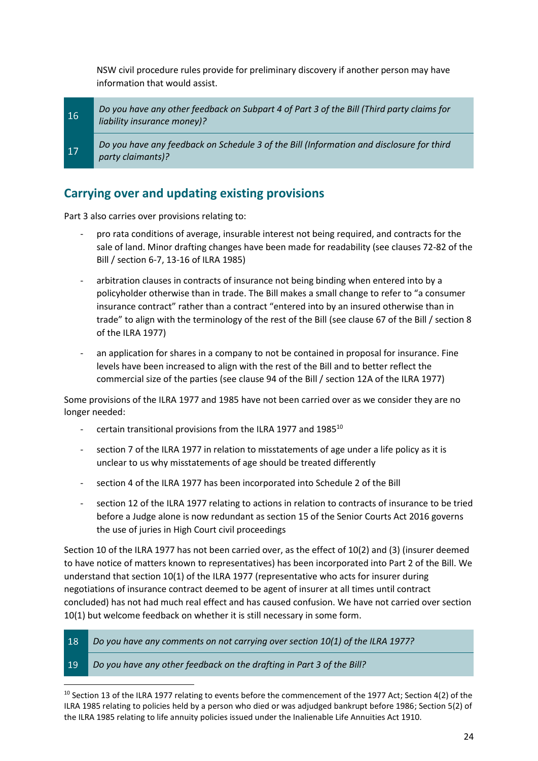NSW civil procedure rules provide for preliminary discovery if another person may have information that would assist.

| | |
|---|---|
| 16 | *Do you have any other feedback on Subpart 4 of Part 3 of the Bill (Third party claims for liability insurance money)?* |
| 17 | *Do you have any feedback on Schedule 3 of the Bill (Information and disclosure for third party claimants)?* |

## Carrying over and updating existing provisions

Part 3 also carries over provisions relating to:

- pro rata conditions of average, insurable interest not being required, and contracts for the sale of land. Minor drafting changes have been made for readability (see clauses 72-82 of the Bill / section 6-7, 13-16 of ILRA 1985)
- arbitration clauses in contracts of insurance not being binding when entered into by a policyholder otherwise than in trade. The Bill makes a small change to refer to "a consumer insurance contract" rather than a contract "entered into by an insured otherwise than in trade" to align with the terminology of the rest of the Bill (see clause 67 of the Bill / section 8 of the ILRA 1977)
- an application for shares in a company to not be contained in proposal for insurance. Fine levels have been increased to align with the rest of the Bill and to better reflect the commercial size of the parties (see clause 94 of the Bill / section 12A of the ILRA 1977)

Some provisions of the ILRA 1977 and 1985 have not been carried over as we consider they are no longer needed:

- certain transitional provisions from the ILRA 1977 and 1985[10]
- section 7 of the ILRA 1977 in relation to misstatements of age under a life policy as it is unclear to us why misstatements of age should be treated differently
- section 4 of the ILRA 1977 has been incorporated into Schedule 2 of the Bill
- section 12 of the ILRA 1977 relating to actions in relation to contracts of insurance to be tried before a Judge alone is now redundant as section 15 of the Senior Courts Act 2016 governs the use of juries in High Court civil proceedings

Section 10 of the ILRA 1977 has not been carried over, as the effect of 10(2) and (3) (insurer deemed to have notice of matters known to representatives) has been incorporated into Part 2 of the Bill. We understand that section 10(1) of the ILRA 1977 (representative who acts for insurer during negotiations of insurance contract deemed to be agent of insurer at all times until contract concluded) has not had much real effect and has caused confusion. We have not carried over section 10(1) but welcome feedback on whether it is still necessary in some form.

| | |
|---|---|
| 18 | *Do you have any comments on not carrying over section 10(1) of the ILRA 1977?* |
| 19 | *Do you have any other feedback on the drafting in Part 3 of the Bill?* |

[10] Section 13 of the ILRA 1977 relating to events before the commencement of the 1977 Act; Section 4(2) of the ILRA 1985 relating to policies held by a person who died or was adjudged bankrupt before 1986; Section 5(2) of the ILRA 1985 relating to life annuity policies issued under the Inalienable Life Annuities Act 1910.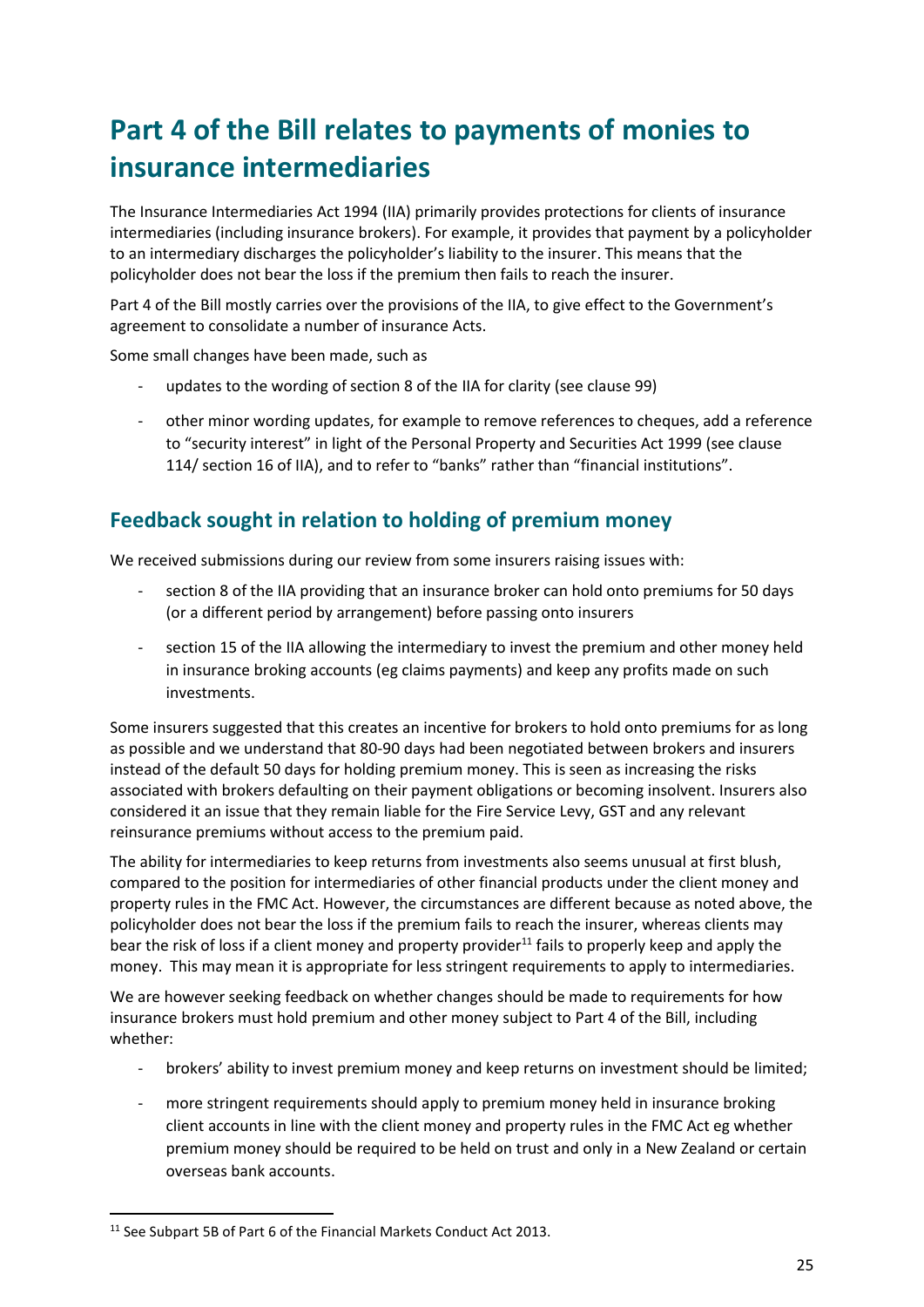# Part 4 of the Bill relates to payments of monies to insurance intermediaries

The Insurance Intermediaries Act 1994 (IIA) primarily provides protections for clients of insurance intermediaries (including insurance brokers). For example, it provides that payment by a policyholder to an intermediary discharges the policyholder's liability to the insurer. This means that the policyholder does not bear the loss if the premium then fails to reach the insurer.

Part 4 of the Bill mostly carries over the provisions of the IIA, to give effect to the Government's agreement to consolidate a number of insurance Acts.

Some small changes have been made, such as

- updates to the wording of section 8 of the IIA for clarity (see clause 99)
- other minor wording updates, for example to remove references to cheques, add a reference to "security interest" in light of the Personal Property and Securities Act 1999 (see clause 114/ section 16 of IIA), and to refer to "banks" rather than "financial institutions".

## Feedback sought in relation to holding of premium money

We received submissions during our review from some insurers raising issues with:

- section 8 of the IIA providing that an insurance broker can hold onto premiums for 50 days (or a different period by arrangement) before passing onto insurers
- section 15 of the IIA allowing the intermediary to invest the premium and other money held in insurance broking accounts (eg claims payments) and keep any profits made on such investments.

Some insurers suggested that this creates an incentive for brokers to hold onto premiums for as long as possible and we understand that 80-90 days had been negotiated between brokers and insurers instead of the default 50 days for holding premium money. This is seen as increasing the risks associated with brokers defaulting on their payment obligations or becoming insolvent. Insurers also considered it an issue that they remain liable for the Fire Service Levy, GST and any relevant reinsurance premiums without access to the premium paid.

The ability for intermediaries to keep returns from investments also seems unusual at first blush, compared to the position for intermediaries of other financial products under the client money and property rules in the FMC Act. However, the circumstances are different because as noted above, the policyholder does not bear the loss if the premium fails to reach the insurer, whereas clients may bear the risk of loss if a client money and property provider[11] fails to properly keep and apply the money. This may mean it is appropriate for less stringent requirements to apply to intermediaries.

We are however seeking feedback on whether changes should be made to requirements for how insurance brokers must hold premium and other money subject to Part 4 of the Bill, including whether:

- brokers' ability to invest premium money and keep returns on investment should be limited;
- more stringent requirements should apply to premium money held in insurance broking client accounts in line with the client money and property rules in the FMC Act eg whether premium money should be required to be held on trust and only in a New Zealand or certain overseas bank accounts.

[11] See Subpart 5B of Part 6 of the Financial Markets Conduct Act 2013.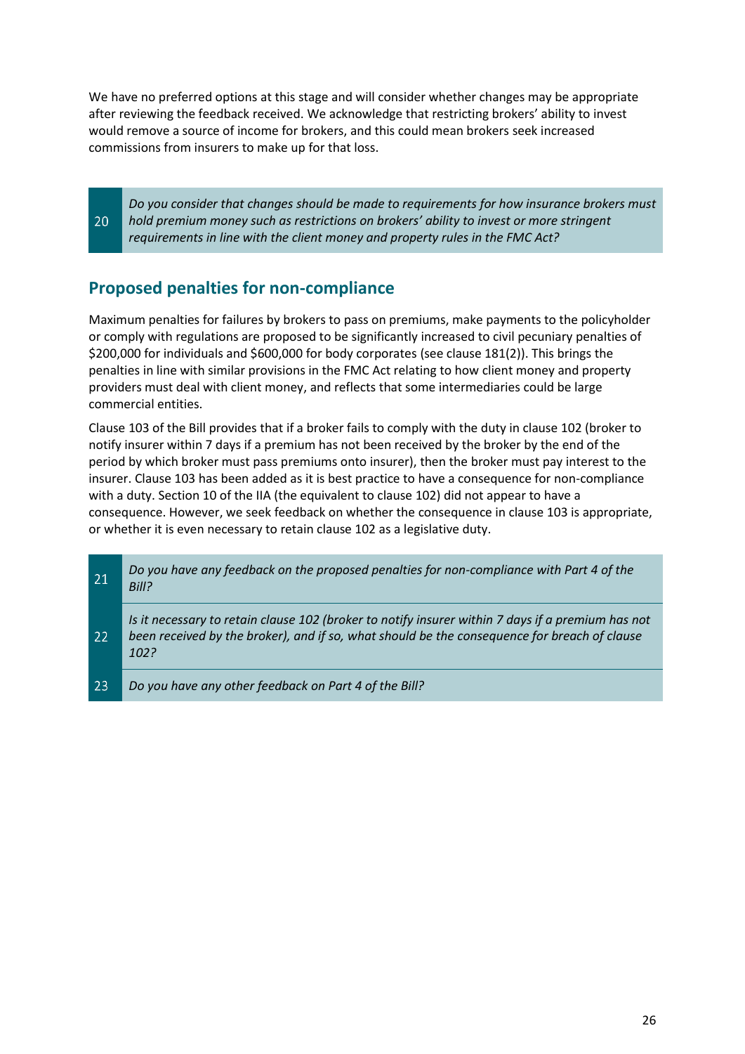We have no preferred options at this stage and will consider whether changes may be appropriate after reviewing the feedback received. We acknowledge that restricting brokers' ability to invest would remove a source of income for brokers, and this could mean brokers seek increased commissions from insurers to make up for that loss.

| | |
|---|---|
| 20 | *Do you consider that changes should be made to requirements for how insurance brokers must hold premium money such as restrictions on brokers' ability to invest or more stringent requirements in line with the client money and property rules in the FMC Act?* |

## Proposed penalties for non-compliance

Maximum penalties for failures by brokers to pass on premiums, make payments to the policyholder or comply with regulations are proposed to be significantly increased to civil pecuniary penalties of $200,000 for individuals and $600,000 for body corporates (see clause 181(2)). This brings the penalties in line with similar provisions in the FMC Act relating to how client money and property providers must deal with client money, and reflects that some intermediaries could be large commercial entities.

Clause 103 of the Bill provides that if a broker fails to comply with the duty in clause 102 (broker to notify insurer within 7 days if a premium has not been received by the broker by the end of the period by which broker must pass premiums onto insurer), then the broker must pay interest to the insurer. Clause 103 has been added as it is best practice to have a consequence for non-compliance with a duty. Section 10 of the IIA (the equivalent to clause 102) did not appear to have a consequence. However, we seek feedback on whether the consequence in clause 103 is appropriate, or whether it is even necessary to retain clause 102 as a legislative duty.

| | |
|---|---|
| 21 | *Do you have any feedback on the proposed penalties for non-compliance with Part 4 of the Bill?* |
| 22 | *Is it necessary to retain clause 102 (broker to notify insurer within 7 days if a premium has not been received by the broker), and if so, what should be the consequence for breach of clause 102?* |
| 23 | *Do you have any other feedback on Part 4 of the Bill?* |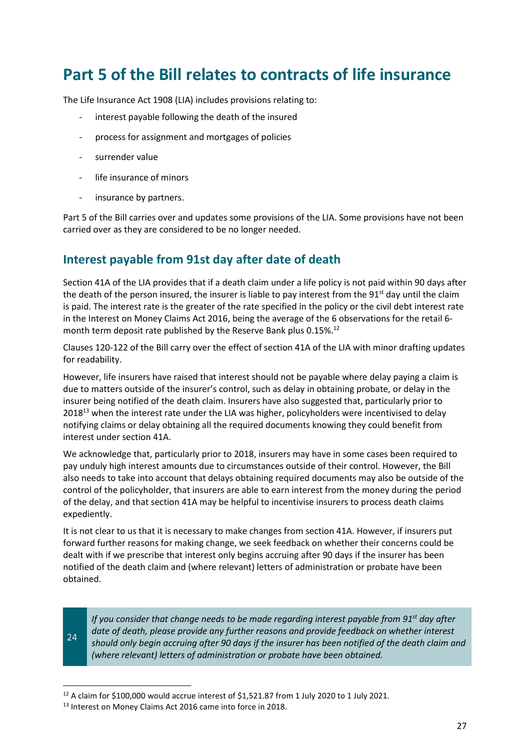# Part 5 of the Bill relates to contracts of life insurance

The Life Insurance Act 1908 (LIA) includes provisions relating to:

- interest payable following the death of the insured
- process for assignment and mortgages of policies
- surrender value
- life insurance of minors
- insurance by partners.

Part 5 of the Bill carries over and updates some provisions of the LIA. Some provisions have not been carried over as they are considered to be no longer needed.

## Interest payable from 91st day after date of death

Section 41A of the LIA provides that if a death claim under a life policy is not paid within 90 days after the death of the person insured, the insurer is liable to pay interest from the 91st day until the claim is paid. The interest rate is the greater of the rate specified in the policy or the civil debt interest rate in the Interest on Money Claims Act 2016, being the average of the 6 observations for the retail 6-month term deposit rate published by the Reserve Bank plus 0.15%.[12]

Clauses 120-122 of the Bill carry over the effect of section 41A of the LIA with minor drafting updates for readability.

However, life insurers have raised that interest should not be payable where delay paying a claim is due to matters outside of the insurer's control, such as delay in obtaining probate, or delay in the insurer being notified of the death claim. Insurers have also suggested that, particularly prior to 2018[13] when the interest rate under the LIA was higher, policyholders were incentivised to delay notifying claims or delay obtaining all the required documents knowing they could benefit from interest under section 41A.

We acknowledge that, particularly prior to 2018, insurers may have in some cases been required to pay unduly high interest amounts due to circumstances outside of their control. However, the Bill also needs to take into account that delays obtaining required documents may also be outside of the control of the policyholder, that insurers are able to earn interest from the money during the period of the delay, and that section 41A may be helpful to incentivise insurers to process death claims expediently.

It is not clear to us that it is necessary to make changes from section 41A. However, if insurers put forward further reasons for making change, we seek feedback on whether their concerns could be dealt with if we prescribe that interest only begins accruing after 90 days if the insurer has been notified of the death claim and (where relevant) letters of administration or probate have been obtained.

| 24 | *If you consider that change needs to be made regarding interest payable from 91st day after date of death, please provide any further reasons and provide feedback on whether interest should only begin accruing after 90 days if the insurer has been notified of the death claim and (where relevant) letters of administration or probate have been obtained.* |
|---|---|

[12] A claim for $100,000 would accrue interest of $1,521.87 from 1 July 2020 to 1 July 2021.

[13] Interest on Money Claims Act 2016 came into force in 2018.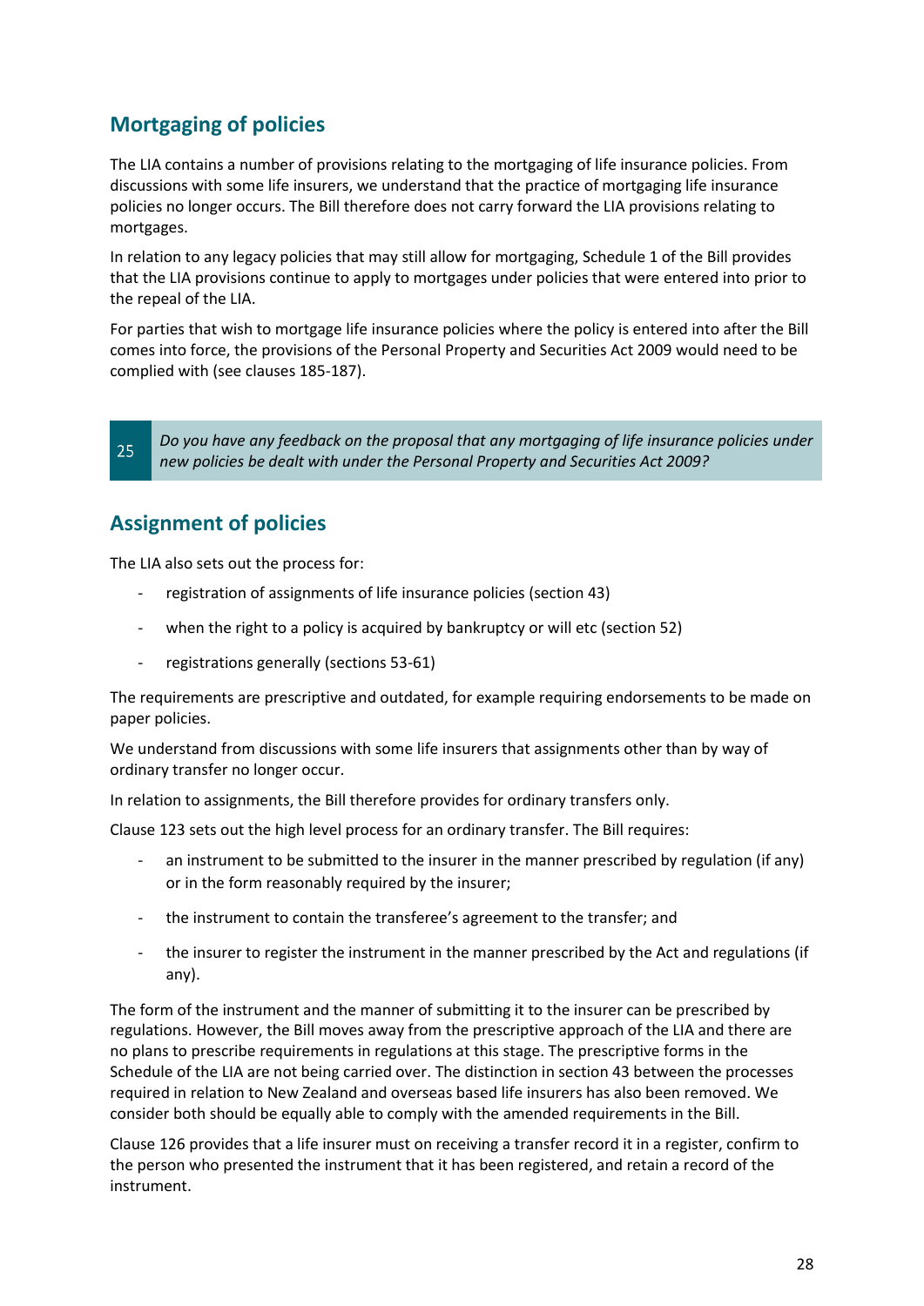## Mortgaging of policies

The LIA contains a number of provisions relating to the mortgaging of life insurance policies. From discussions with some life insurers, we understand that the practice of mortgaging life insurance policies no longer occurs. The Bill therefore does not carry forward the LIA provisions relating to mortgages.

In relation to any legacy policies that may still allow for mortgaging, Schedule 1 of the Bill provides that the LIA provisions continue to apply to mortgages under policies that were entered into prior to the repeal of the LIA.

For parties that wish to mortgage life insurance policies where the policy is entered into after the Bill comes into force, the provisions of the Personal Property and Securities Act 2009 would need to be complied with (see clauses 185-187).

| 25 | *Do you have any feedback on the proposal that any mortgaging of life insurance policies under new policies be dealt with under the Personal Property and Securities Act 2009?* |
| --- | --- |

## Assignment of policies

The LIA also sets out the process for:

- registration of assignments of life insurance policies (section 43)
- when the right to a policy is acquired by bankruptcy or will etc (section 52)
- registrations generally (sections 53-61)

The requirements are prescriptive and outdated, for example requiring endorsements to be made on paper policies.

We understand from discussions with some life insurers that assignments other than by way of ordinary transfer no longer occur.

In relation to assignments, the Bill therefore provides for ordinary transfers only.

Clause 123 sets out the high level process for an ordinary transfer. The Bill requires:

- an instrument to be submitted to the insurer in the manner prescribed by regulation (if any) or in the form reasonably required by the insurer;
- the instrument to contain the transferee's agreement to the transfer; and
- the insurer to register the instrument in the manner prescribed by the Act and regulations (if any).

The form of the instrument and the manner of submitting it to the insurer can be prescribed by regulations. However, the Bill moves away from the prescriptive approach of the LIA and there are no plans to prescribe requirements in regulations at this stage. The prescriptive forms in the Schedule of the LIA are not being carried over. The distinction in section 43 between the processes required in relation to New Zealand and overseas based life insurers has also been removed. We consider both should be equally able to comply with the amended requirements in the Bill.

Clause 126 provides that a life insurer must on receiving a transfer record it in a register, confirm to the person who presented the instrument that it has been registered, and retain a record of the instrument.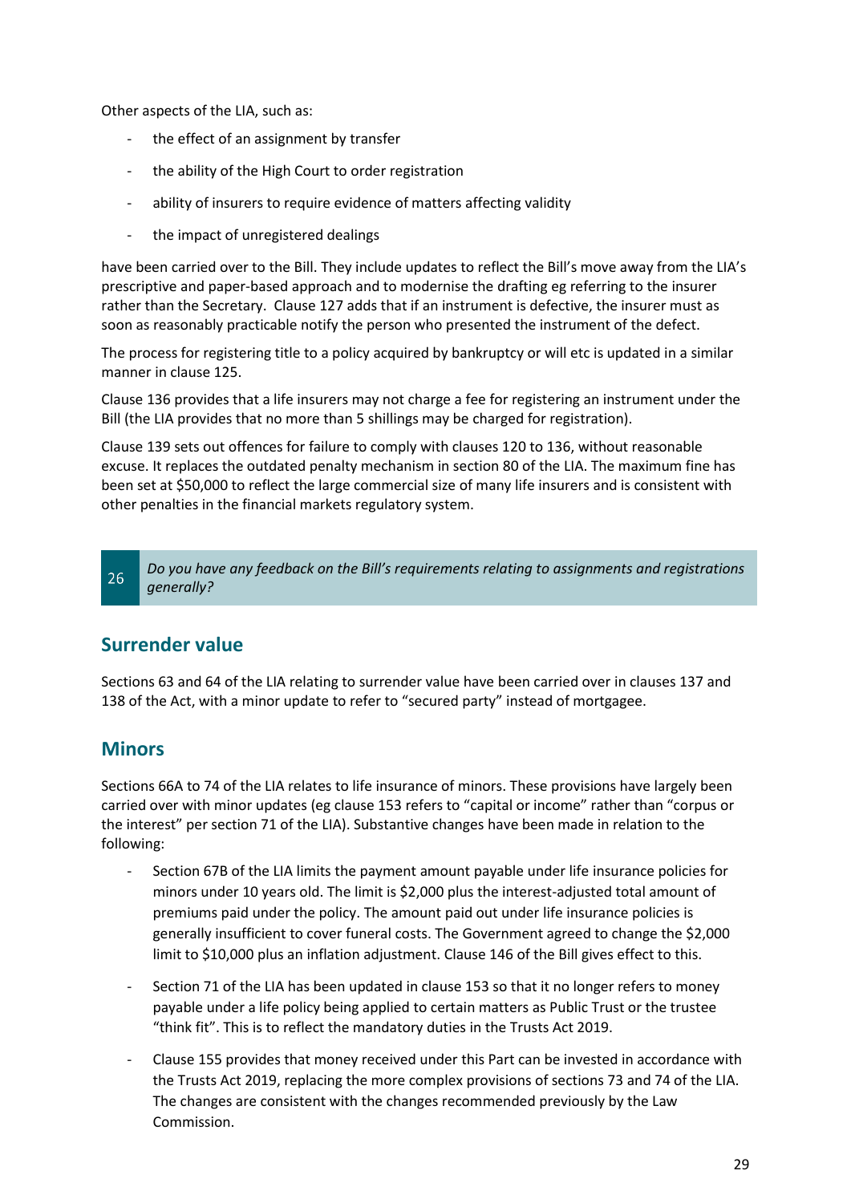Other aspects of the LIA, such as:

- the effect of an assignment by transfer
- the ability of the High Court to order registration
- ability of insurers to require evidence of matters affecting validity
- the impact of unregistered dealings

have been carried over to the Bill. They include updates to reflect the Bill's move away from the LIA's prescriptive and paper-based approach and to modernise the drafting eg referring to the insurer rather than the Secretary. Clause 127 adds that if an instrument is defective, the insurer must as soon as reasonably practicable notify the person who presented the instrument of the defect.

The process for registering title to a policy acquired by bankruptcy or will etc is updated in a similar manner in clause 125.

Clause 136 provides that a life insurers may not charge a fee for registering an instrument under the Bill (the LIA provides that no more than 5 shillings may be charged for registration).

Clause 139 sets out offences for failure to comply with clauses 120 to 136, without reasonable excuse. It replaces the outdated penalty mechanism in section 80 of the LIA. The maximum fine has been set at $50,000 to reflect the large commercial size of many life insurers and is consistent with other penalties in the financial markets regulatory system.

| 26 | *Do you have any feedback on the Bill's requirements relating to assignments and registrations generally?* |
|---|---|

## Surrender value

Sections 63 and 64 of the LIA relating to surrender value have been carried over in clauses 137 and 138 of the Act, with a minor update to refer to "secured party" instead of mortgagee.

## Minors

Sections 66A to 74 of the LIA relates to life insurance of minors. These provisions have largely been carried over with minor updates (eg clause 153 refers to "capital or income" rather than "corpus or the interest" per section 71 of the LIA). Substantive changes have been made in relation to the following:

- Section 67B of the LIA limits the payment amount payable under life insurance policies for minors under 10 years old. The limit is $2,000 plus the interest-adjusted total amount of premiums paid under the policy. The amount paid out under life insurance policies is generally insufficient to cover funeral costs. The Government agreed to change the $2,000 limit to $10,000 plus an inflation adjustment. Clause 146 of the Bill gives effect to this.
- Section 71 of the LIA has been updated in clause 153 so that it no longer refers to money payable under a life policy being applied to certain matters as Public Trust or the trustee "think fit". This is to reflect the mandatory duties in the Trusts Act 2019.
- Clause 155 provides that money received under this Part can be invested in accordance with the Trusts Act 2019, replacing the more complex provisions of sections 73 and 74 of the LIA. The changes are consistent with the changes recommended previously by the Law Commission.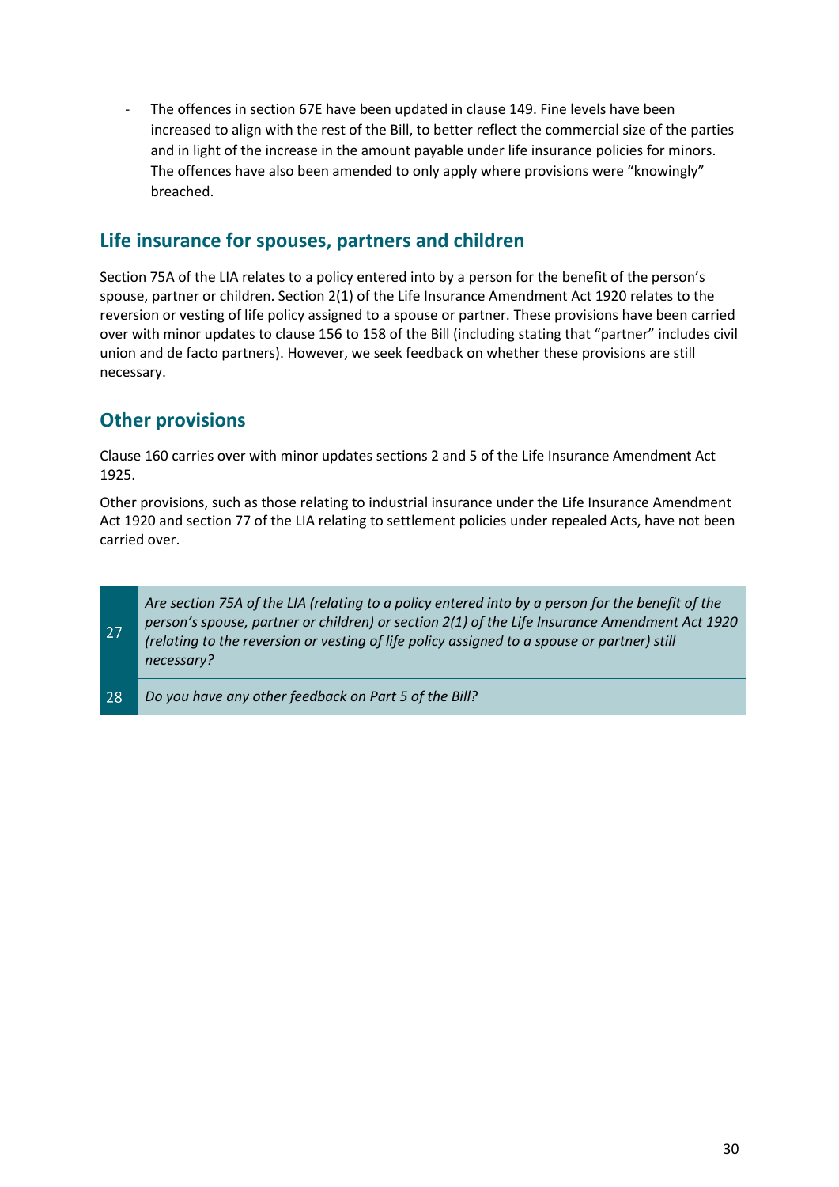- The offences in section 67E have been updated in clause 149. Fine levels have been increased to align with the rest of the Bill, to better reflect the commercial size of the parties and in light of the increase in the amount payable under life insurance policies for minors. The offences have also been amended to only apply where provisions were "knowingly" breached.

## Life insurance for spouses, partners and children

Section 75A of the LIA relates to a policy entered into by a person for the benefit of the person's spouse, partner or children. Section 2(1) of the Life Insurance Amendment Act 1920 relates to the reversion or vesting of life policy assigned to a spouse or partner. These provisions have been carried over with minor updates to clause 156 to 158 of the Bill (including stating that "partner" includes civil union and de facto partners). However, we seek feedback on whether these provisions are still necessary.

## Other provisions

Clause 160 carries over with minor updates sections 2 and 5 of the Life Insurance Amendment Act 1925.

Other provisions, such as those relating to industrial insurance under the Life Insurance Amendment Act 1920 and section 77 of the LIA relating to settlement policies under repealed Acts, have not been carried over.

| | |
|---|---|
| 27 | *Are section 75A of the LIA (relating to a policy entered into by a person for the benefit of the person's spouse, partner or children) or section 2(1) of the Life Insurance Amendment Act 1920 (relating to the reversion or vesting of life policy assigned to a spouse or partner) still necessary?* |
| 28 | *Do you have any other feedback on Part 5 of the Bill?* |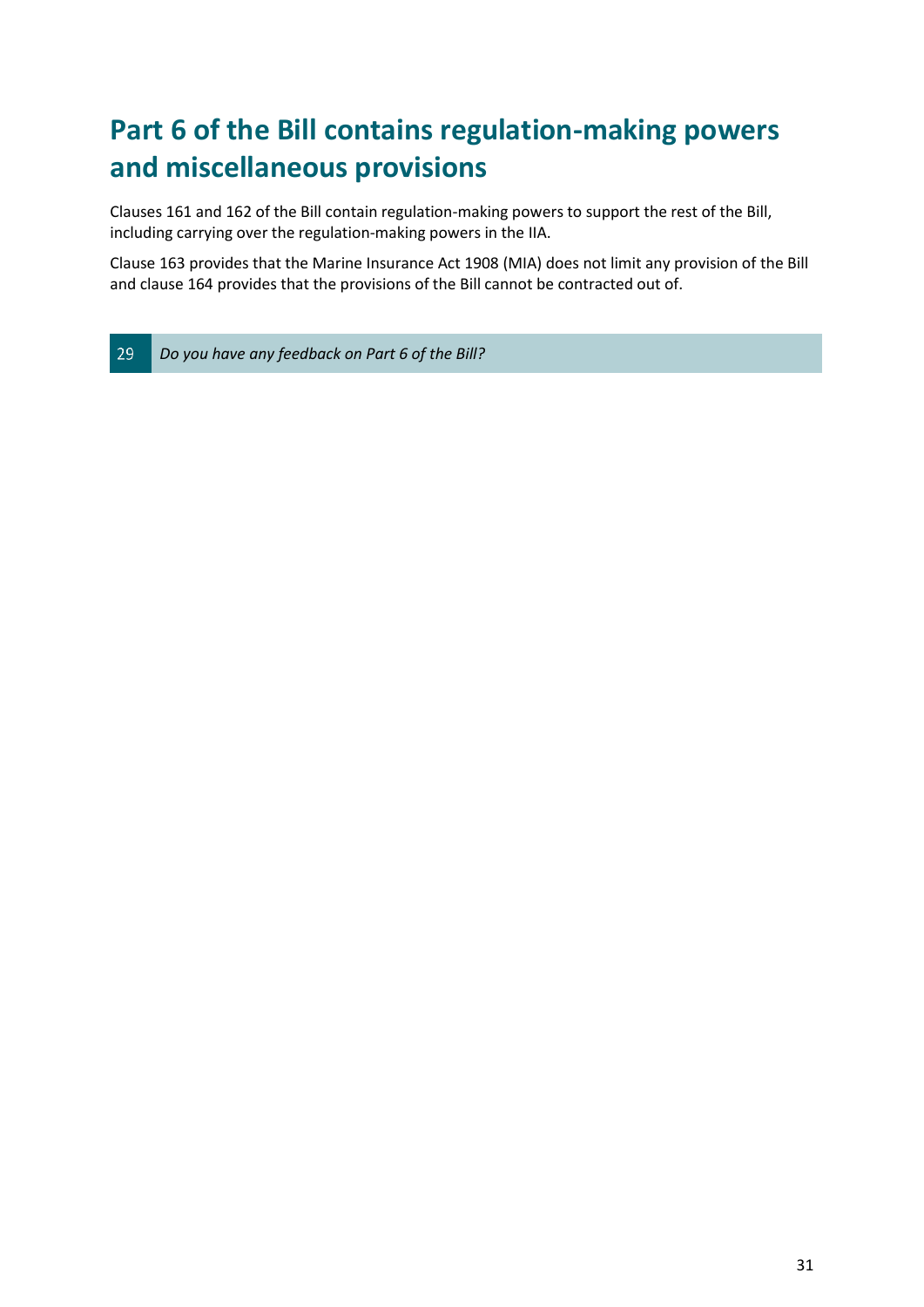# Part 6 of the Bill contains regulation-making powers and miscellaneous provisions

Clauses 161 and 162 of the Bill contain regulation-making powers to support the rest of the Bill, including carrying over the regulation-making powers in the IIA.

Clause 163 provides that the Marine Insurance Act 1908 (MIA) does not limit any provision of the Bill and clause 164 provides that the provisions of the Bill cannot be contracted out of.

| 29 | *Do you have any feedback on Part 6 of the Bill?* |
|---|---|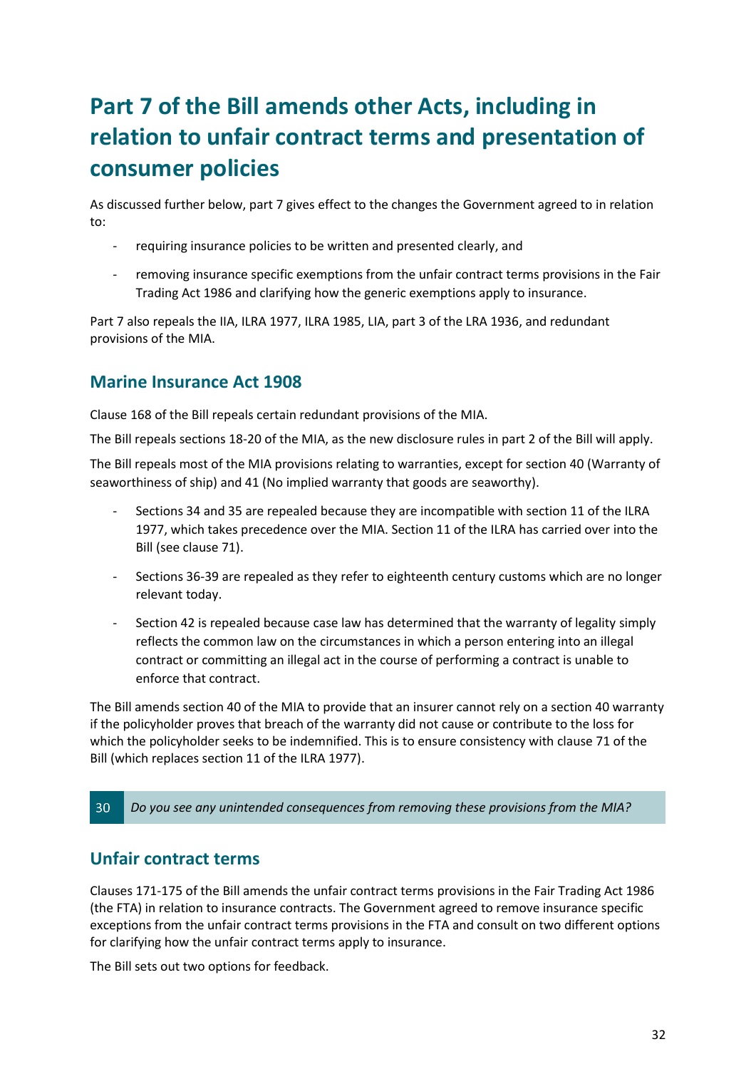# Part 7 of the Bill amends other Acts, including in relation to unfair contract terms and presentation of consumer policies

As discussed further below, part 7 gives effect to the changes the Government agreed to in relation to:

- requiring insurance policies to be written and presented clearly, and
- removing insurance specific exemptions from the unfair contract terms provisions in the Fair Trading Act 1986 and clarifying how the generic exemptions apply to insurance.

Part 7 also repeals the IIA, ILRA 1977, ILRA 1985, LIA, part 3 of the LRA 1936, and redundant provisions of the MIA.

## Marine Insurance Act 1908

Clause 168 of the Bill repeals certain redundant provisions of the MIA.

The Bill repeals sections 18-20 of the MIA, as the new disclosure rules in part 2 of the Bill will apply.

The Bill repeals most of the MIA provisions relating to warranties, except for section 40 (Warranty of seaworthiness of ship) and 41 (No implied warranty that goods are seaworthy).

- Sections 34 and 35 are repealed because they are incompatible with section 11 of the ILRA 1977, which takes precedence over the MIA. Section 11 of the ILRA has carried over into the Bill (see clause 71).
- Sections 36-39 are repealed as they refer to eighteenth century customs which are no longer relevant today.
- Section 42 is repealed because case law has determined that the warranty of legality simply reflects the common law on the circumstances in which a person entering into an illegal contract or committing an illegal act in the course of performing a contract is unable to enforce that contract.

The Bill amends section 40 of the MIA to provide that an insurer cannot rely on a section 40 warranty if the policyholder proves that breach of the warranty did not cause or contribute to the loss for which the policyholder seeks to be indemnified. This is to ensure consistency with clause 71 of the Bill (which replaces section 11 of the ILRA 1977).

| 30 | *Do you see any unintended consequences from removing these provisions from the MIA?* |
|---|---|

## Unfair contract terms

Clauses 171-175 of the Bill amends the unfair contract terms provisions in the Fair Trading Act 1986 (the FTA) in relation to insurance contracts. The Government agreed to remove insurance specific exceptions from the unfair contract terms provisions in the FTA and consult on two different options for clarifying how the unfair contract terms apply to insurance.

The Bill sets out two options for feedback.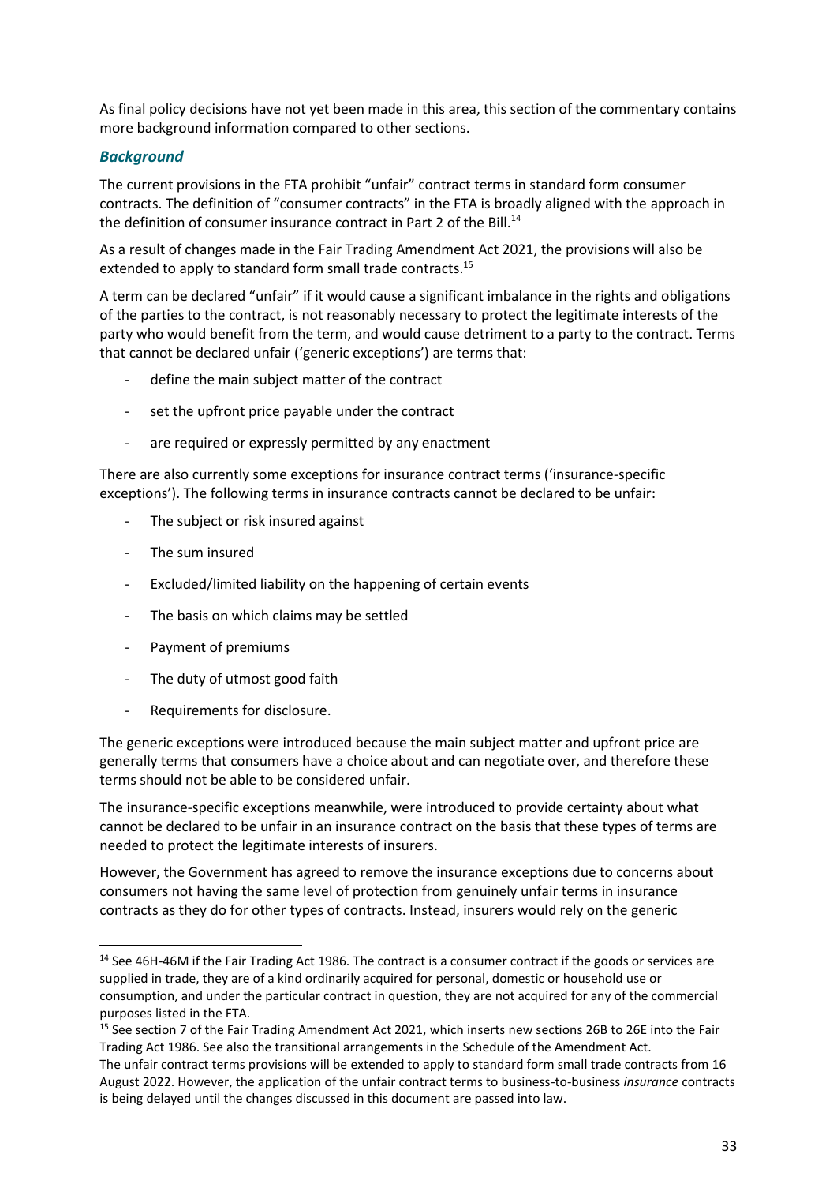As final policy decisions have not yet been made in this area, this section of the commentary contains more background information compared to other sections.

### *Background*

The current provisions in the FTA prohibit "unfair" contract terms in standard form consumer contracts. The definition of "consumer contracts" in the FTA is broadly aligned with the approach in the definition of consumer insurance contract in Part 2 of the Bill.[14]

As a result of changes made in the Fair Trading Amendment Act 2021, the provisions will also be extended to apply to standard form small trade contracts.[15]

A term can be declared "unfair" if it would cause a significant imbalance in the rights and obligations of the parties to the contract, is not reasonably necessary to protect the legitimate interests of the party who would benefit from the term, and would cause detriment to a party to the contract. Terms that cannot be declared unfair ('generic exceptions') are terms that:

- define the main subject matter of the contract
- set the upfront price payable under the contract
- are required or expressly permitted by any enactment

There are also currently some exceptions for insurance contract terms ('insurance-specific exceptions'). The following terms in insurance contracts cannot be declared to be unfair:

- The subject or risk insured against
- The sum insured
- Excluded/limited liability on the happening of certain events
- The basis on which claims may be settled
- Payment of premiums
- The duty of utmost good faith
- Requirements for disclosure.

The generic exceptions were introduced because the main subject matter and upfront price are generally terms that consumers have a choice about and can negotiate over, and therefore these terms should not be able to be considered unfair.

The insurance-specific exceptions meanwhile, were introduced to provide certainty about what cannot be declared to be unfair in an insurance contract on the basis that these types of terms are needed to protect the legitimate interests of insurers.

However, the Government has agreed to remove the insurance exceptions due to concerns about consumers not having the same level of protection from genuinely unfair terms in insurance contracts as they do for other types of contracts. Instead, insurers would rely on the generic

---

[14] See 46H-46M if the Fair Trading Act 1986. The contract is a consumer contract if the goods or services are supplied in trade, they are of a kind ordinarily acquired for personal, domestic or household use or consumption, and under the particular contract in question, they are not acquired for any of the commercial purposes listed in the FTA.

[15] See section 7 of the Fair Trading Amendment Act 2021, which inserts new sections 26B to 26E into the Fair Trading Act 1986. See also the transitional arrangements in the Schedule of the Amendment Act. The unfair contract terms provisions will be extended to apply to standard form small trade contracts from 16 August 2022. However, the application of the unfair contract terms to business-to-business *insurance* contracts is being delayed until the changes discussed in this document are passed into law.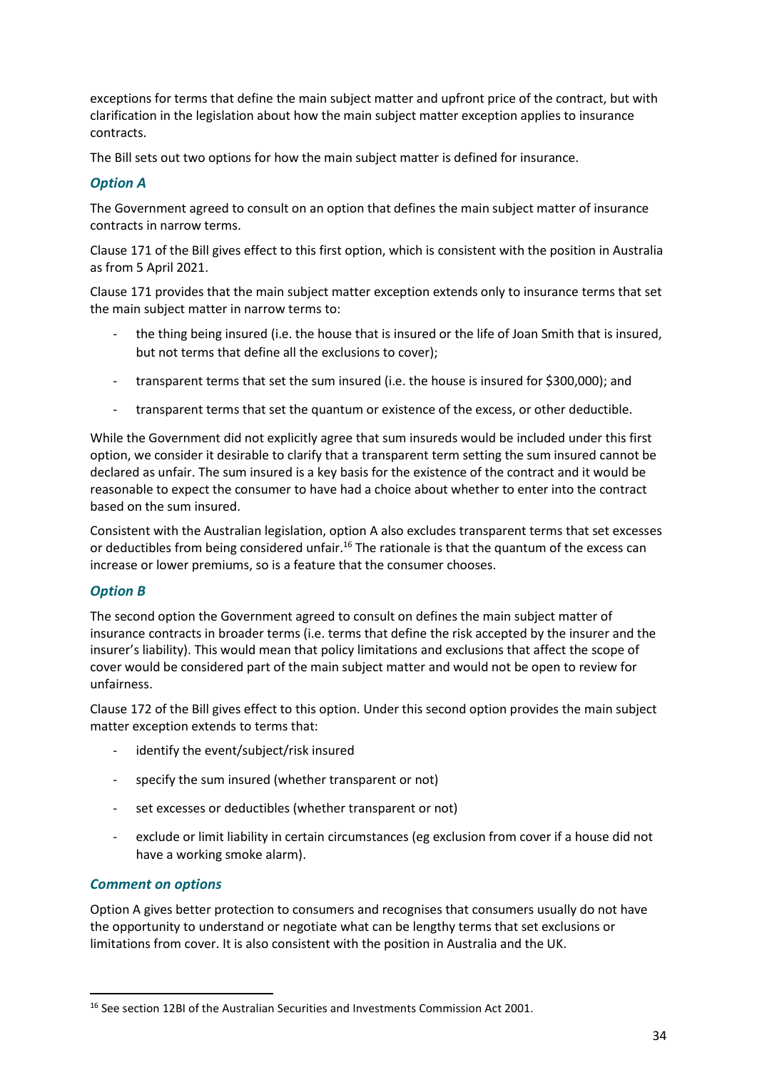exceptions for terms that define the main subject matter and upfront price of the contract, but with clarification in the legislation about how the main subject matter exception applies to insurance contracts.

The Bill sets out two options for how the main subject matter is defined for insurance.

### *Option A*

The Government agreed to consult on an option that defines the main subject matter of insurance contracts in narrow terms.

Clause 171 of the Bill gives effect to this first option, which is consistent with the position in Australia as from 5 April 2021.

Clause 171 provides that the main subject matter exception extends only to insurance terms that set the main subject matter in narrow terms to:

- the thing being insured (i.e. the house that is insured or the life of Joan Smith that is insured, but not terms that define all the exclusions to cover);
- transparent terms that set the sum insured (i.e. the house is insured for $300,000); and
- transparent terms that set the quantum or existence of the excess, or other deductible.

While the Government did not explicitly agree that sum insureds would be included under this first option, we consider it desirable to clarify that a transparent term setting the sum insured cannot be declared as unfair. The sum insured is a key basis for the existence of the contract and it would be reasonable to expect the consumer to have had a choice about whether to enter into the contract based on the sum insured.

Consistent with the Australian legislation, option A also excludes transparent terms that set excesses or deductibles from being considered unfair.[16] The rationale is that the quantum of the excess can increase or lower premiums, so is a feature that the consumer chooses.

### *Option B*

The second option the Government agreed to consult on defines the main subject matter of insurance contracts in broader terms (i.e. terms that define the risk accepted by the insurer and the insurer's liability). This would mean that policy limitations and exclusions that affect the scope of cover would be considered part of the main subject matter and would not be open to review for unfairness.

Clause 172 of the Bill gives effect to this option. Under this second option provides the main subject matter exception extends to terms that:

- identify the event/subject/risk insured
- specify the sum insured (whether transparent or not)
- set excesses or deductibles (whether transparent or not)
- exclude or limit liability in certain circumstances (eg exclusion from cover if a house did not have a working smoke alarm).

### *Comment on options*

Option A gives better protection to consumers and recognises that consumers usually do not have the opportunity to understand or negotiate what can be lengthy terms that set exclusions or limitations from cover. It is also consistent with the position in Australia and the UK.

---

[16] See section 12BI of the Australian Securities and Investments Commission Act 2001.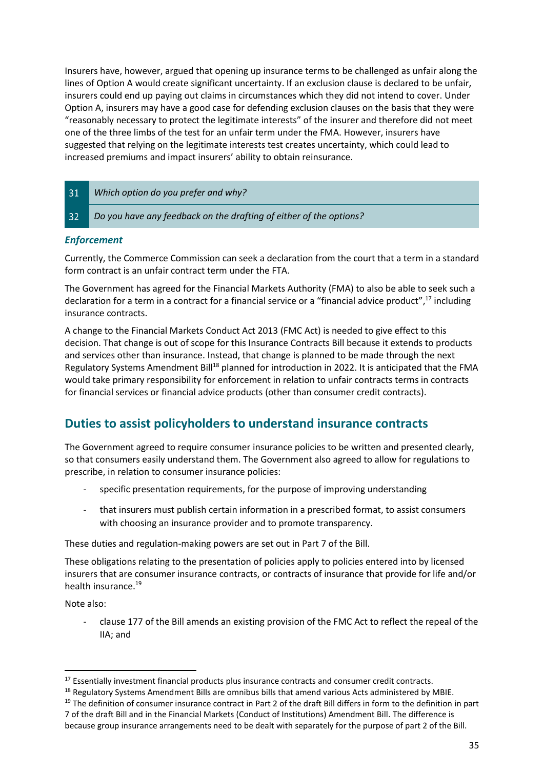Insurers have, however, argued that opening up insurance terms to be challenged as unfair along the lines of Option A would create significant uncertainty. If an exclusion clause is declared to be unfair, insurers could end up paying out claims in circumstances which they did not intend to cover. Under Option A, insurers may have a good case for defending exclusion clauses on the basis that they were "reasonably necessary to protect the legitimate interests" of the insurer and therefore did not meet one of the three limbs of the test for an unfair term under the FMA. However, insurers have suggested that relying on the legitimate interests test creates uncertainty, which could lead to increased premiums and impact insurers' ability to obtain reinsurance.

| | |
|---|---|
| 31 | *Which option do you prefer and why?* |
| 32 | *Do you have any feedback on the drafting of either of the options?* |

### *Enforcement*

Currently, the Commerce Commission can seek a declaration from the court that a term in a standard form contract is an unfair contract term under the FTA.

The Government has agreed for the Financial Markets Authority (FMA) to also be able to seek such a declaration for a term in a contract for a financial service or a "financial advice product",[17] including insurance contracts.

A change to the Financial Markets Conduct Act 2013 (FMC Act) is needed to give effect to this decision. That change is out of scope for this Insurance Contracts Bill because it extends to products and services other than insurance. Instead, that change is planned to be made through the next Regulatory Systems Amendment Bill[18] planned for introduction in 2022. It is anticipated that the FMA would take primary responsibility for enforcement in relation to unfair contracts terms in contracts for financial services or financial advice products (other than consumer credit contracts).

## Duties to assist policyholders to understand insurance contracts

The Government agreed to require consumer insurance policies to be written and presented clearly, so that consumers easily understand them. The Government also agreed to allow for regulations to prescribe, in relation to consumer insurance policies:

- specific presentation requirements, for the purpose of improving understanding
- that insurers must publish certain information in a prescribed format, to assist consumers with choosing an insurance provider and to promote transparency.

These duties and regulation-making powers are set out in Part 7 of the Bill.

These obligations relating to the presentation of policies apply to policies entered into by licensed insurers that are consumer insurance contracts, or contracts of insurance that provide for life and/or health insurance.[19]

Note also:

- clause 177 of the Bill amends an existing provision of the FMC Act to reflect the repeal of the IIA; and

---

[17] Essentially investment financial products plus insurance contracts and consumer credit contracts.

[18] Regulatory Systems Amendment Bills are omnibus bills that amend various Acts administered by MBIE.

[19] The definition of consumer insurance contract in Part 2 of the draft Bill differs in form to the definition in part 7 of the draft Bill and in the Financial Markets (Conduct of Institutions) Amendment Bill. The difference is because group insurance arrangements need to be dealt with separately for the purpose of part 2 of the Bill.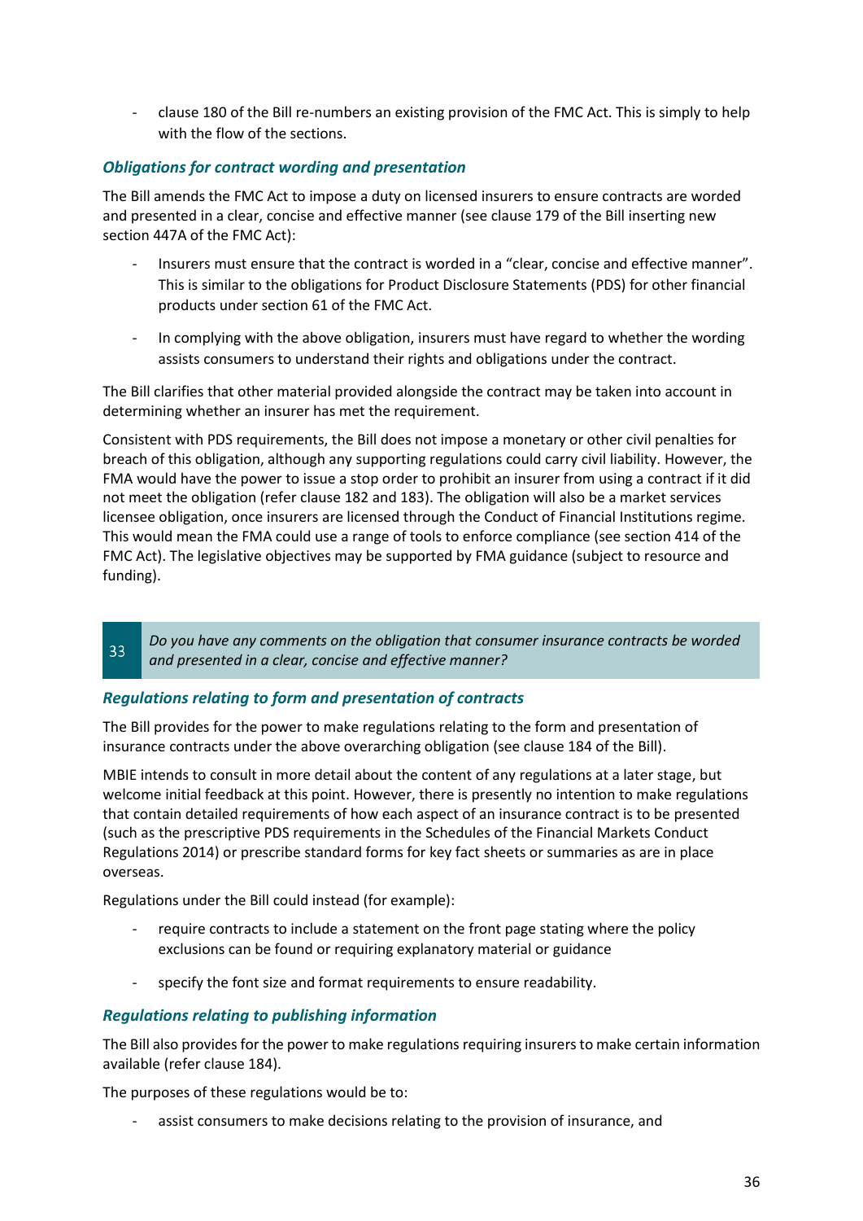- clause 180 of the Bill re-numbers an existing provision of the FMC Act. This is simply to help with the flow of the sections.

### *Obligations for contract wording and presentation*

The Bill amends the FMC Act to impose a duty on licensed insurers to ensure contracts are worded and presented in a clear, concise and effective manner (see clause 179 of the Bill inserting new section 447A of the FMC Act):

- Insurers must ensure that the contract is worded in a "clear, concise and effective manner". This is similar to the obligations for Product Disclosure Statements (PDS) for other financial products under section 61 of the FMC Act.
- In complying with the above obligation, insurers must have regard to whether the wording assists consumers to understand their rights and obligations under the contract.

The Bill clarifies that other material provided alongside the contract may be taken into account in determining whether an insurer has met the requirement.

Consistent with PDS requirements, the Bill does not impose a monetary or other civil penalties for breach of this obligation, although any supporting regulations could carry civil liability. However, the FMA would have the power to issue a stop order to prohibit an insurer from using a contract if it did not meet the obligation (refer clause 182 and 183). The obligation will also be a market services licensee obligation, once insurers are licensed through the Conduct of Financial Institutions regime. This would mean the FMA could use a range of tools to enforce compliance (see section 414 of the FMC Act). The legislative objectives may be supported by FMA guidance (subject to resource and funding).

| 33 | *Do you have any comments on the obligation that consumer insurance contracts be worded and presented in a clear, concise and effective manner?* |
|---|---|

### *Regulations relating to form and presentation of contracts*

The Bill provides for the power to make regulations relating to the form and presentation of insurance contracts under the above overarching obligation (see clause 184 of the Bill).

MBIE intends to consult in more detail about the content of any regulations at a later stage, but welcome initial feedback at this point. However, there is presently no intention to make regulations that contain detailed requirements of how each aspect of an insurance contract is to be presented (such as the prescriptive PDS requirements in the Schedules of the Financial Markets Conduct Regulations 2014) or prescribe standard forms for key fact sheets or summaries as are in place overseas.

Regulations under the Bill could instead (for example):

- require contracts to include a statement on the front page stating where the policy exclusions can be found or requiring explanatory material or guidance
- specify the font size and format requirements to ensure readability.

### *Regulations relating to publishing information*

The Bill also provides for the power to make regulations requiring insurers to make certain information available (refer clause 184).

The purposes of these regulations would be to:

- assist consumers to make decisions relating to the provision of insurance, and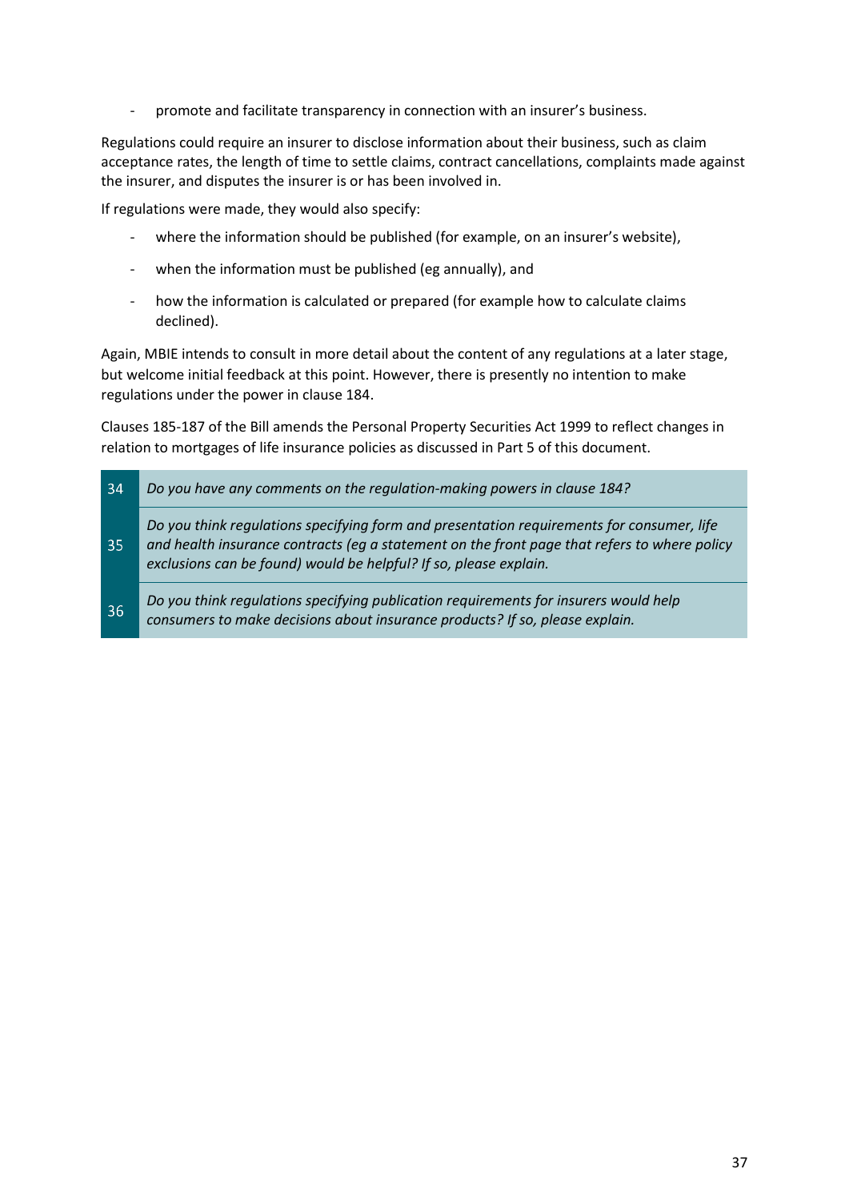- promote and facilitate transparency in connection with an insurer's business.

Regulations could require an insurer to disclose information about their business, such as claim acceptance rates, the length of time to settle claims, contract cancellations, complaints made against the insurer, and disputes the insurer is or has been involved in.

If regulations were made, they would also specify:

- where the information should be published (for example, on an insurer's website),
- when the information must be published (eg annually), and
- how the information is calculated or prepared (for example how to calculate claims declined).

Again, MBIE intends to consult in more detail about the content of any regulations at a later stage, but welcome initial feedback at this point. However, there is presently no intention to make regulations under the power in clause 184.

Clauses 185-187 of the Bill amends the Personal Property Securities Act 1999 to reflect changes in relation to mortgages of life insurance policies as discussed in Part 5 of this document.

| | |
|---|---|
| 34 | *Do you have any comments on the regulation-making powers in clause 184?* |
| 35 | *Do you think regulations specifying form and presentation requirements for consumer, life and health insurance contracts (eg a statement on the front page that refers to where policy exclusions can be found) would be helpful? If so, please explain.* |
| 36 | *Do you think regulations specifying publication requirements for insurers would help consumers to make decisions about insurance products? If so, please explain.* |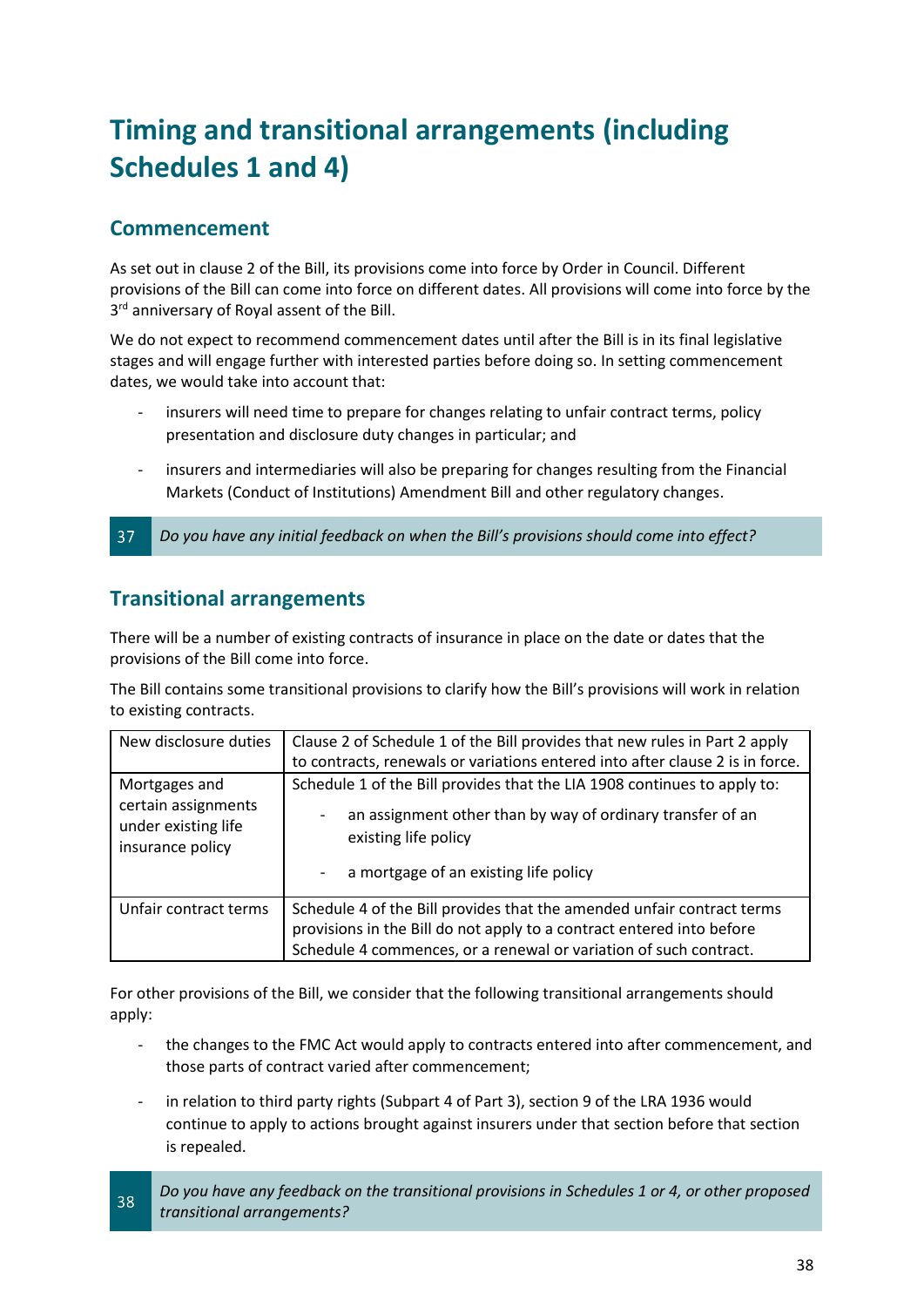# Timing and transitional arrangements (including Schedules 1 and 4)

## Commencement

As set out in clause 2 of the Bill, its provisions come into force by Order in Council. Different provisions of the Bill can come into force on different dates. All provisions will come into force by the 3rd anniversary of Royal assent of the Bill.

We do not expect to recommend commencement dates until after the Bill is in its final legislative stages and will engage further with interested parties before doing so. In setting commencement dates, we would take into account that:

- insurers will need time to prepare for changes relating to unfair contract terms, policy presentation and disclosure duty changes in particular; and
- insurers and intermediaries will also be preparing for changes resulting from the Financial Markets (Conduct of Institutions) Amendment Bill and other regulatory changes.

| 37 | *Do you have any initial feedback on when the Bill's provisions should come into effect?* |
|---|---|

## Transitional arrangements

There will be a number of existing contracts of insurance in place on the date or dates that the provisions of the Bill come into force.

The Bill contains some transitional provisions to clarify how the Bill's provisions will work in relation to existing contracts.

| | |
|---|---|
| New disclosure duties | Clause 2 of Schedule 1 of the Bill provides that new rules in Part 2 apply to contracts, renewals or variations entered into after clause 2 is in force. |
| Mortgages and certain assignments under existing life insurance policy | Schedule 1 of the Bill provides that the LIA 1908 continues to apply to: - an assignment other than by way of ordinary transfer of an existing life policy - a mortgage of an existing life policy |
| Unfair contract terms | Schedule 4 of the Bill provides that the amended unfair contract terms provisions in the Bill do not apply to a contract entered into before Schedule 4 commences, or a renewal or variation of such contract. |

For other provisions of the Bill, we consider that the following transitional arrangements should apply:

- the changes to the FMC Act would apply to contracts entered into after commencement, and those parts of contract varied after commencement;
- in relation to third party rights (Subpart 4 of Part 3), section 9 of the LRA 1936 would continue to apply to actions brought against insurers under that section before that section is repealed.

| 38 | *Do you have any feedback on the transitional provisions in Schedules 1 or 4, or other proposed transitional arrangements?* |
|---|---|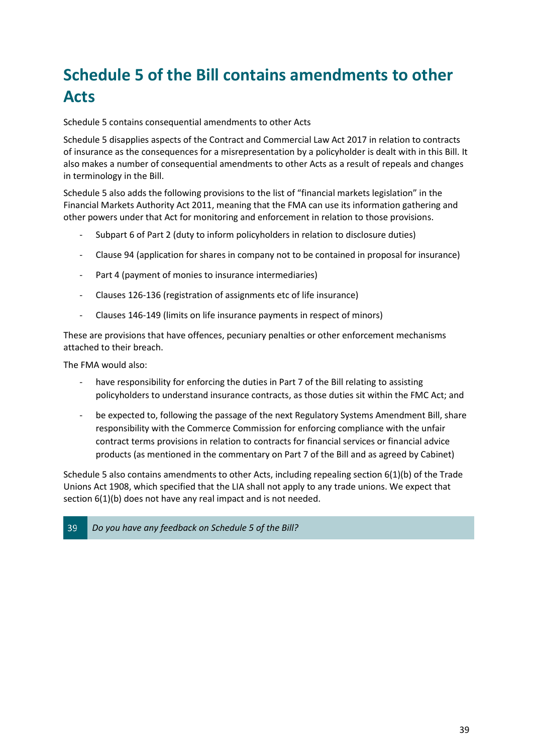# Schedule 5 of the Bill contains amendments to other Acts

Schedule 5 contains consequential amendments to other Acts

Schedule 5 disapplies aspects of the Contract and Commercial Law Act 2017 in relation to contracts of insurance as the consequences for a misrepresentation by a policyholder is dealt with in this Bill. It also makes a number of consequential amendments to other Acts as a result of repeals and changes in terminology in the Bill.

Schedule 5 also adds the following provisions to the list of "financial markets legislation" in the Financial Markets Authority Act 2011, meaning that the FMA can use its information gathering and other powers under that Act for monitoring and enforcement in relation to those provisions.

- Subpart 6 of Part 2 (duty to inform policyholders in relation to disclosure duties)
- Clause 94 (application for shares in company not to be contained in proposal for insurance)
- Part 4 (payment of monies to insurance intermediaries)
- Clauses 126-136 (registration of assignments etc of life insurance)
- Clauses 146-149 (limits on life insurance payments in respect of minors)

These are provisions that have offences, pecuniary penalties or other enforcement mechanisms attached to their breach.

The FMA would also:

- have responsibility for enforcing the duties in Part 7 of the Bill relating to assisting policyholders to understand insurance contracts, as those duties sit within the FMC Act; and
- be expected to, following the passage of the next Regulatory Systems Amendment Bill, share responsibility with the Commerce Commission for enforcing compliance with the unfair contract terms provisions in relation to contracts for financial services or financial advice products (as mentioned in the commentary on Part 7 of the Bill and as agreed by Cabinet)

Schedule 5 also contains amendments to other Acts, including repealing section 6(1)(b) of the Trade Unions Act 1908, which specified that the LIA shall not apply to any trade unions. We expect that section 6(1)(b) does not have any real impact and is not needed.

| 39 | *Do you have any feedback on Schedule 5 of the Bill?* |
|---|---|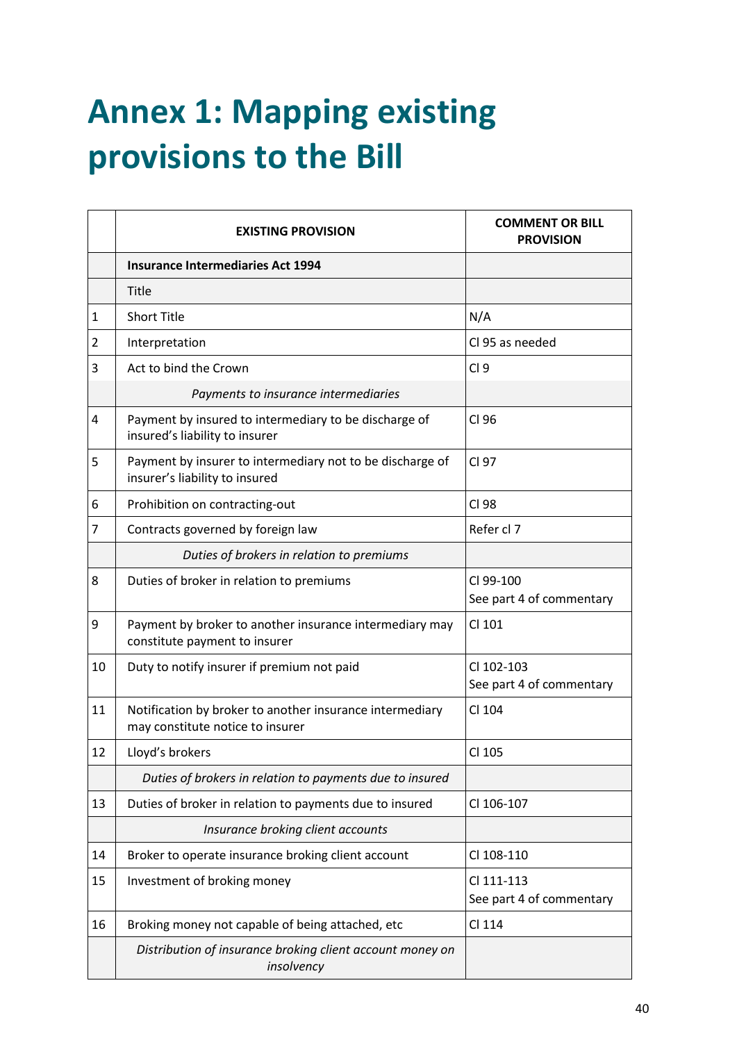# Annex 1: Mapping existing provisions to the Bill

| | EXISTING PROVISION | COMMENT OR BILL PROVISION |
|---|---|---|
| | **Insurance Intermediaries Act 1994** | |
| | Title | |
| 1 | Short Title | N/A |
| 2 | Interpretation | Cl 95 as needed |
| 3 | Act to bind the Crown | Cl 9 |
| | *Payments to insurance intermediaries* | |
| 4 | Payment by insured to intermediary to be discharge of insured's liability to insurer | Cl 96 |
| 5 | Payment by insurer to intermediary not to be discharge of insurer's liability to insured | Cl 97 |
| 6 | Prohibition on contracting-out | Cl 98 |
| 7 | Contracts governed by foreign law | Refer cl 7 |
| | *Duties of brokers in relation to premiums* | |
| 8 | Duties of broker in relation to premiums | Cl 99-100<br>See part 4 of commentary |
| 9 | Payment by broker to another insurance intermediary may constitute payment to insurer | Cl 101 |
| 10 | Duty to notify insurer if premium not paid | Cl 102-103<br>See part 4 of commentary |
| 11 | Notification by broker to another insurance intermediary may constitute notice to insurer | Cl 104 |
| 12 | Lloyd's brokers | Cl 105 |
| | *Duties of brokers in relation to payments due to insured* | |
| 13 | Duties of broker in relation to payments due to insured | Cl 106-107 |
| | *Insurance broking client accounts* | |
| 14 | Broker to operate insurance broking client account | Cl 108-110 |
| 15 | Investment of broking money | Cl 111-113<br>See part 4 of commentary |
| 16 | Broking money not capable of being attached, etc | Cl 114 |
| | *Distribution of insurance broking client account money on insolvency* | |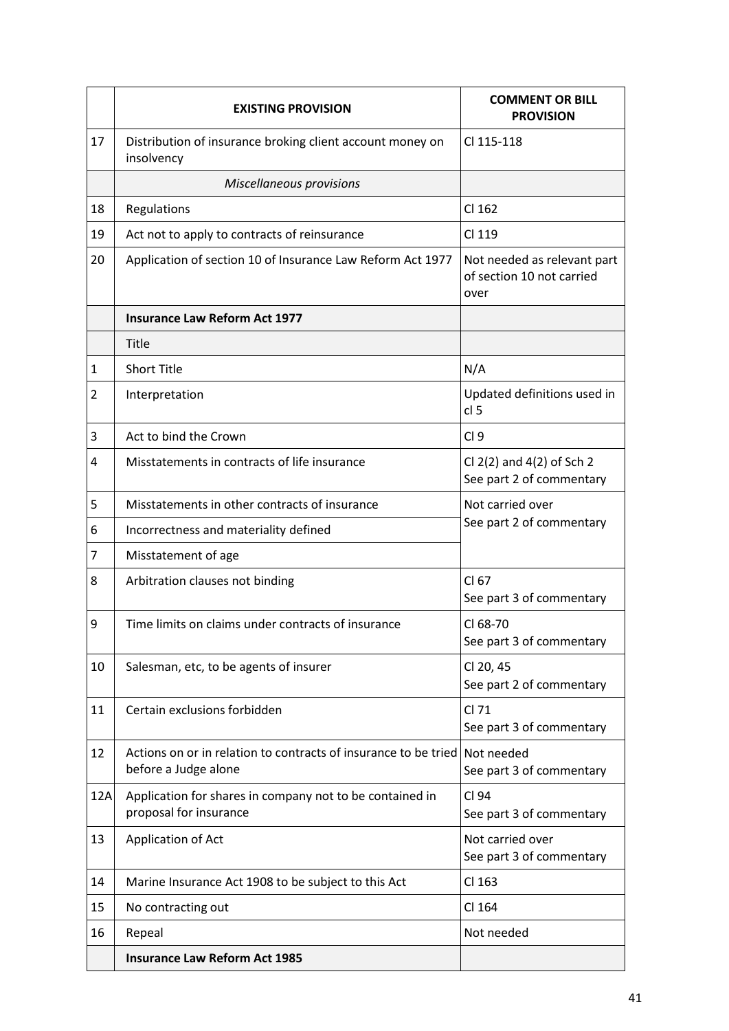| | **EXISTING PROVISION** | **COMMENT OR BILL PROVISION** |
|---|---|---|
| 17 | Distribution of insurance broking client account money on insolvency | Cl 115-118 |
| | *Miscellaneous provisions* | |
| 18 | Regulations | Cl 162 |
| 19 | Act not to apply to contracts of reinsurance | Cl 119 |
| 20 | Application of section 10 of Insurance Law Reform Act 1977 | Not needed as relevant part of section 10 not carried over |
| | **Insurance Law Reform Act 1977** | |
| | Title | |
| 1 | Short Title | N/A |
| 2 | Interpretation | Updated definitions used in cl 5 |
| 3 | Act to bind the Crown | Cl 9 |
| 4 | Misstatements in contracts of life insurance | Cl 2(2) and 4(2) of Sch 2<br>See part 2 of commentary |
| 5 | Misstatements in other contracts of insurance | Not carried over<br>See part 2 of commentary |
| 6 | Incorrectness and materiality defined | |
| 7 | Misstatement of age | |
| 8 | Arbitration clauses not binding | Cl 67<br>See part 3 of commentary |
| 9 | Time limits on claims under contracts of insurance | Cl 68-70<br>See part 3 of commentary |
| 10 | Salesman, etc, to be agents of insurer | Cl 20, 45<br>See part 2 of commentary |
| 11 | Certain exclusions forbidden | Cl 71<br>See part 3 of commentary |
| 12 | Actions on or in relation to contracts of insurance to be tried before a Judge alone | Not needed<br>See part 3 of commentary |
| 12A | Application for shares in company not to be contained in proposal for insurance | Cl 94<br>See part 3 of commentary |
| 13 | Application of Act | Not carried over<br>See part 3 of commentary |
| 14 | Marine Insurance Act 1908 to be subject to this Act | Cl 163 |
| 15 | No contracting out | Cl 164 |
| 16 | Repeal | Not needed |
| | **Insurance Law Reform Act 1985** | |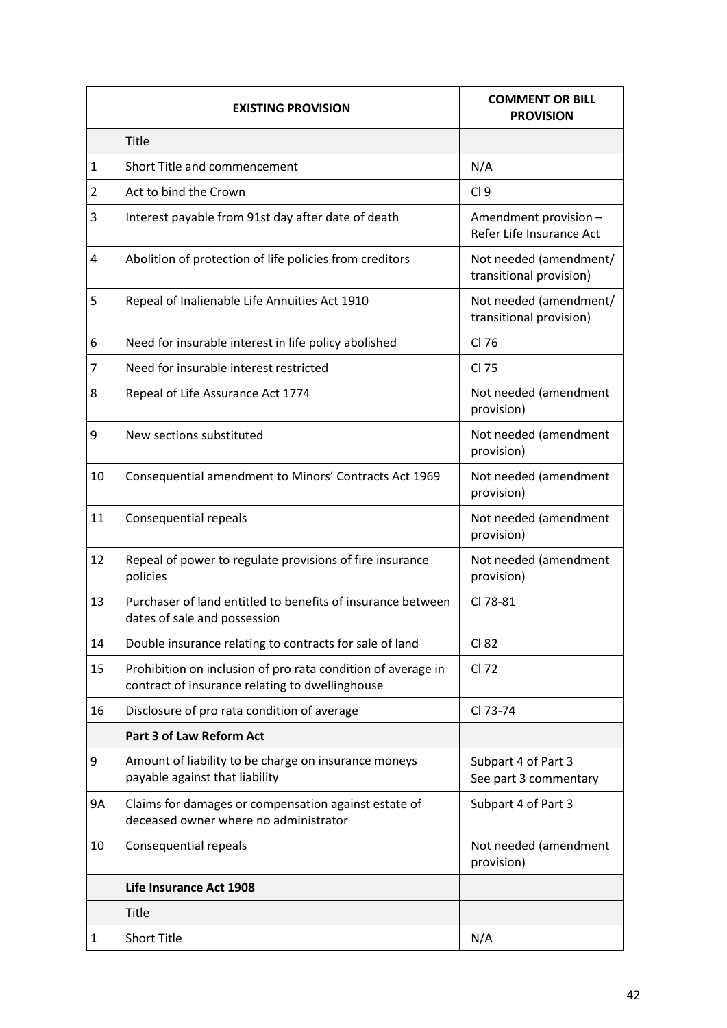| | EXISTING PROVISION | COMMENT OR BILL PROVISION |
|---|---|---|
| | Title | |
| 1 | Short Title and commencement | N/A |
| 2 | Act to bind the Crown | Cl 9 |
| 3 | Interest payable from 91st day after date of death | Amendment provision – Refer Life Insurance Act |
| 4 | Abolition of protection of life policies from creditors | Not needed (amendment/ transitional provision) |
| 5 | Repeal of Inalienable Life Annuities Act 1910 | Not needed (amendment/ transitional provision) |
| 6 | Need for insurable interest in life policy abolished | Cl 76 |
| 7 | Need for insurable interest restricted | Cl 75 |
| 8 | Repeal of Life Assurance Act 1774 | Not needed (amendment provision) |
| 9 | New sections substituted | Not needed (amendment provision) |
| 10 | Consequential amendment to Minors' Contracts Act 1969 | Not needed (amendment provision) |
| 11 | Consequential repeals | Not needed (amendment provision) |
| 12 | Repeal of power to regulate provisions of fire insurance policies | Not needed (amendment provision) |
| 13 | Purchaser of land entitled to benefits of insurance between dates of sale and possession | Cl 78-81 |
| 14 | Double insurance relating to contracts for sale of land | Cl 82 |
| 15 | Prohibition on inclusion of pro rata condition of average in contract of insurance relating to dwellinghouse | Cl 72 |
| 16 | Disclosure of pro rata condition of average | Cl 73-74 |
| | **Part 3 of Law Reform Act** | |
| 9 | Amount of liability to be charge on insurance moneys payable against that liability | Subpart 4 of Part 3<br>See part 3 commentary |
| 9A | Claims for damages or compensation against estate of deceased owner where no administrator | Subpart 4 of Part 3 |
| 10 | Consequential repeals | Not needed (amendment provision) |
| | **Life Insurance Act 1908** | |
| | Title | |
| 1 | Short Title | N/A |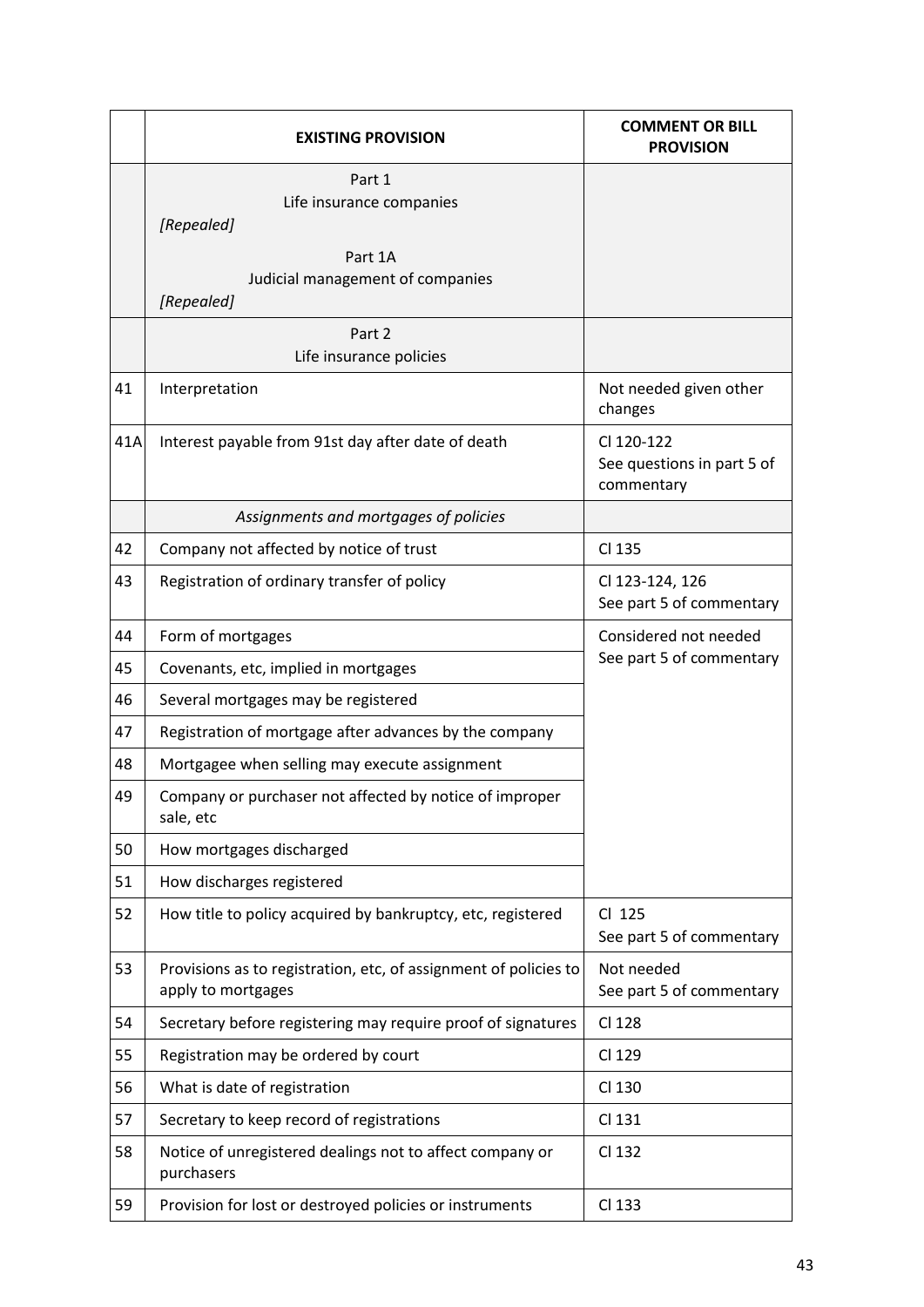| | EXISTING PROVISION | COMMENT OR BILL PROVISION |
|---|---|---|
| | Part 1<br>Life insurance companies<br>*[Repealed]*<br><br>Part 1A<br>Judicial management of companies<br>*[Repealed]* | |
| | Part 2<br>Life insurance policies | |
| 41 | Interpretation | Not needed given other changes |
| 41A | Interest payable from 91st day after date of death | Cl 120-122<br>See questions in part 5 of commentary |
| | *Assignments and mortgages of policies* | |
| 42 | Company not affected by notice of trust | Cl 135 |
| 43 | Registration of ordinary transfer of policy | Cl 123-124, 126<br>See part 5 of commentary |
| 44 | Form of mortgages | Considered not needed<br>See part 5 of commentary |
| 45 | Covenants, etc, implied in mortgages | |
| 46 | Several mortgages may be registered | |
| 47 | Registration of mortgage after advances by the company | |
| 48 | Mortgagee when selling may execute assignment | |
| 49 | Company or purchaser not affected by notice of improper sale, etc | |
| 50 | How mortgages discharged | |
| 51 | How discharges registered | |
| 52 | How title to policy acquired by bankruptcy, etc, registered | Cl 125<br>See part 5 of commentary |
| 53 | Provisions as to registration, etc, of assignment of policies to apply to mortgages | Not needed<br>See part 5 of commentary |
| 54 | Secretary before registering may require proof of signatures | Cl 128 |
| 55 | Registration may be ordered by court | Cl 129 |
| 56 | What is date of registration | Cl 130 |
| 57 | Secretary to keep record of registrations | Cl 131 |
| 58 | Notice of unregistered dealings not to affect company or purchasers | Cl 132 |
| 59 | Provision for lost or destroyed policies or instruments | Cl 133 |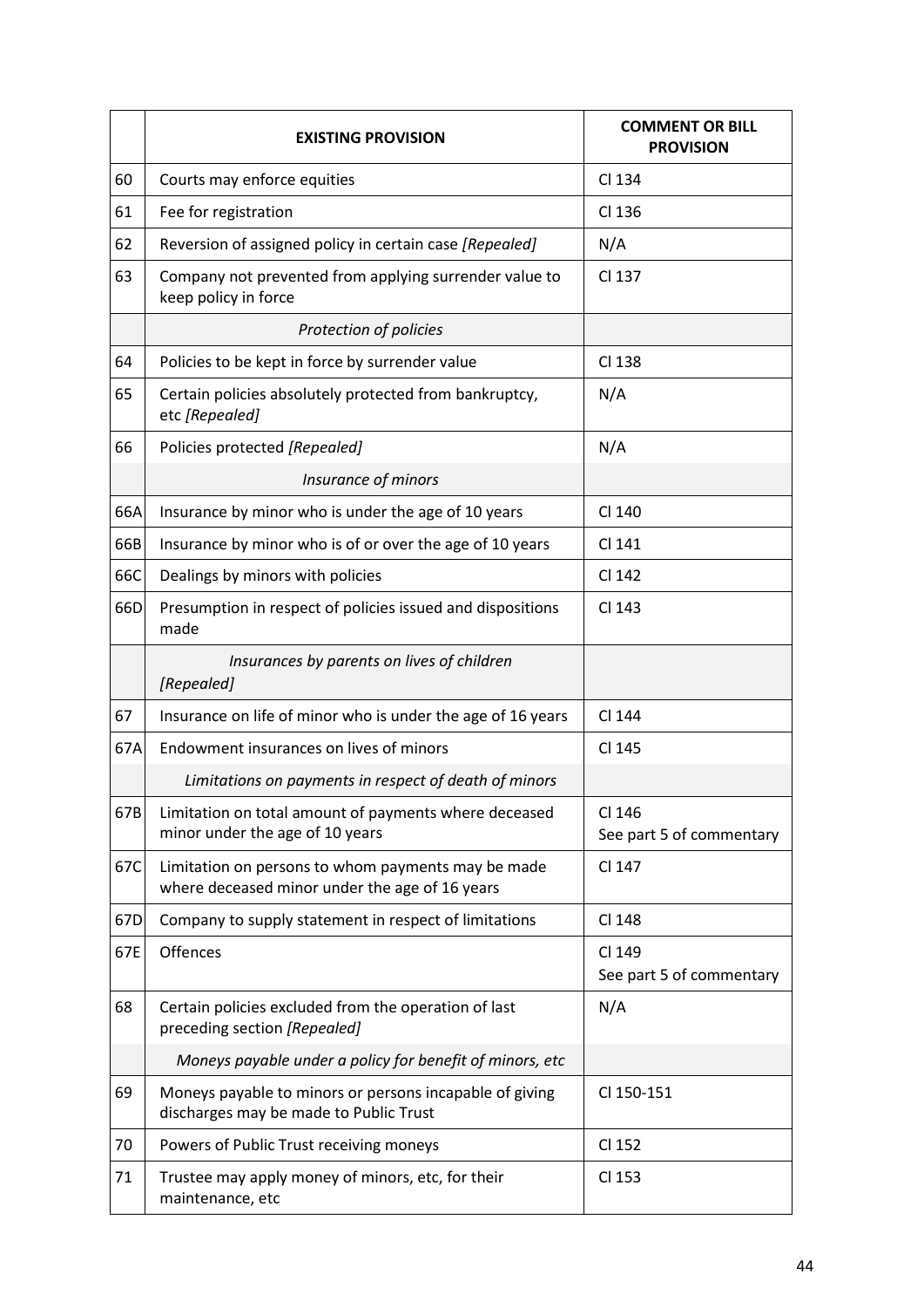|  | **EXISTING PROVISION** | **COMMENT OR BILL PROVISION** |
|---|---|---|
| 60 | Courts may enforce equities | Cl 134 |
| 61 | Fee for registration | Cl 136 |
| 62 | Reversion of assigned policy in certain case *[Repealed]* | N/A |
| 63 | Company not prevented from applying surrender value to keep policy in force | Cl 137 |
|  | *Protection of policies* |  |
| 64 | Policies to be kept in force by surrender value | Cl 138 |
| 65 | Certain policies absolutely protected from bankruptcy, etc *[Repealed]* | N/A |
| 66 | Policies protected *[Repealed]* | N/A |
|  | *Insurance of minors* |  |
| 66A | Insurance by minor who is under the age of 10 years | Cl 140 |
| 66B | Insurance by minor who is of or over the age of 10 years | Cl 141 |
| 66C | Dealings by minors with policies | Cl 142 |
| 66D | Presumption in respect of policies issued and dispositions made | Cl 143 |
|  | *Insurances by parents on lives of children [Repealed]* |  |
| 67 | Insurance on life of minor who is under the age of 16 years | Cl 144 |
| 67A | Endowment insurances on lives of minors | Cl 145 |
|  | *Limitations on payments in respect of death of minors* |  |
| 67B | Limitation on total amount of payments where deceased minor under the age of 10 years | Cl 146<br>See part 5 of commentary |
| 67C | Limitation on persons to whom payments may be made where deceased minor under the age of 16 years | Cl 147 |
| 67D | Company to supply statement in respect of limitations | Cl 148 |
| 67E | Offences | Cl 149<br>See part 5 of commentary |
| 68 | Certain policies excluded from the operation of last preceding section *[Repealed]* | N/A |
|  | *Moneys payable under a policy for benefit of minors, etc* |  |
| 69 | Moneys payable to minors or persons incapable of giving discharges may be made to Public Trust | Cl 150-151 |
| 70 | Powers of Public Trust receiving moneys | Cl 152 |
| 71 | Trustee may apply money of minors, etc, for their maintenance, etc | Cl 153 |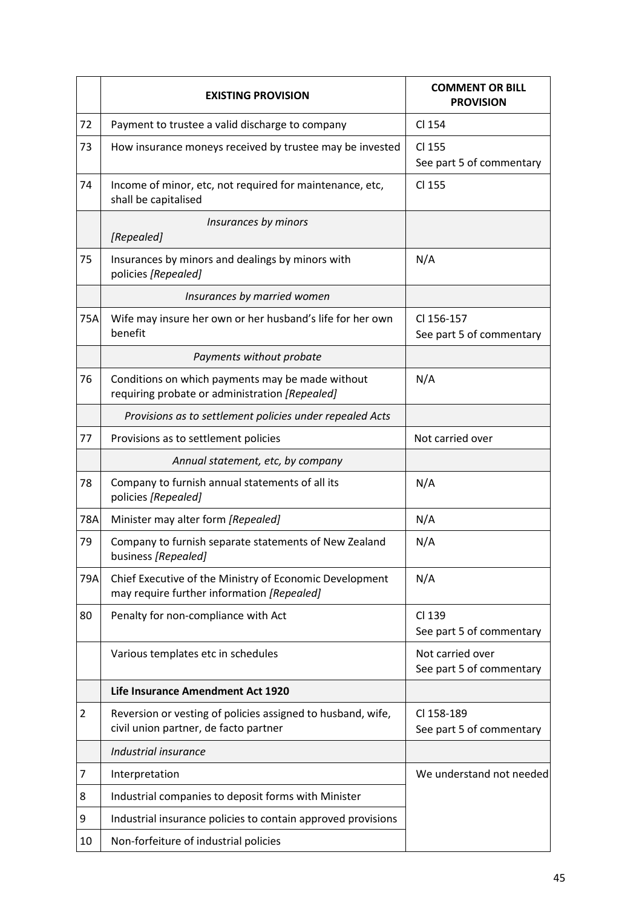| | EXISTING PROVISION | COMMENT OR BILL PROVISION |
|---|---|---|
| 72 | Payment to trustee a valid discharge to company | Cl 154 |
| 73 | How insurance moneys received by trustee may be invested | Cl 155<br>See part 5 of commentary |
| 74 | Income of minor, etc, not required for maintenance, etc, shall be capitalised | Cl 155 |
| | *Insurances by minors*<br>*[Repealed]* | |
| 75 | Insurances by minors and dealings by minors with policies *[Repealed]* | N/A |
| | *Insurances by married women* | |
| 75A | Wife may insure her own or her husband's life for her own benefit | Cl 156-157<br>See part 5 of commentary |
| | *Payments without probate* | |
| 76 | Conditions on which payments may be made without requiring probate or administration *[Repealed]* | N/A |
| | *Provisions as to settlement policies under repealed Acts* | |
| 77 | Provisions as to settlement policies | Not carried over |
| | *Annual statement, etc, by company* | |
| 78 | Company to furnish annual statements of all its policies *[Repealed]* | N/A |
| 78A | Minister may alter form *[Repealed]* | N/A |
| 79 | Company to furnish separate statements of New Zealand business *[Repealed]* | N/A |
| 79A | Chief Executive of the Ministry of Economic Development may require further information *[Repealed]* | N/A |
| 80 | Penalty for non-compliance with Act | Cl 139<br>See part 5 of commentary |
| | Various templates etc in schedules | Not carried over<br>See part 5 of commentary |
| | **Life Insurance Amendment Act 1920** | |
| 2 | Reversion or vesting of policies assigned to husband, wife, civil union partner, de facto partner | Cl 158-189<br>See part 5 of commentary |
| | *Industrial insurance* | |
| 7 | Interpretation | We understand not needed |
| 8 | Industrial companies to deposit forms with Minister | |
| 9 | Industrial insurance policies to contain approved provisions | |
| 10 | Non-forfeiture of industrial policies | |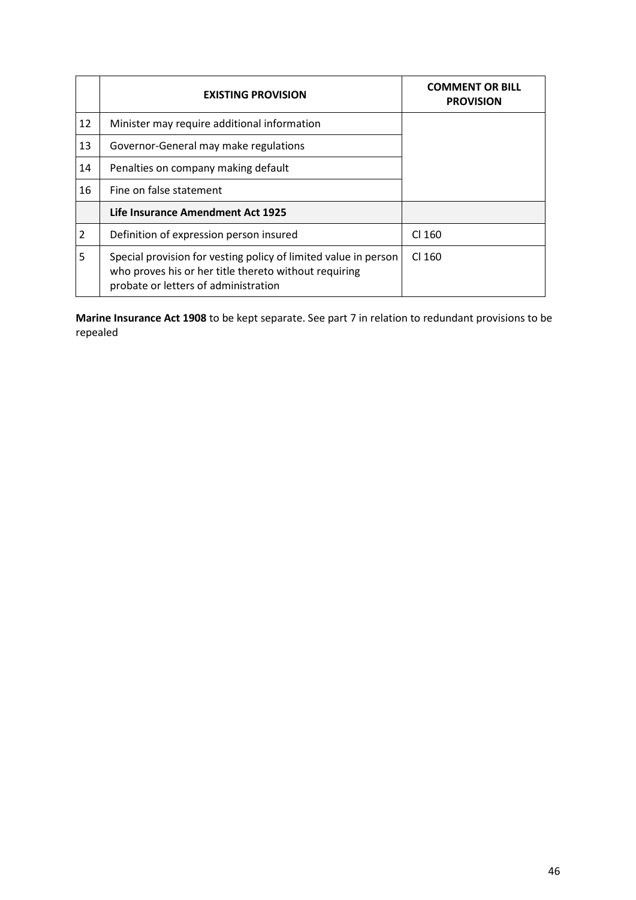| | EXISTING PROVISION | COMMENT OR BILL PROVISION |
|---|---|---|
| 12 | Minister may require additional information | |
| 13 | Governor-General may make regulations | |
| 14 | Penalties on company making default | |
| 16 | Fine on false statement | |
| | **Life Insurance Amendment Act 1925** | |
| 2 | Definition of expression person insured | Cl 160 |
| 5 | Special provision for vesting policy of limited value in person who proves his or her title thereto without requiring probate or letters of administration | Cl 160 |

**Marine Insurance Act 1908** to be kept separate. See part 7 in relation to redundant provisions to be repealed